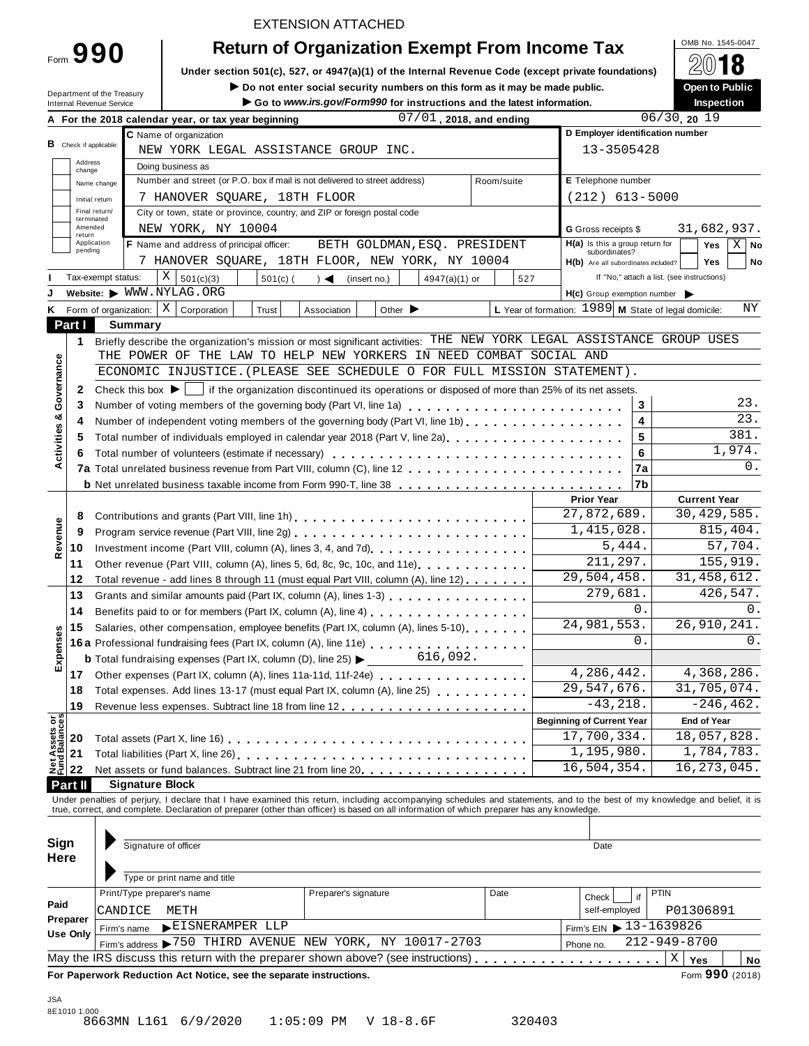EXTENSION ATTACHED

# Form 990 — Return of Organization Exempt From Income Tax

Under section 501(c), 527, or 4947(a)(1) of the Internal Revenue Code (except private foundations)

▶ Do not enter social security numbers on this form as it may be made public.

▶ Go to *www.irs.gov/Form990* for instructions and the latest information.

Department of the Treasury
Internal Revenue Service

OMB No. 1545-0047

2018

Open to Public Inspection

**A** For the 2018 calendar year, or tax year beginning 07/01, 2018, and ending 06/30, 20 19

**B** Check if applicable: Address change / Name change / Initial return / Final return/terminated / Amended return / Application pending

**C** Name of organization: NEW YORK LEGAL ASSISTANCE GROUP INC.

Doing business as

Number and street (or P.O. box if mail is not delivered to street address): 7 HANOVER SQUARE, 18TH FLOOR — Room/suite

City or town, state or province, country, and ZIP or foreign postal code: NEW YORK, NY 10004

**D** Employer identification number: 13-3505428

**E** Telephone number: (212) 613-5000

**G** Gross receipts $ 31,682,937.

**F** Name and address of principal officer: BETH GOLDMAN,ESQ. PRESIDENT
7 HANOVER SQUARE, 18TH FLOOR, NEW YORK, NY 10004

**H(a)** Is this a group return for subordinates? Yes [ ] No [X]

**H(b)** Are all subordinates included? Yes [ ] No [ ]
If "No," attach a list. (see instructions)

**I** Tax-exempt status: [X] 501(c)(3) [ ] 501(c) ( ) ◀ (insert no.) [ ] 4947(a)(1) or [ ] 527

**J** Website: ▶ WWW.NYLAG.ORG

**H(c)** Group exemption number ▶

**K** Form of organization: [X] Corporation [ ] Trust [ ] Association [ ] Other ▶

**L** Year of formation: 1989 **M** State of legal domicile: NY

## Part I Summary

**Activities & Governance**

1 Briefly describe the organization's mission or most significant activities: THE NEW YORK LEGAL ASSISTANCE GROUP USES THE POWER OF THE LAW TO HELP NEW YORKERS IN NEED COMBAT SOCIAL AND ECONOMIC INJUSTICE.(PLEASE SEE SCHEDULE O FOR FULL MISSION STATEMENT).

2 Check this box ▶ [ ] if the organization discontinued its operations or disposed of more than 25% of its net assets.

| | | Line | Value |
|---|---|---|---|
| 3 | Number of voting members of the governing body (Part VI, line 1a) | 3 | 23. |
| 4 | Number of independent voting members of the governing body (Part VI, line 1b) | 4 | 23. |
| 5 | Total number of individuals employed in calendar year 2018 (Part V, line 2a) | 5 | 381. |
| 6 | Total number of volunteers (estimate if necessary) | 6 | 1,974. |
| 7a | Total unrelated business revenue from Part VIII, column (C), line 12 | 7a | 0. |
| b | Net unrelated business taxable income from Form 990-T, line 38 | 7b | |

| | | | Prior Year | Current Year |
|---|---|---|---|---|
| **Revenue** | 8 | Contributions and grants (Part VIII, line 1h) | 27,872,689. | 30,429,585. |
| | 9 | Program service revenue (Part VIII, line 2g) | 1,415,028. | 815,404. |
| | 10 | Investment income (Part VIII, column (A), lines 3, 4, and 7d) | 5,444. | 57,704. |
| | 11 | Other revenue (Part VIII, column (A), lines 5, 6d, 8c, 9c, 10c, and 11e) | 211,297. | 155,919. |
| | 12 | Total revenue - add lines 8 through 11 (must equal Part VIII, column (A), line 12) | 29,504,458. | 31,458,612. |
| **Expenses** | 13 | Grants and similar amounts paid (Part IX, column (A), lines 1-3) | 279,681. | 426,547. |
| | 14 | Benefits paid to or for members (Part IX, column (A), line 4) | 0. | 0. |
| | 15 | Salaries, other compensation, employee benefits (Part IX, column (A), lines 5-10) | 24,981,553. | 26,910,241. |
| | 16a | Professional fundraising fees (Part IX, column (A), line 11e) | 0. | 0. |
| | b | Total fundraising expenses (Part IX, column (D), line 25) ▶ 616,092. | | |
| | 17 | Other expenses (Part IX, column (A), lines 11a-11d, 11f-24e) | 4,286,442. | 4,368,286. |
| | 18 | Total expenses. Add lines 13-17 (must equal Part IX, column (A), line 25) | 29,547,676. | 31,705,074. |
| | 19 | Revenue less expenses. Subtract line 18 from line 12 | -43,218. | -246,462. |

| | | | Beginning of Current Year | End of Year |
|---|---|---|---|---|
| **Net Assets or Fund Balances** | 20 | Total assets (Part X, line 16) | 17,700,334. | 18,057,828. |
| | 21 | Total liabilities (Part X, line 26) | 1,195,980. | 1,784,783. |
| | 22 | Net assets or fund balances. Subtract line 21 from line 20 | 16,504,354. | 16,273,045. |

## Part II Signature Block

Under penalties of perjury, I declare that I have examined this return, including accompanying schedules and statements, and to the best of my knowledge and belief, it is true, correct, and complete. Declaration of preparer (other than officer) is based on all information of which preparer has any knowledge.

**Sign Here**

▶ Signature of officer — Date

▶ Type or print name and title

**Paid Preparer Use Only**

| Print/Type preparer's name | Preparer's signature | Date | Check [ ] if self-employed | PTIN |
|---|---|---|---|---|
| CANDICE METH | | | | P01306891 |

Firm's name ▶ EISNERAMPER LLP — Firm's EIN ▶ 13-1639826

Firm's address ▶ 750 THIRD AVENUE NEW YORK, NY 10017-2703 — Phone no. 212-949-8700

May the IRS discuss this return with the preparer shown above? (see instructions) [X] Yes [ ] No

For Paperwork Reduction Act Notice, see the separate instructions. Form 990 (2018)

JSA
8E1010 1.000
8663MN L161 6/9/2020 1:05:09 PM V 18-8.6F 320403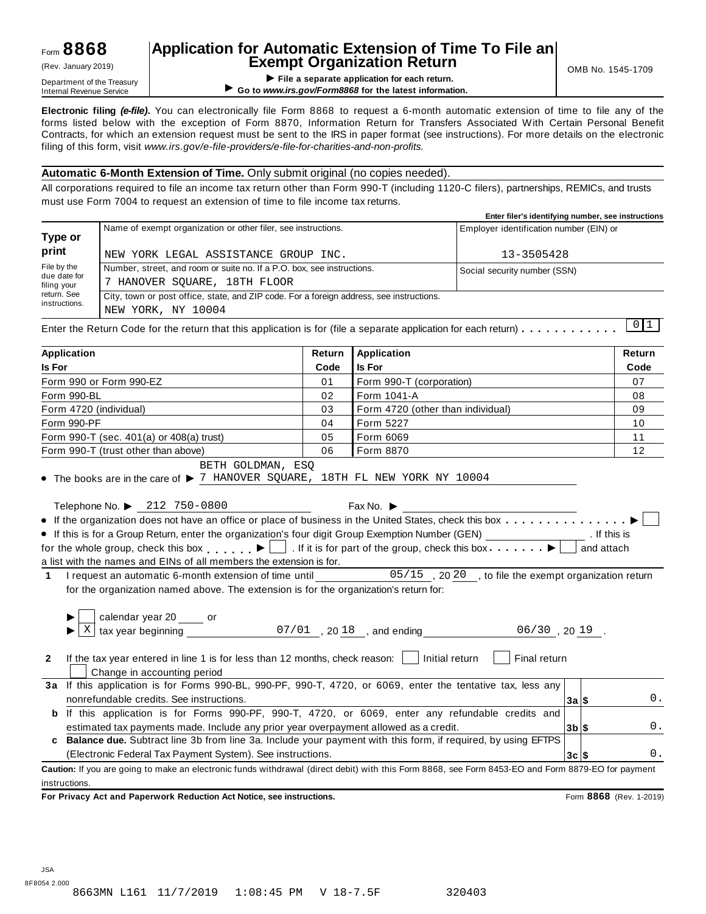Form **8868**
(Rev. January 2019)
Department of the Treasury
Internal Revenue Service

# Application for Automatic Extension of Time To File an Exempt Organization Return

▶ **File a separate application for each return.**
▶ **Go to *www.irs.gov/Form8868* for the latest information.**

OMB No. 1545-1709

**Electronic filing *(e-file)*.** You can electronically file Form 8868 to request a 6-month automatic extension of time to file any of the forms listed below with the exception of Form 8870, Information Return for Transfers Associated With Certain Personal Benefit Contracts, for which an extension request must be sent to the IRS in paper format (see instructions). For more details on the electronic filing of this form, visit *www.irs.gov/e-file-providers/e-file-for-charities-and-non-profits.*

**Automatic 6-Month Extension of Time.** Only submit original (no copies needed).

All corporations required to file an income tax return other than Form 990-T (including 1120-C filers), partnerships, REMICs, and trusts must use Form 7004 to request an extension of time to file income tax returns.

**Enter filer's identifying number, see instructions**

| **Type or print** File by the due date for filing your return. See instructions. | Name of exempt organization or other filer, see instructions. NEW YORK LEGAL ASSISTANCE GROUP INC. | Employer identification number (EIN) or 13-3505428 |
|---|---|---|
| | Number, street, and room or suite no. If a P.O. box, see instructions. 7 HANOVER SQUARE, 18TH FLOOR | Social security number (SSN) |
| | City, town or post office, state, and ZIP code. For a foreign address, see instructions. NEW YORK, NY 10004 | |

Enter the Return Code for the return that this application is for (file a separate application for each return) . . . . . . . . . . . 0 1

| **Application Is For** | **Return Code** | **Application Is For** | **Return Code** |
|---|---|---|---|
| Form 990 or Form 990-EZ | 01 | Form 990-T (corporation) | 07 |
| Form 990-BL | 02 | Form 1041-A | 08 |
| Form 4720 (individual) | 03 | Form 4720 (other than individual) | 09 |
| Form 990-PF | 04 | Form 5227 | 10 |
| Form 990-T (sec. 401(a) or 408(a) trust) | 05 | Form 6069 | 11 |
| Form 990-T (trust other than above) | 06 | Form 8870 | 12 |

- The books are in the care of ▶ BETH GOLDMAN, ESQ 7 HANOVER SQUARE, 18TH FL NEW YORK NY 10004

  Telephone No. ▶ 212 750-0800  Fax No. ▶

- If the organization does not have an office or place of business in the United States, check this box . . . . . . . . . . . . . . . ▶ ☐
- If this is for a Group Return, enter the organization's four digit Group Exemption Number (GEN) ________ . If this is for the whole group, check this box . . . . . . ▶ ☐ . If it is for part of the group, check this box . . . . . . . ▶ ☐ and attach a list with the names and EINs of all members the extension is for.

**1** I request an automatic 6-month extension of time until 05/15 , 20 20 , to file the exempt organization return for the organization named above. The extension is for the organization's return for:

▶ ☐ calendar year 20 ____ or
▶ ☒ tax year beginning 07/01 , 20 18 , and ending 06/30 , 20 19 .

**2** If the tax year entered in line 1 is for less than 12 months, check reason: ☐ Initial return ☐ Final return ☐ Change in accounting period

| | | | |
|---|---|---|---|
| **3a** | If this application is for Forms 990-BL, 990-PF, 990-T, 4720, or 6069, enter the tentative tax, less any nonrefundable credits. See instructions. | **3a** $ | 0. |
| **b** | If this application is for Forms 990-PF, 990-T, 4720, or 6069, enter any refundable credits and estimated tax payments made. Include any prior year overpayment allowed as a credit. | **3b** $ | 0. |
| **c** | **Balance due.** Subtract line 3b from line 3a. Include your payment with this form, if required, by using EFTPS (Electronic Federal Tax Payment System). See instructions. | **3c** $ | 0. |

**Caution:** If you are going to make an electronic funds withdrawal (direct debit) with this Form 8868, see Form 8453-EO and Form 8879-EO for payment instructions.

**For Privacy Act and Paperwork Reduction Act Notice, see instructions.** Form **8868** (Rev. 1-2019)

JSA
8F8054 2.000
8663MN L161 11/7/2019 1:08:45 PM V 18-7.5F 320403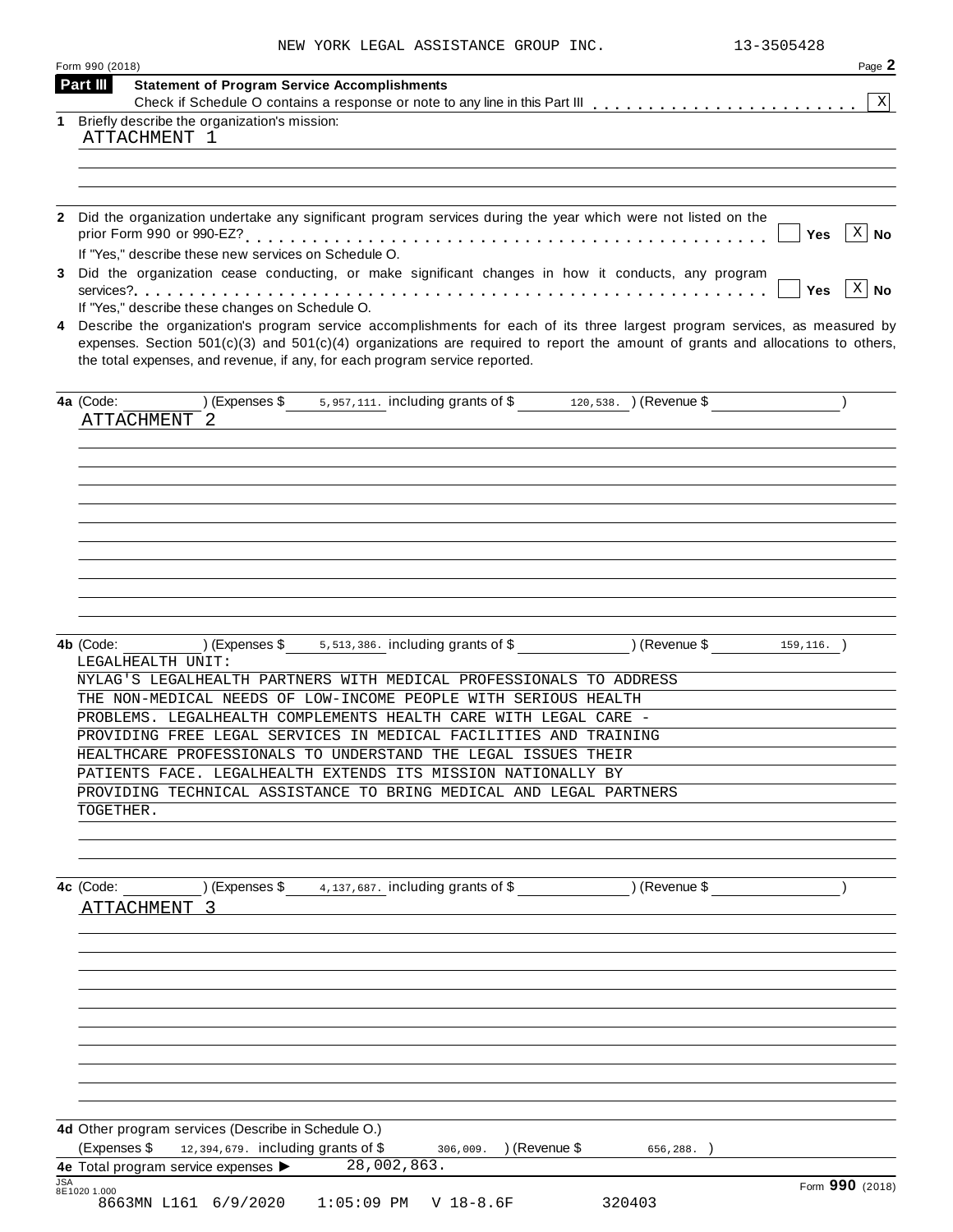NEW YORK LEGAL ASSISTANCE GROUP INC. 13-3505428

Form 990 (2018) Page 2

**Part III** **Statement of Program Service Accomplishments**

Check if Schedule O contains a response or note to any line in this Part III . . . . . . . . . . . . . . . . . . . . . . . [X]

**1** Briefly describe the organization's mission:

ATTACHMENT 1

**2** Did the organization undertake any significant program services during the year which were not listed on the prior Form 990 or 990-EZ? . . . . . . . . . . . . . . . . . . . . . . . . . . . . . . . . . . . . . . . . [ ] Yes [X] No

If "Yes," describe these new services on Schedule O.

**3** Did the organization cease conducting, or make significant changes in how it conducts, any program services? . . . . . . . . . . . . . . . . . . . . . . . . . . . . . . . . . . . . . . . . . . . . . . . . . . . . . [ ] Yes [X] No

If "Yes," describe these changes on Schedule O.

**4** Describe the organization's program service accomplishments for each of its three largest program services, as measured by expenses. Section 501(c)(3) and 501(c)(4) organizations are required to report the amount of grants and allocations to others, the total expenses, and revenue, if any, for each program service reported.

**4a** (Code: ) (Expenses $ 5,957,111. including grants of $ 120,538. ) (Revenue $ )

ATTACHMENT 2

**4b** (Code: ) (Expenses $ 5,513,386. including grants of $ ) (Revenue $ 159,116. )

LEGALHEALTH UNIT:
NYLAG'S LEGALHEALTH PARTNERS WITH MEDICAL PROFESSIONALS TO ADDRESS THE NON-MEDICAL NEEDS OF LOW-INCOME PEOPLE WITH SERIOUS HEALTH PROBLEMS. LEGALHEALTH COMPLEMENTS HEALTH CARE WITH LEGAL CARE - PROVIDING FREE LEGAL SERVICES IN MEDICAL FACILITIES AND TRAINING HEALTHCARE PROFESSIONALS TO UNDERSTAND THE LEGAL ISSUES THEIR PATIENTS FACE. LEGALHEALTH EXTENDS ITS MISSION NATIONALLY BY PROVIDING TECHNICAL ASSISTANCE TO BRING MEDICAL AND LEGAL PARTNERS TOGETHER.

**4c** (Code: ) (Expenses $ 4,137,687. including grants of $ ) (Revenue $ )

ATTACHMENT 3

**4d** Other program services (Describe in Schedule O.)

(Expenses $ 12,394,679. including grants of $ 306,009. ) (Revenue $ 656,288. )

**4e** Total program service expenses ▶ 28,002,863.

Form **990** (2018)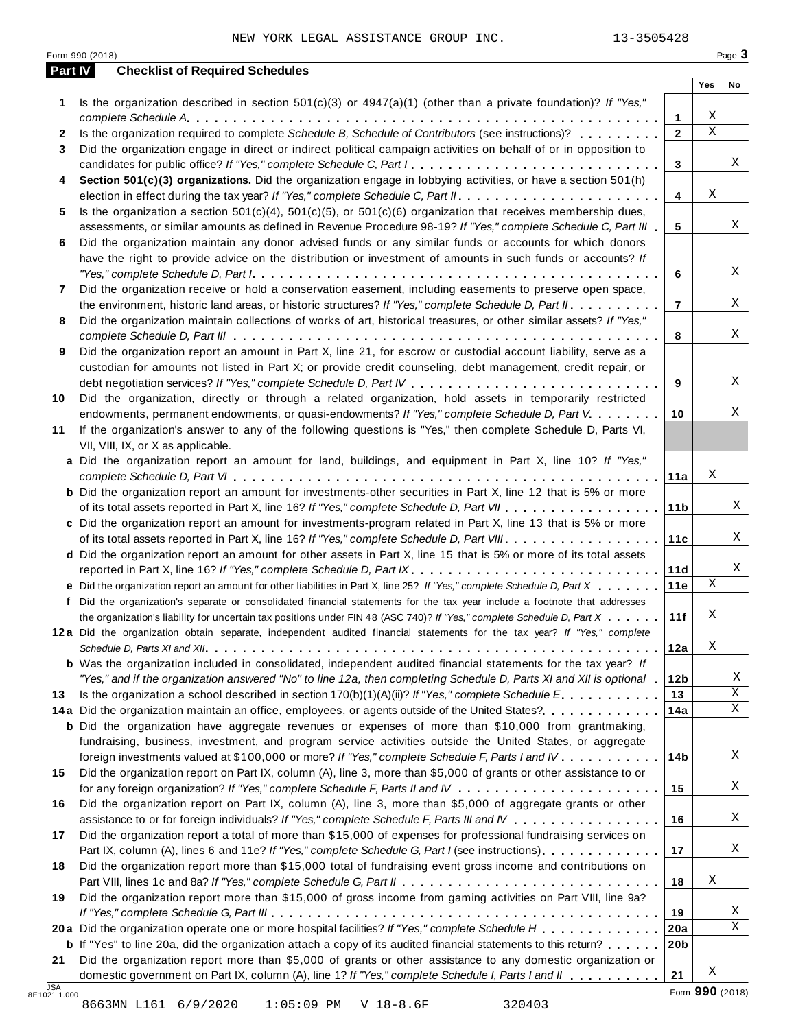NEW YORK LEGAL ASSISTANCE GROUP INC. 13-3505428

Form 990 (2018)

## Part IV Checklist of Required Schedules

| | | | Yes | No |
|---|---|---|---|---|
| **1** | Is the organization described in section 501(c)(3) or 4947(a)(1) (other than a private foundation)? *If "Yes," complete Schedule A* | 1 | X | |
| **2** | Is the organization required to complete *Schedule B, Schedule of Contributors* (see instructions)? | 2 | X | |
| **3** | Did the organization engage in direct or indirect political campaign activities on behalf of or in opposition to candidates for public office? *If "Yes," complete Schedule C, Part I* | 3 | | X |
| **4** | **Section 501(c)(3) organizations.** Did the organization engage in lobbying activities, or have a section 501(h) election in effect during the tax year? *If "Yes," complete Schedule C, Part II* | 4 | X | |
| **5** | Is the organization a section 501(c)(4), 501(c)(5), or 501(c)(6) organization that receives membership dues, assessments, or similar amounts as defined in Revenue Procedure 98-19? *If "Yes," complete Schedule C, Part III* | 5 | | X |
| **6** | Did the organization maintain any donor advised funds or any similar funds or accounts for which donors have the right to provide advice on the distribution or investment of amounts in such funds or accounts? *If "Yes," complete Schedule D, Part I* | 6 | | X |
| **7** | Did the organization receive or hold a conservation easement, including easements to preserve open space, the environment, historic land areas, or historic structures? *If "Yes," complete Schedule D, Part II* | 7 | | X |
| **8** | Did the organization maintain collections of works of art, historical treasures, or other similar assets? *If "Yes," complete Schedule D, Part III* | 8 | | X |
| **9** | Did the organization report an amount in Part X, line 21, for escrow or custodial account liability, serve as a custodian for amounts not listed in Part X; or provide credit counseling, debt management, credit repair, or debt negotiation services? *If "Yes," complete Schedule D, Part IV* | 9 | | X |
| **10** | Did the organization, directly or through a related organization, hold assets in temporarily restricted endowments, permanent endowments, or quasi-endowments? *If "Yes," complete Schedule D, Part V* | 10 | | X |
| **11** | If the organization's answer to any of the following questions is "Yes," then complete Schedule D, Parts VI, VII, VIII, IX, or X as applicable. | | | |
| **a** | Did the organization report an amount for land, buildings, and equipment in Part X, line 10? *If "Yes," complete Schedule D, Part VI* | 11a | X | |
| **b** | Did the organization report an amount for investments-other securities in Part X, line 12 that is 5% or more of its total assets reported in Part X, line 16? *If "Yes," complete Schedule D, Part VII* | 11b | | X |
| **c** | Did the organization report an amount for investments-program related in Part X, line 13 that is 5% or more of its total assets reported in Part X, line 16? *If "Yes," complete Schedule D, Part VIII* | 11c | | X |
| **d** | Did the organization report an amount for other assets in Part X, line 15 that is 5% or more of its total assets reported in Part X, line 16? *If "Yes," complete Schedule D, Part IX* | 11d | | X |
| **e** | Did the organization report an amount for other liabilities in Part X, line 25? *If "Yes," complete Schedule D, Part X* | 11e | X | |
| **f** | Did the organization's separate or consolidated financial statements for the tax year include a footnote that addresses the organization's liability for uncertain tax positions under FIN 48 (ASC 740)? *If "Yes," complete Schedule D, Part X* | 11f | X | |
| **12a** | Did the organization obtain separate, independent audited financial statements for the tax year? *If "Yes," complete Schedule D, Parts XI and XII* | 12a | X | |
| **b** | Was the organization included in consolidated, independent audited financial statements for the tax year? *If "Yes," and if the organization answered "No" to line 12a, then completing Schedule D, Parts XI and XII is optional* | 12b | | X |
| **13** | Is the organization a school described in section 170(b)(1)(A)(ii)? *If "Yes," complete Schedule E* | 13 | | X |
| **14a** | Did the organization maintain an office, employees, or agents outside of the United States? | 14a | | X |
| **b** | Did the organization have aggregate revenues or expenses of more than $10,000 from grantmaking, fundraising, business, investment, and program service activities outside the United States, or aggregate foreign investments valued at $100,000 or more? *If "Yes," complete Schedule F, Parts I and IV* | 14b | | X |
| **15** | Did the organization report on Part IX, column (A), line 3, more than $5,000 of grants or other assistance to or for any foreign organization? *If "Yes," complete Schedule F, Parts II and IV* | 15 | | X |
| **16** | Did the organization report on Part IX, column (A), line 3, more than $5,000 of aggregate grants or other assistance to or for foreign individuals? *If "Yes," complete Schedule F, Parts III and IV* | 16 | | X |
| **17** | Did the organization report a total of more than $15,000 of expenses for professional fundraising services on Part IX, column (A), lines 6 and 11e? *If "Yes," complete Schedule G, Part I* (see instructions) | 17 | | X |
| **18** | Did the organization report more than $15,000 total of fundraising event gross income and contributions on Part VIII, lines 1c and 8a? *If "Yes," complete Schedule G, Part II* | 18 | X | |
| **19** | Did the organization report more than $15,000 of gross income from gaming activities on Part VIII, line 9a? *If "Yes," complete Schedule G, Part III* | 19 | | X |
| **20a** | Did the organization operate one or more hospital facilities? *If "Yes," complete Schedule H* | 20a | | X |
| **b** | If "Yes" to line 20a, did the organization attach a copy of its audited financial statements to this return? | 20b | | |
| **21** | Did the organization report more than $5,000 of grants or other assistance to any domestic organization or domestic government on Part IX, column (A), line 1? *If "Yes," complete Schedule I, Parts I and II* | 21 | X | |

Form **990** (2018)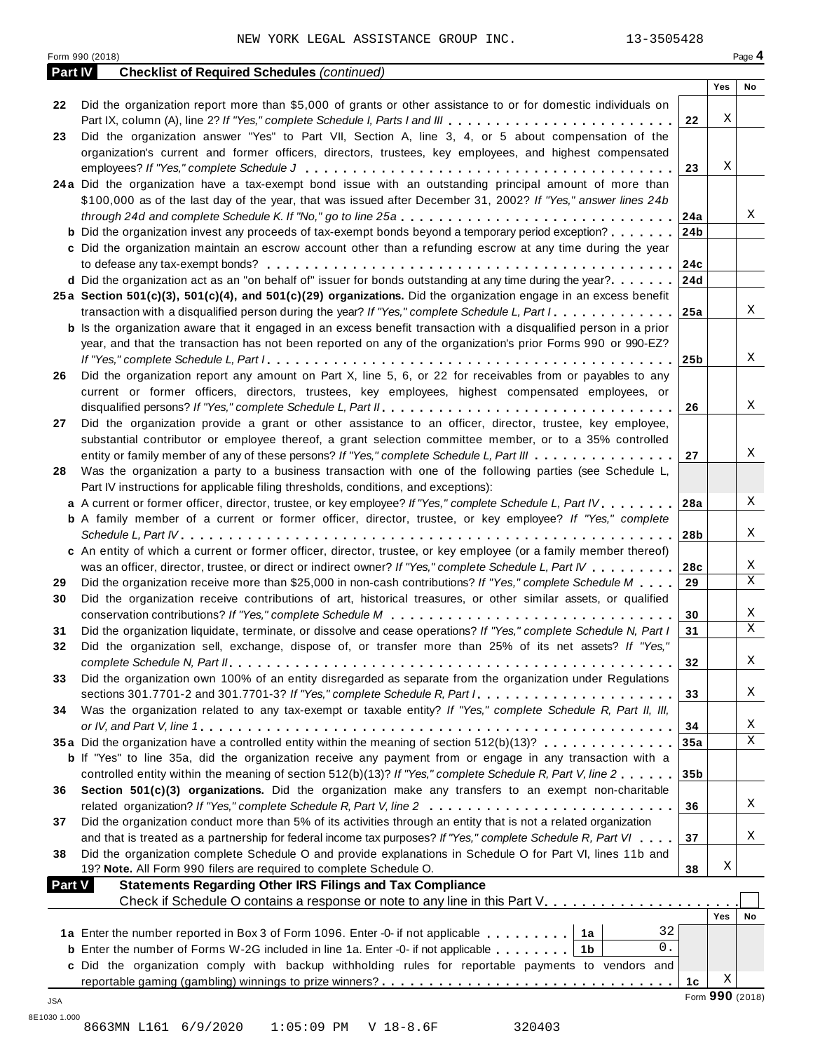NEW YORK LEGAL ASSISTANCE GROUP INC. 13-3505428

Form 990 (2018) Page **4**

## Part IV Checklist of Required Schedules *(continued)*

| | | | Yes | No |
|---|---|---|---|---|
| 22 | Did the organization report more than $5,000 of grants or other assistance to or for domestic individuals on Part IX, column (A), line 2? *If "Yes," complete Schedule I, Parts I and III* | 22 | X | |
| 23 | Did the organization answer "Yes" to Part VII, Section A, line 3, 4, or 5 about compensation of the organization's current and former officers, directors, trustees, key employees, and highest compensated employees? *If "Yes," complete Schedule J* | 23 | X | |
| 24a | Did the organization have a tax-exempt bond issue with an outstanding principal amount of more than $100,000 as of the last day of the year, that was issued after December 31, 2002? *If "Yes," answer lines 24b through 24d and complete Schedule K. If "No," go to line 25a* | 24a | | X |
| b | Did the organization invest any proceeds of tax-exempt bonds beyond a temporary period exception? | 24b | | |
| c | Did the organization maintain an escrow account other than a refunding escrow at any time during the year to defease any tax-exempt bonds? | 24c | | |
| d | Did the organization act as an "on behalf of" issuer for bonds outstanding at any time during the year? | 24d | | |
| 25a | **Section 501(c)(3), 501(c)(4), and 501(c)(29) organizations.** Did the organization engage in an excess benefit transaction with a disqualified person during the year? *If "Yes," complete Schedule L, Part I* | 25a | | X |
| b | Is the organization aware that it engaged in an excess benefit transaction with a disqualified person in a prior year, and that the transaction has not been reported on any of the organization's prior Forms 990 or 990-EZ? *If "Yes," complete Schedule L, Part I* | 25b | | X |
| 26 | Did the organization report any amount on Part X, line 5, 6, or 22 for receivables from or payables to any current or former officers, directors, trustees, key employees, highest compensated employees, or disqualified persons? *If "Yes," complete Schedule L, Part II* | 26 | | X |
| 27 | Did the organization provide a grant or other assistance to an officer, director, trustee, key employee, substantial contributor or employee thereof, a grant selection committee member, or to a 35% controlled entity or family member of any of these persons? *If "Yes," complete Schedule L, Part III* | 27 | | X |
| 28 | Was the organization a party to a business transaction with one of the following parties (see Schedule L, Part IV instructions for applicable filing thresholds, conditions, and exceptions): | | | |
| a | A current or former officer, director, trustee, or key employee? *If "Yes," complete Schedule L, Part IV* | 28a | | X |
| b | A family member of a current or former officer, director, trustee, or key employee? *If "Yes," complete Schedule L, Part IV* | 28b | | X |
| c | An entity of which a current or former officer, director, trustee, or key employee (or a family member thereof) was an officer, director, trustee, or direct or indirect owner? *If "Yes," complete Schedule L, Part IV* | 28c | | X |
| 29 | Did the organization receive more than $25,000 in non-cash contributions? *If "Yes," complete Schedule M* | 29 | | X |
| 30 | Did the organization receive contributions of art, historical treasures, or other similar assets, or qualified conservation contributions? *If "Yes," complete Schedule M* | 30 | | X |
| 31 | Did the organization liquidate, terminate, or dissolve and cease operations? *If "Yes," complete Schedule N, Part I* | 31 | | X |
| 32 | Did the organization sell, exchange, dispose of, or transfer more than 25% of its net assets? *If "Yes," complete Schedule N, Part II* | 32 | | X |
| 33 | Did the organization own 100% of an entity disregarded as separate from the organization under Regulations sections 301.7701-2 and 301.7701-3? *If "Yes," complete Schedule R, Part I* | 33 | | X |
| 34 | Was the organization related to any tax-exempt or taxable entity? *If "Yes," complete Schedule R, Part II, III, or IV, and Part V, line 1* | 34 | | X |
| 35a | Did the organization have a controlled entity within the meaning of section 512(b)(13)? | 35a | | X |
| b | If "Yes" to line 35a, did the organization receive any payment from or engage in any transaction with a controlled entity within the meaning of section 512(b)(13)? *If "Yes," complete Schedule R, Part V, line 2* | 35b | | |
| 36 | **Section 501(c)(3) organizations.** Did the organization make any transfers to an exempt non-charitable related organization? *If "Yes," complete Schedule R, Part V, line 2* | 36 | | X |
| 37 | Did the organization conduct more than 5% of its activities through an entity that is not a related organization and that is treated as a partnership for federal income tax purposes? *If "Yes," complete Schedule R, Part VI* | 37 | | X |
| 38 | Did the organization complete Schedule O and provide explanations in Schedule O for Part VI, lines 11b and 19? **Note.** All Form 990 filers are required to complete Schedule O. | 38 | X | |

## Part V Statements Regarding Other IRS Filings and Tax Compliance

Check if Schedule O contains a response or note to any line in this Part V ☐

| | | | | | Yes | No |
|---|---|---|---|---|---|---|
| 1a | Enter the number reported in Box 3 of Form 1096. Enter -0- if not applicable | 1a | 32 | | | |
| b | Enter the number of Forms W-2G included in line 1a. Enter -0- if not applicable | 1b | 0. | | | |
| c | Did the organization comply with backup withholding rules for reportable payments to vendors and reportable gaming (gambling) winnings to prize winners? | | | 1c | X | |

Form **990** (2018)

JSA
8E1030 1.000
8663MN L161 6/9/2020 1:05:09 PM V 18-8.6F 320403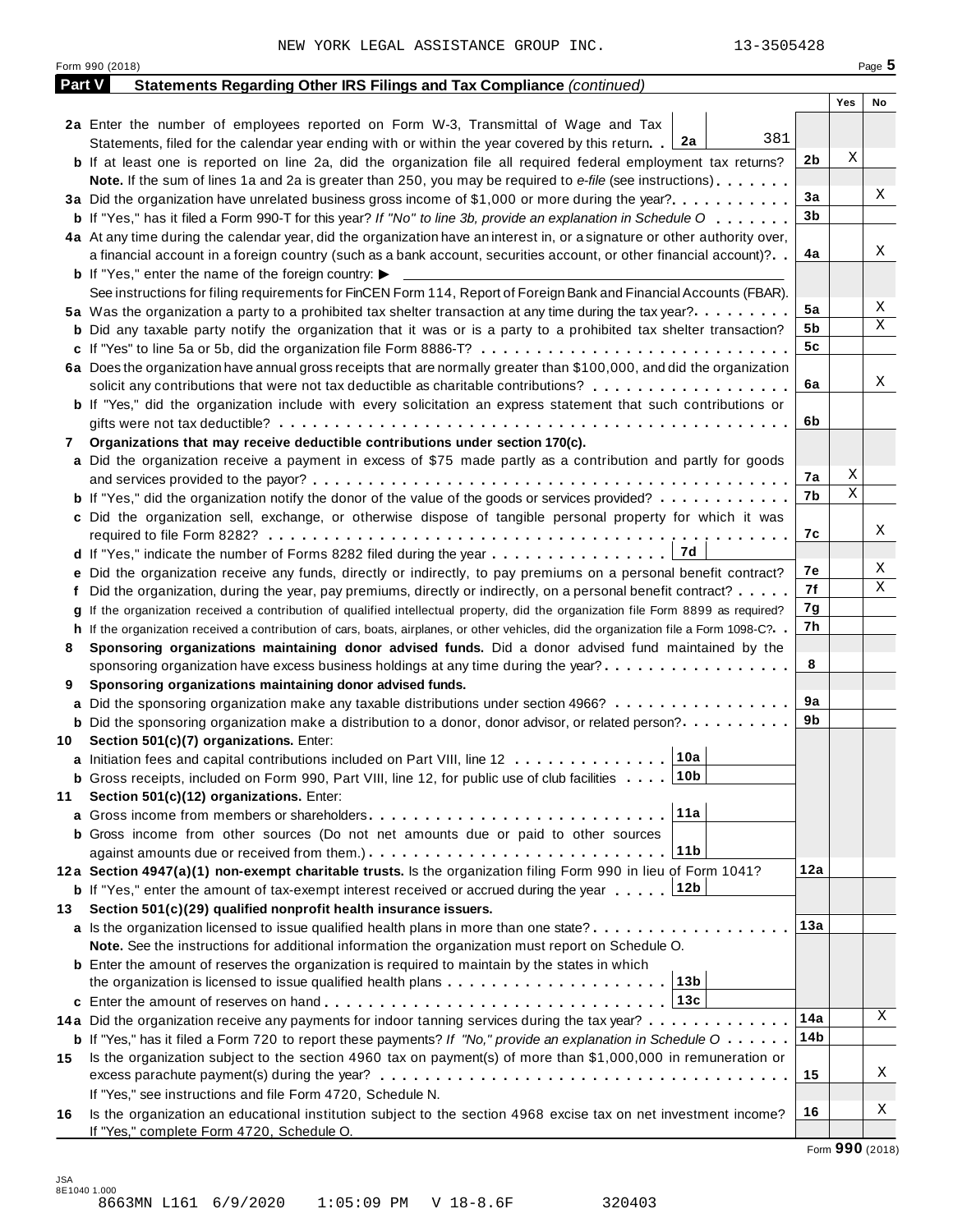NEW YORK LEGAL ASSISTANCE GROUP INC. 13-3505428

Form 990 (2018) Page 5

**Part V Statements Regarding Other IRS Filings and Tax Compliance** *(continued)*

| | | | Yes | No |
|---|---|---|---|---|
| **2a** | Enter the number of employees reported on Form W-3, Transmittal of Wage and Tax Statements, filed for the calendar year ending with or within the year covered by this return . . **2a** 381 | | | |
| **b** | If at least one is reported on line 2a, did the organization file all required federal employment tax returns? | 2b | X | |
| | **Note.** If the sum of lines 1a and 2a is greater than 250, you may be required to *e-file* (see instructions) | | | |
| **3a** | Did the organization have unrelated business gross income of $1,000 or more during the year? | 3a | | X |
| **b** | If "Yes," has it filed a Form 990-T for this year? *If "No" to line 3b, provide an explanation in Schedule O* | 3b | | |
| **4a** | At any time during the calendar year, did the organization have an interest in, or a signature or other authority over, a financial account in a foreign country (such as a bank account, securities account, or other financial account)? | 4a | | X |
| **b** | If "Yes," enter the name of the foreign country: ▶ | | | |
| | See instructions for filing requirements for FinCEN Form 114, Report of Foreign Bank and Financial Accounts (FBAR). | | | |
| **5a** | Was the organization a party to a prohibited tax shelter transaction at any time during the tax year? | 5a | | X |
| **b** | Did any taxable party notify the organization that it was or is a party to a prohibited tax shelter transaction? | 5b | | X |
| **c** | If "Yes" to line 5a or 5b, did the organization file Form 8886-T? | 5c | | |
| **6a** | Does the organization have annual gross receipts that are normally greater than $100,000, and did the organization solicit any contributions that were not tax deductible as charitable contributions? | 6a | | X |
| **b** | If "Yes," did the organization include with every solicitation an express statement that such contributions or gifts were not tax deductible? | 6b | | |
| **7** | **Organizations that may receive deductible contributions under section 170(c).** | | | |
| **a** | Did the organization receive a payment in excess of $75 made partly as a contribution and partly for goods and services provided to the payor? | 7a | X | |
| **b** | If "Yes," did the organization notify the donor of the value of the goods or services provided? | 7b | X | |
| **c** | Did the organization sell, exchange, or otherwise dispose of tangible personal property for which it was required to file Form 8282? | 7c | | X |
| **d** | If "Yes," indicate the number of Forms 8282 filed during the year . . . **7d** | | | |
| **e** | Did the organization receive any funds, directly or indirectly, to pay premiums on a personal benefit contract? | 7e | | X |
| **f** | Did the organization, during the year, pay premiums, directly or indirectly, on a personal benefit contract? | 7f | | X |
| **g** | If the organization received a contribution of qualified intellectual property, did the organization file Form 8899 as required? | 7g | | |
| **h** | If the organization received a contribution of cars, boats, airplanes, or other vehicles, did the organization file a Form 1098-C? | 7h | | |
| **8** | **Sponsoring organizations maintaining donor advised funds.** Did a donor advised fund maintained by the sponsoring organization have excess business holdings at any time during the year? | 8 | | |
| **9** | **Sponsoring organizations maintaining donor advised funds.** | | | |
| **a** | Did the sponsoring organization make any taxable distributions under section 4966? | 9a | | |
| **b** | Did the sponsoring organization make a distribution to a donor, donor advisor, or related person? | 9b | | |
| **10** | **Section 501(c)(7) organizations.** Enter: | | | |
| **a** | Initiation fees and capital contributions included on Part VIII, line 12 . . . **10a** | | | |
| **b** | Gross receipts, included on Form 990, Part VIII, line 12, for public use of club facilities . . . **10b** | | | |
| **11** | **Section 501(c)(12) organizations.** Enter: | | | |
| **a** | Gross income from members or shareholders . . . **11a** | | | |
| **b** | Gross income from other sources (Do not net amounts due or paid to other sources against amounts due or received from them.) . . . **11b** | | | |
| **12a** | **Section 4947(a)(1) non-exempt charitable trusts.** Is the organization filing Form 990 in lieu of Form 1041? | 12a | | |
| **b** | If "Yes," enter the amount of tax-exempt interest received or accrued during the year . . . **12b** | | | |
| **13** | **Section 501(c)(29) qualified nonprofit health insurance issuers.** | | | |
| **a** | Is the organization licensed to issue qualified health plans in more than one state? | 13a | | |
| | **Note.** See the instructions for additional information the organization must report on Schedule O. | | | |
| **b** | Enter the amount of reserves the organization is required to maintain by the states in which the organization is licensed to issue qualified health plans . . . **13b** | | | |
| **c** | Enter the amount of reserves on hand . . . **13c** | | | |
| **14a** | Did the organization receive any payments for indoor tanning services during the tax year? | 14a | | X |
| **b** | If "Yes," has it filed a Form 720 to report these payments? *If "No," provide an explanation in Schedule O* | 14b | | |
| **15** | Is the organization subject to the section 4960 tax on payment(s) of more than $1,000,000 in remuneration or excess parachute payment(s) during the year? | 15 | | X |
| | If "Yes," see instructions and file Form 4720, Schedule N. | | | |
| **16** | Is the organization an educational institution subject to the section 4968 excise tax on net investment income? | 16 | | X |
| | If "Yes," complete Form 4720, Schedule O. | | | |

Form **990** (2018)

JSA 8E1040 1.000
8663MN L161 6/9/2020 1:05:09 PM V 18-8.6F 320403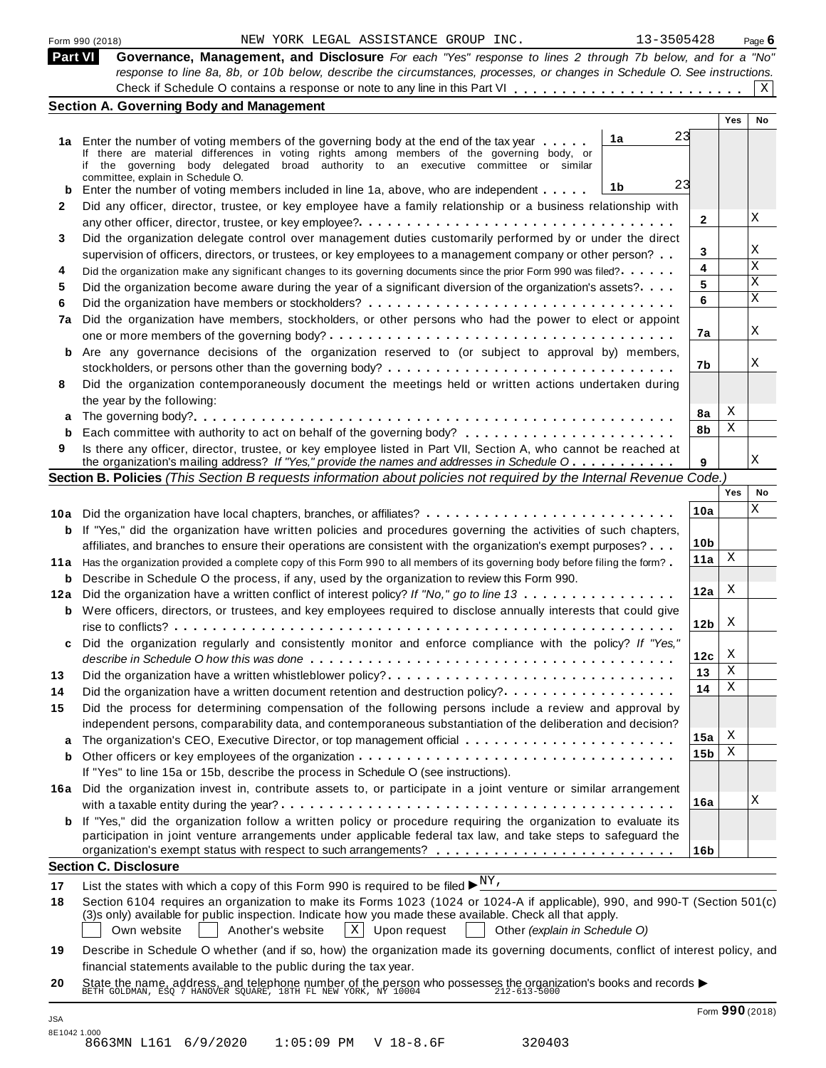Form 990 (2018) NEW YORK LEGAL ASSISTANCE GROUP INC. 13-3505428 Page 6

## Part VI Governance, Management, and Disclosure

*For each "Yes" response to lines 2 through 7b below, and for a "No" response to line 8a, 8b, or 10b below, describe the circumstances, processes, or changes in Schedule O. See instructions.*

Check if Schedule O contains a response or note to any line in this Part VI . . . . . . . . . . . . . . . . . . . . . . . . X

### Section A. Governing Body and Management

| | | | | Yes | No |
|---|---|---|---|---|---|
| **1a** | Enter the number of voting members of the governing body at the end of the tax year . . . . . If there are material differences in voting rights among members of the governing body, or if the governing body delegated broad authority to an executive committee or similar committee, explain in Schedule O. | 1a 23 | | | |
| **b** | Enter the number of voting members included in line 1a, above, who are independent . . . . . | 1b 23 | | | |
| **2** | Did any officer, director, trustee, or key employee have a family relationship or a business relationship with any other officer, director, trustee, or key employee? . . . . . . . . . . . . . . . . . . | | 2 | | X |
| **3** | Did the organization delegate control over management duties customarily performed by or under the direct supervision of officers, directors, or trustees, or key employees to a management company or other person? . . | | 3 | | X |
| **4** | Did the organization make any significant changes to its governing documents since the prior Form 990 was filed? . . . . . | | 4 | | X |
| **5** | Did the organization become aware during the year of a significant diversion of the organization's assets? . . . . | | 5 | | X |
| **6** | Did the organization have members or stockholders? . . . . . . . . . . . . . . . . . . . . . . . | | 6 | | X |
| **7a** | Did the organization have members, stockholders, or other persons who had the power to elect or appoint one or more members of the governing body? . . . . . . . . . . . . . . . . . . . . . . | | 7a | | X |
| **b** | Are any governance decisions of the organization reserved to (or subject to approval by) members, stockholders, or persons other than the governing body? . . . . . . . . . . . . . . . . . . . . | | 7b | | X |
| **8** | Did the organization contemporaneously document the meetings held or written actions undertaken during the year by the following: | | | | |
| **a** | The governing body? . . . . . . . . . . . . . . . . . . . . . . . . . . . . . . . . . . | | 8a | X | |
| **b** | Each committee with authority to act on behalf of the governing body? . . . . . . . . . . . . . . | | 8b | X | |
| **9** | Is there any officer, director, trustee, or key employee listed in Part VII, Section A, who cannot be reached at the organization's mailing address? *If "Yes," provide the names and addresses in Schedule O* . . . . . . . . . | | 9 | | X |

### Section B. Policies *(This Section B requests information about policies not required by the Internal Revenue Code.)*

| | | | Yes | No |
|---|---|---|---|---|
| **10a** | Did the organization have local chapters, branches, or affiliates? . . . . . . . . . . . . . . . . . . | 10a | | X |
| **b** | If "Yes," did the organization have written policies and procedures governing the activities of such chapters, affiliates, and branches to ensure their operations are consistent with the organization's exempt purposes? . . . | 10b | | |
| **11a** | Has the organization provided a complete copy of this Form 990 to all members of its governing body before filing the form? . | 11a | X | |
| **b** | Describe in Schedule O the process, if any, used by the organization to review this Form 990. | | | |
| **12a** | Did the organization have a written conflict of interest policy? *If "No," go to line 13* . . . . . . . . . . . . | 12a | X | |
| **b** | Were officers, directors, or trustees, and key employees required to disclose annually interests that could give rise to conflicts? . . . . . . . . . . . . . . . . . . . . . . . . . . . . . . . . . . . . | 12b | X | |
| **c** | Did the organization regularly and consistently monitor and enforce compliance with the policy? *If "Yes," describe in Schedule O how this was done* . . . . . . . . . . . . . . . . . . . . . . . . . . . | 12c | X | |
| **13** | Did the organization have a written whistleblower policy? . . . . . . . . . . . . . . . . . . . . . . | 13 | X | |
| **14** | Did the organization have a written document retention and destruction policy? . . . . . . . . . . . . . | 14 | X | |
| **15** | Did the process for determining compensation of the following persons include a review and approval by independent persons, comparability data, and contemporaneous substantiation of the deliberation and decision? | | | |
| **a** | The organization's CEO, Executive Director, or top management official . . . . . . . . . . . . . . . . | 15a | X | |
| **b** | Other officers or key employees of the organization . . . . . . . . . . . . . . . . . . . . . . . . | 15b | X | |
| | If "Yes" to line 15a or 15b, describe the process in Schedule O (see instructions). | | | |
| **16a** | Did the organization invest in, contribute assets to, or participate in a joint venture or similar arrangement with a taxable entity during the year? . . . . . . . . . . . . . . . . . . . . . . . . . . . . | 16a | | X |
| **b** | If "Yes," did the organization follow a written policy or procedure requiring the organization to evaluate its participation in joint venture arrangements under applicable federal tax law, and take steps to safeguard the organization's exempt status with respect to such arrangements? . . . . . . . . . . . . . . . . . . . | 16b | | |

### Section C. Disclosure

**17** List the states with which a copy of this Form 990 is required to be filed ▶ NY,

**18** Section 6104 requires an organization to make its Forms 1023 (1024 or 1024-A if applicable), 990, and 990-T (Section 501(c)(3)s only) available for public inspection. Indicate how you made these available. Check all that apply.

☐ Own website ☐ Another's website ☒ Upon request ☐ Other *(explain in Schedule O)*

**19** Describe in Schedule O whether (and if so, how) the organization made its governing documents, conflict of interest policy, and financial statements available to the public during the tax year.

**20** State the name, address, and telephone number of the person who possesses the organization's books and records ▶ BETH GOLDMAN, ESQ 7 HANOVER SQUARE, 18TH FL NEW YORK, NY 10004 212-613-5000

Form **990** (2018)

JSA 8E1042 1.000
8663MN L161 6/9/2020 1:05:09 PM V 18-8.6F 320403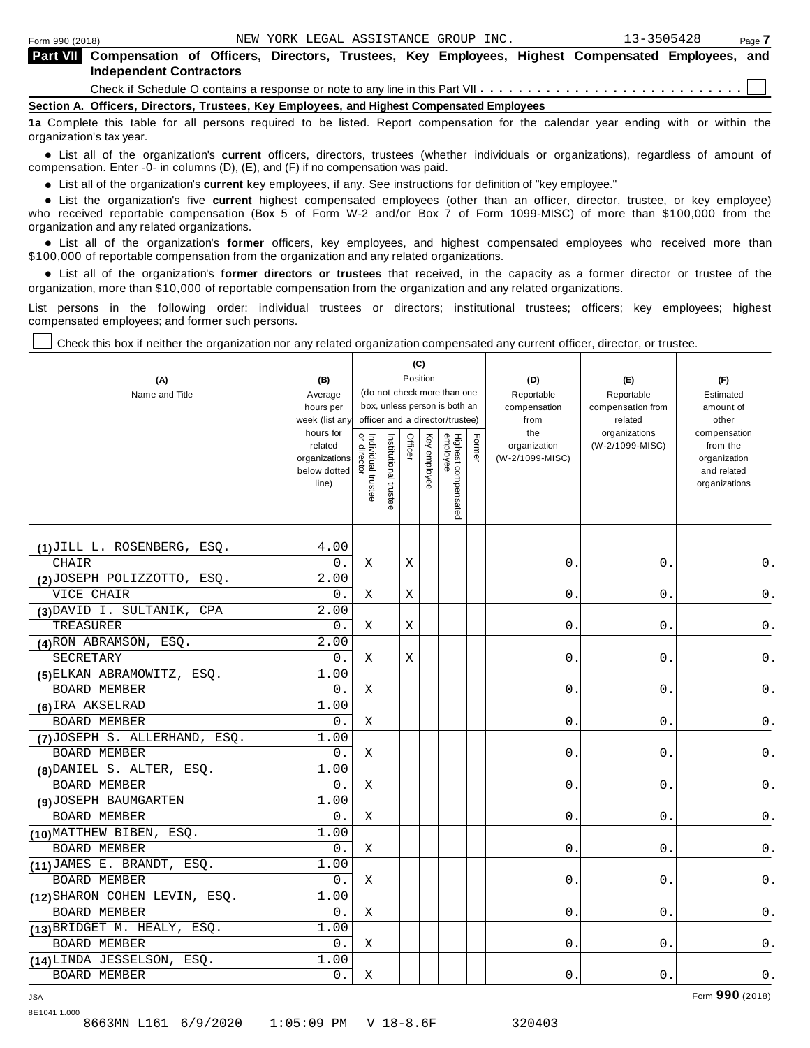Form 990 (2018) NEW YORK LEGAL ASSISTANCE GROUP INC. 13-3505428

## Part VII Compensation of Officers, Directors, Trustees, Key Employees, Highest Compensated Employees, and Independent Contractors

Check if Schedule O contains a response or note to any line in this Part VII . . . . . . . . . . . . . . . . . . . . . . . . . . . ☐

### Section A. Officers, Directors, Trustees, Key Employees, and Highest Compensated Employees

**1a** Complete this table for all persons required to be listed. Report compensation for the calendar year ending with or within the organization's tax year.

- List all of the organization's **current** officers, directors, trustees (whether individuals or organizations), regardless of amount of compensation. Enter -0- in columns (D), (E), and (F) if no compensation was paid.
- List all of the organization's **current** key employees, if any. See instructions for definition of "key employee."
- List the organization's five **current** highest compensated employees (other than an officer, director, trustee, or key employee) who received reportable compensation (Box 5 of Form W-2 and/or Box 7 of Form 1099-MISC) of more than $100,000 from the organization and any related organizations.
- List all of the organization's **former** officers, key employees, and highest compensated employees who received more than $100,000 of reportable compensation from the organization and any related organizations.
- List all of the organization's **former directors or trustees** that received, in the capacity as a former director or trustee of the organization, more than $10,000 of reportable compensation from the organization and any related organizations.

List persons in the following order: individual trustees or directors; institutional trustees; officers; key employees; highest compensated employees; and former such persons.

☐ Check this box if neither the organization nor any related organization compensated any current officer, director, or trustee.

| (A) Name and Title | (B) Average hours per week (list any hours for related organizations below dotted line) | (C) Position: Individual trustee or director | Institutional trustee | Officer | Key employee | Highest compensated employee | Former | (D) Reportable compensation from the organization (W-2/1099-MISC) | (E) Reportable compensation from related organizations (W-2/1099-MISC) | (F) Estimated amount of other compensation from the organization and related organizations |
|---|---|---|---|---|---|---|---|---|---|---|
| (1) JILL L. ROSENBERG, ESQ.<br>CHAIR | 4.00<br>0. | X | | X | | | | 0. | 0. | 0. |
| (2) JOSEPH POLIZZOTTO, ESQ.<br>VICE CHAIR | 2.00<br>0. | X | | X | | | | 0. | 0. | 0. |
| (3) DAVID I. SULTANIK, CPA<br>TREASURER | 2.00<br>0. | X | | X | | | | 0. | 0. | 0. |
| (4) RON ABRAMSON, ESQ.<br>SECRETARY | 2.00<br>0. | X | | X | | | | 0. | 0. | 0. |
| (5) ELKAN ABRAMOWITZ, ESQ.<br>BOARD MEMBER | 1.00<br>0. | X | | | | | | 0. | 0. | 0. |
| (6) IRA AKSELRAD<br>BOARD MEMBER | 1.00<br>0. | X | | | | | | 0. | 0. | 0. |
| (7) JOSEPH S. ALLERHAND, ESQ.<br>BOARD MEMBER | 1.00<br>0. | X | | | | | | 0. | 0. | 0. |
| (8) DANIEL S. ALTER, ESQ.<br>BOARD MEMBER | 1.00<br>0. | X | | | | | | 0. | 0. | 0. |
| (9) JOSEPH BAUMGARTEN<br>BOARD MEMBER | 1.00<br>0. | X | | | | | | 0. | 0. | 0. |
| (10) MATTHEW BIBEN, ESQ.<br>BOARD MEMBER | 1.00<br>0. | X | | | | | | 0. | 0. | 0. |
| (11) JAMES E. BRANDT, ESQ.<br>BOARD MEMBER | 1.00<br>0. | X | | | | | | 0. | 0. | 0. |
| (12) SHARON COHEN LEVIN, ESQ.<br>BOARD MEMBER | 1.00<br>0. | X | | | | | | 0. | 0. | 0. |
| (13) BRIDGET M. HEALY, ESQ.<br>BOARD MEMBER | 1.00<br>0. | X | | | | | | 0. | 0. | 0. |
| (14) LINDA JESSELSON, ESQ.<br>BOARD MEMBER | 1.00<br>0. | X | | | | | | 0. | 0. | 0. |

JSA Form **990** (2018)

8E1041 1.000
8663MN L161 6/9/2020 1:05:09 PM V 18-8.6F 320403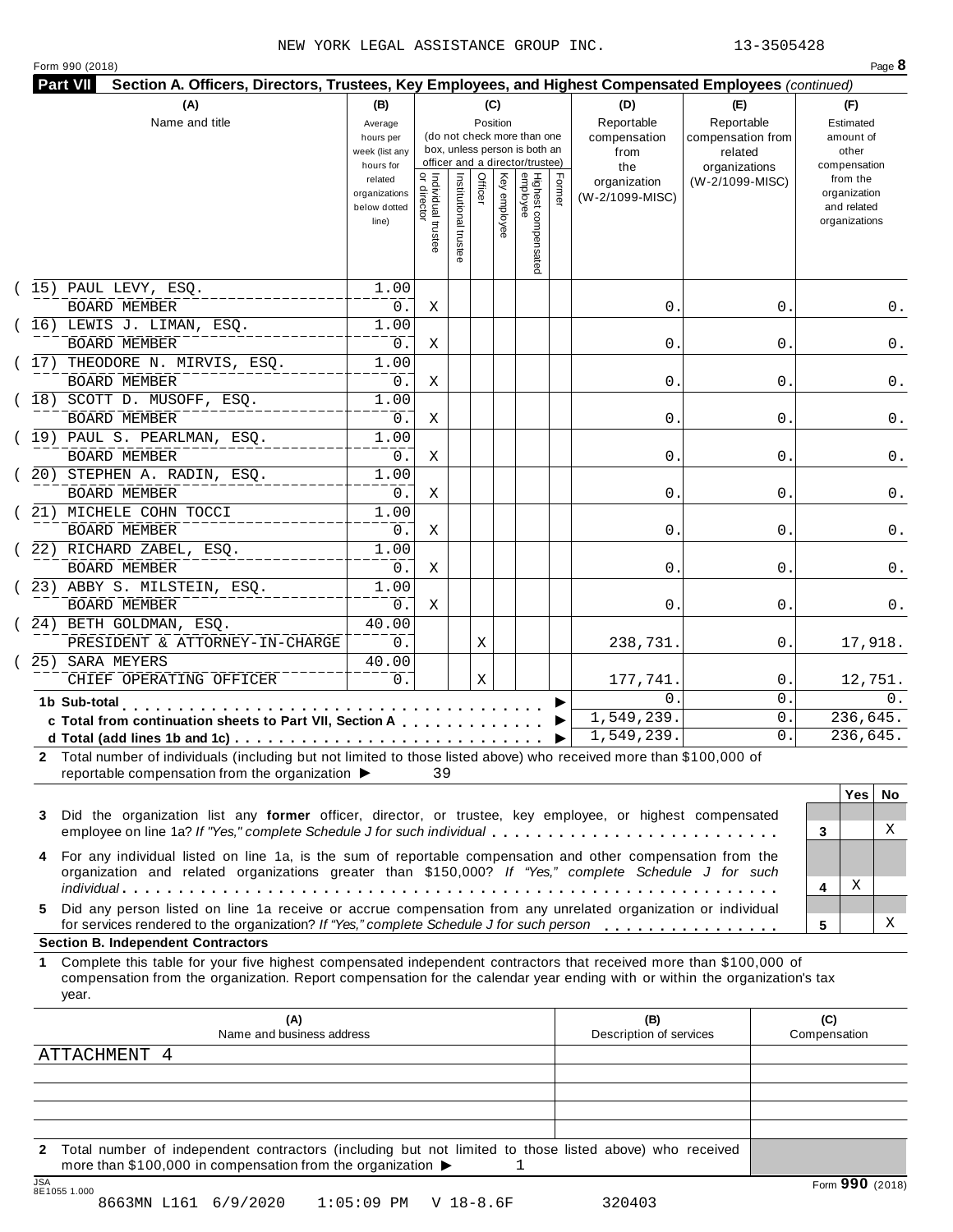NEW YORK LEGAL ASSISTANCE GROUP INC. 13-3505428

Form 990 (2018) Page **8**

**Part VII Section A. Officers, Directors, Trustees, Key Employees, and Highest Compensated Employees** *(continued)*

| (A) Name and title | (B) Average hours per week (list any hours for related organizations below dotted line) | (C) Position: Individual trustee or director | Institutional trustee | Officer | Key employee | Highest compensated employee | Former | (D) Reportable compensation from the organization (W-2/1099-MISC) | (E) Reportable compensation from related organizations (W-2/1099-MISC) | (F) Estimated amount of other compensation from the organization and related organizations |
|---|---|---|---|---|---|---|---|---|---|---|
| (15) PAUL LEVY, ESQ. BOARD MEMBER | 1.00 / 0. | X | | | | | | 0. | 0. | 0. |
| (16) LEWIS J. LIMAN, ESQ. BOARD MEMBER | 1.00 / 0. | X | | | | | | 0. | 0. | 0. |
| (17) THEODORE N. MIRVIS, ESQ. BOARD MEMBER | 1.00 / 0. | X | | | | | | 0. | 0. | 0. |
| (18) SCOTT D. MUSOFF, ESQ. BOARD MEMBER | 1.00 / 0. | X | | | | | | 0. | 0. | 0. |
| (19) PAUL S. PEARLMAN, ESQ. BOARD MEMBER | 1.00 / 0. | X | | | | | | 0. | 0. | 0. |
| (20) STEPHEN A. RADIN, ESQ. BOARD MEMBER | 1.00 / 0. | X | | | | | | 0. | 0. | 0. |
| (21) MICHELE COHN TOCCI BOARD MEMBER | 1.00 / 0. | X | | | | | | 0. | 0. | 0. |
| (22) RICHARD ZABEL, ESQ. BOARD MEMBER | 1.00 / 0. | X | | | | | | 0. | 0. | 0. |
| (23) ABBY S. MILSTEIN, ESQ. BOARD MEMBER | 1.00 / 0. | X | | | | | | 0. | 0. | 0. |
| (24) BETH GOLDMAN, ESQ. PRESIDENT & ATTORNEY-IN-CHARGE | 40.00 / 0. | | | X | | | | 238,731. | 0. | 17,918. |
| (25) SARA MEYERS CHIEF OPERATING OFFICER | 40.00 / 0. | | | X | | | | 177,741. | 0. | 12,751. |
| **1b Sub-total** | | | | | | | | 0. | 0. | 0. |
| **c Total from continuation sheets to Part VII, Section A** | | | | | | | | 1,549,239. | 0. | 236,645. |
| **d Total (add lines 1b and 1c)** | | | | | | | | 1,549,239. | 0. | 236,645. |

**2** Total number of individuals (including but not limited to those listed above) who received more than $100,000 of reportable compensation from the organization ▶ 39

| | | Yes | No |
|---|---|---|---|
| **3** Did the organization list any **former** officer, director, or trustee, key employee, or highest compensated employee on line 1a? *If "Yes," complete Schedule J for such individual* | 3 | | X |
| **4** For any individual listed on line 1a, is the sum of reportable compensation and other compensation from the organization and related organizations greater than $150,000? *If "Yes," complete Schedule J for such individual* | 4 | X | |
| **5** Did any person listed on line 1a receive or accrue compensation from any unrelated organization or individual for services rendered to the organization? *If "Yes," complete Schedule J for such person* | 5 | | X |

**Section B. Independent Contractors**

**1** Complete this table for your five highest compensated independent contractors that received more than $100,000 of compensation from the organization. Report compensation for the calendar year ending with or within the organization's tax year.

| (A) Name and business address | (B) Description of services | (C) Compensation |
|---|---|---|
| ATTACHMENT 4 | | |
| | | |
| | | |
| | | |
| | | |

**2** Total number of independent contractors (including but not limited to those listed above) who received more than $100,000 in compensation from the organization ▶ 1

JSA 8E1055 1.000 Form **990** (2018)

8663MN L161 6/9/2020 1:05:09 PM V 18-8.6F 320403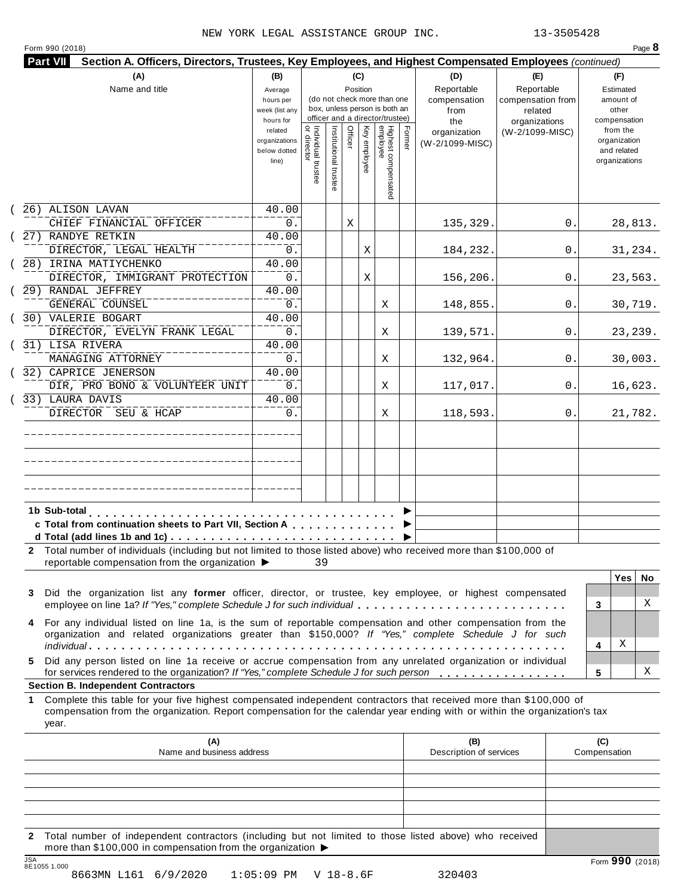NEW YORK LEGAL ASSISTANCE GROUP INC. 13-3505428

Form 990 (2018) Page **8**

**Part VII** **Section A. Officers, Directors, Trustees, Key Employees, and Highest Compensated Employees** *(continued)*

| (A) Name and title | (B) Average hours per week (list any hours for related organizations below dotted line) | (C) Position: Individual trustee or director | Institutional trustee | Officer | Key employee | Highest compensated employee | Former | (D) Reportable compensation from the organization (W-2/1099-MISC) | (E) Reportable compensation from related organizations (W-2/1099-MISC) | (F) Estimated amount of other compensation from the organization and related organizations |
|---|---|---|---|---|---|---|---|---|---|---|
| (26) ALISON LAVAN<br>CHIEF FINANCIAL OFFICER | 40.00<br>0. | | | X | | | | 135,329. | 0. | 28,813. |
| (27) RANDYE RETKIN<br>DIRECTOR, LEGAL HEALTH | 40.00<br>0. | | | | X | | | 184,232. | 0. | 31,234. |
| (28) IRINA MATIYCHENKO<br>DIRECTOR, IMMIGRANT PROTECTION | 40.00<br>0. | | | | X | | | 156,206. | 0. | 23,563. |
| (29) RANDAL JEFFREY<br>GENERAL COUNSEL | 40.00<br>0. | | | | | X | | 148,855. | 0. | 30,719. |
| (30) VALERIE BOGART<br>DIRECTOR, EVELYN FRANK LEGAL | 40.00<br>0. | | | | | X | | 139,571. | 0. | 23,239. |
| (31) LISA RIVERA<br>MANAGING ATTORNEY | 40.00<br>0. | | | | | X | | 132,964. | 0. | 30,003. |
| (32) CAPRICE JENERSON<br>DIR, PRO BONO & VOLUNTEER UNIT | 40.00<br>0. | | | | | X | | 117,017. | 0. | 16,623. |
| (33) LAURA DAVIS<br>DIRECTOR SEU & HCAP | 40.00<br>0. | | | | | X | | 118,593. | 0. | 21,782. |
| | | | | | | | | | | |
| | | | | | | | | | | |
| | | | | | | | | | | |

**1b Sub-total** ▶

**c Total from continuation sheets to Part VII, Section A** ▶

**d Total (add lines 1b and 1c)** ▶

**2** Total number of individuals (including but not limited to those listed above) who received more than $100,000 of reportable compensation from the organization ▶ 39

| | | Yes | No |
|---|---|---|---|
| **3** Did the organization list any **former** officer, director, or trustee, key employee, or highest compensated employee on line 1a? *If "Yes," complete Schedule J for such individual* | 3 | | X |
| **4** For any individual listed on line 1a, is the sum of reportable compensation and other compensation from the organization and related organizations greater than $150,000? *If "Yes," complete Schedule J for such individual* | 4 | X | |
| **5** Did any person listed on line 1a receive or accrue compensation from any unrelated organization or individual for services rendered to the organization? *If "Yes," complete Schedule J for such person* | 5 | | X |

**Section B. Independent Contractors**

**1** Complete this table for your five highest compensated independent contractors that received more than $100,000 of compensation from the organization. Report compensation for the calendar year ending with or within the organization's tax year.

| (A) Name and business address | (B) Description of services | (C) Compensation |
|---|---|---|
| | | |
| | | |
| | | |
| | | |
| | | |

**2** Total number of independent contractors (including but not limited to those listed above) who received more than $100,000 in compensation from the organization ▶

JSA 8E1055 1.000 Form **990** (2018)

8663MN L161 6/9/2020 1:05:09 PM V 18-8.6F 320403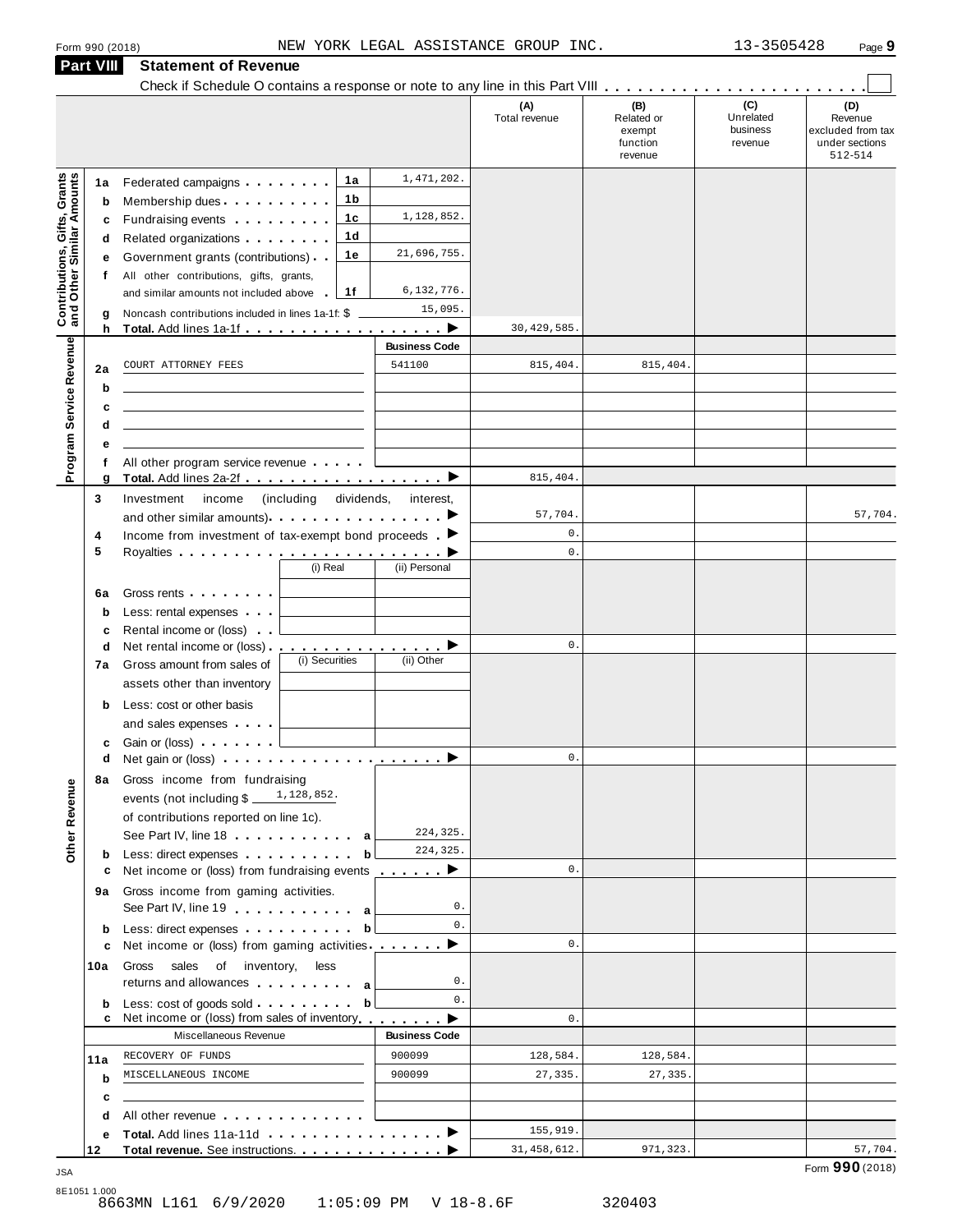Form 990 (2018) NEW YORK LEGAL ASSISTANCE GROUP INC. 13-3505428

## Part VIII Statement of Revenue

Check if Schedule O contains a response or note to any line in this Part VIII . . . . . . . . . . . . . . . . . . . . . . . . ☐

| | | | | (A) Total revenue | (B) Related or exempt function revenue | (C) Unrelated business revenue | (D) Revenue excluded from tax under sections 512-514 |
|---|---|---|---|---|---|---|---|
| **Contributions, Gifts, Grants and Other Similar Amounts** | 1a | Federated campaigns | 1a 1,471,202. | | | | |
| | b | Membership dues | 1b | | | | |
| | c | Fundraising events | 1c 1,128,852. | | | | |
| | d | Related organizations | 1d | | | | |
| | e | Government grants (contributions) | 1e 21,696,755. | | | | |
| | f | All other contributions, gifts, grants, and similar amounts not included above | 1f 6,132,776. | | | | |
| | g | Noncash contributions included in lines 1a-1f: $ | 15,095. | | | | |
| | h | **Total.** Add lines 1a-1f | ▶ | 30,429,585. | | | |
| **Program Service Revenue** | | | **Business Code** | | | | |
| | 2a | COURT ATTORNEY FEES | 541100 | 815,404. | 815,404. | | |
| | b | | | | | | |
| | c | | | | | | |
| | d | | | | | | |
| | e | | | | | | |
| | f | All other program service revenue | | | | | |
| | g | **Total.** Add lines 2a-2f | ▶ | 815,404. | | | |
| **Other Revenue** | 3 | Investment income (including dividends, interest, and other similar amounts) | ▶ | 57,704. | | | 57,704. |
| | 4 | Income from investment of tax-exempt bond proceeds | ▶ | 0. | | | |
| | 5 | Royalties | ▶ | 0. | | | |
| | | | (i) Real / (ii) Personal | | | | |
| | 6a | Gross rents | | | | | |
| | b | Less: rental expenses | | | | | |
| | c | Rental income or (loss) | | | | | |
| | d | Net rental income or (loss) | ▶ | 0. | | | |
| | | | (i) Securities / (ii) Other | | | | |
| | 7a | Gross amount from sales of assets other than inventory | | | | | |
| | b | Less: cost or other basis and sales expenses | | | | | |
| | c | Gain or (loss) | | | | | |
| | d | Net gain or (loss) | ▶ | 0. | | | |
| | 8a | Gross income from fundraising events (not including $ 1,128,852. of contributions reported on line 1c). See Part IV, line 18 | a 224,325. | | | | |
| | b | Less: direct expenses | b 224,325. | | | | |
| | c | Net income or (loss) from fundraising events | ▶ | 0. | | | |
| | 9a | Gross income from gaming activities. See Part IV, line 19 | a 0. | | | | |
| | b | Less: direct expenses | b 0. | | | | |
| | c | Net income or (loss) from gaming activities | ▶ | 0. | | | |
| | 10a | Gross sales of inventory, less returns and allowances | a 0. | | | | |
| | b | Less: cost of goods sold | b 0. | | | | |
| | c | Net income or (loss) from sales of inventory | ▶ | 0. | | | |
| | | Miscellaneous Revenue | **Business Code** | | | | |
| | 11a | RECOVERY OF FUNDS | 900099 | 128,584. | 128,584. | | |
| | b | MISCELLANEOUS INCOME | 900099 | 27,335. | 27,335. | | |
| | c | | | | | | |
| | d | All other revenue | | | | | |
| | e | **Total.** Add lines 11a-11d | ▶ | 155,919. | | | |
| | 12 | **Total revenue.** See instructions. | ▶ | 31,458,612. | 971,323. | | 57,704. |

Form **990** (2018)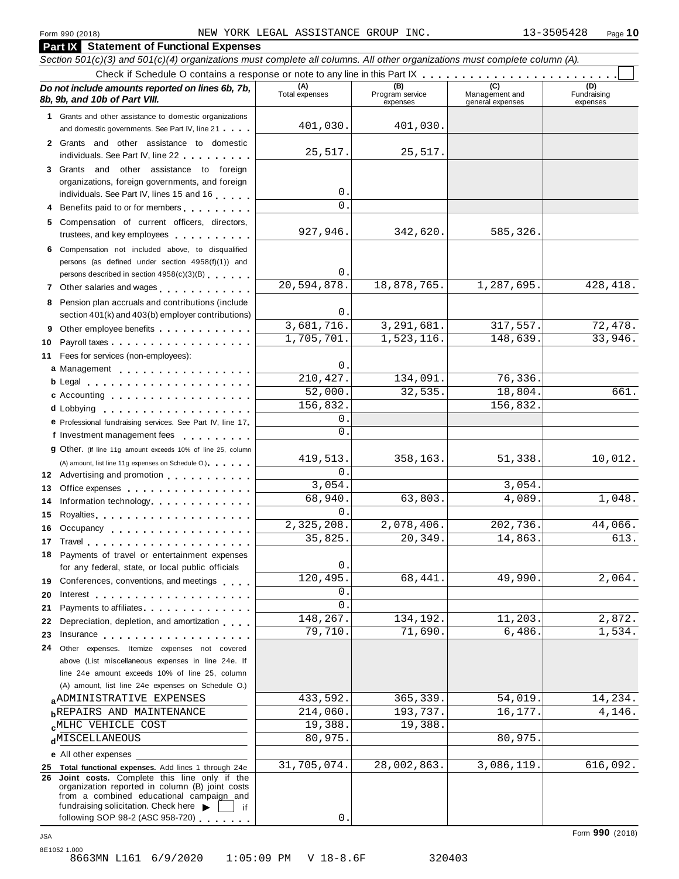Form 990 (2018) NEW YORK LEGAL ASSISTANCE GROUP INC. 13-3505428

## Part IX Statement of Functional Expenses

*Section 501(c)(3) and 501(c)(4) organizations must complete all columns. All other organizations must complete column (A).*

Check if Schedule O contains a response or note to any line in this Part IX . . . . . . . . . . . . . . . . . . . . . . . . . ☐

| *Do not include amounts reported on lines 6b, 7b, 8b, 9b, and 10b of Part VIII.* | (A) Total expenses | (B) Program service expenses | (C) Management and general expenses | (D) Fundraising expenses |
|---|---|---|---|---|
| **1** Grants and other assistance to domestic organizations and domestic governments. See Part IV, line 21 | 401,030. | 401,030. | | |
| **2** Grants and other assistance to domestic individuals. See Part IV, line 22 | 25,517. | 25,517. | | |
| **3** Grants and other assistance to foreign organizations, foreign governments, and foreign individuals. See Part IV, lines 15 and 16 | 0. | | | |
| **4** Benefits paid to or for members | 0. | | | |
| **5** Compensation of current officers, directors, trustees, and key employees | 927,946. | 342,620. | 585,326. | |
| **6** Compensation not included above, to disqualified persons (as defined under section 4958(f)(1)) and persons described in section 4958(c)(3)(B) | 0. | | | |
| **7** Other salaries and wages | 20,594,878. | 18,878,765. | 1,287,695. | 428,418. |
| **8** Pension plan accruals and contributions (include section 401(k) and 403(b) employer contributions) | 0. | | | |
| **9** Other employee benefits | 3,681,716. | 3,291,681. | 317,557. | 72,478. |
| **10** Payroll taxes | 1,705,701. | 1,523,116. | 148,639. | 33,946. |
| **11** Fees for services (non-employees): | | | | |
| **a** Management | 0. | | | |
| **b** Legal | 210,427. | 134,091. | 76,336. | |
| **c** Accounting | 52,000. | 32,535. | 18,804. | 661. |
| **d** Lobbying | 156,832. | | 156,832. | |
| **e** Professional fundraising services. See Part IV, line 17 | 0. | | | |
| **f** Investment management fees | 0. | | | |
| **g** Other. (If line 11g amount exceeds 10% of line 25, column (A) amount, list line 11g expenses on Schedule O.) | 419,513. | 358,163. | 51,338. | 10,012. |
| **12** Advertising and promotion | 0. | | | |
| **13** Office expenses | 3,054. | | 3,054. | |
| **14** Information technology | 68,940. | 63,803. | 4,089. | 1,048. |
| **15** Royalties | 0. | | | |
| **16** Occupancy | 2,325,208. | 2,078,406. | 202,736. | 44,066. |
| **17** Travel | 35,825. | 20,349. | 14,863. | 613. |
| **18** Payments of travel or entertainment expenses for any federal, state, or local public officials | 0. | | | |
| **19** Conferences, conventions, and meetings | 120,495. | 68,441. | 49,990. | 2,064. |
| **20** Interest | 0. | | | |
| **21** Payments to affiliates | 0. | | | |
| **22** Depreciation, depletion, and amortization | 148,267. | 134,192. | 11,203. | 2,872. |
| **23** Insurance | 79,710. | 71,690. | 6,486. | 1,534. |
| **24** Other expenses. Itemize expenses not covered above (List miscellaneous expenses in line 24e. If line 24e amount exceeds 10% of line 25, column (A) amount, list line 24e expenses on Schedule O.) | | | | |
| **a** ADMINISTRATIVE EXPENSES | 433,592. | 365,339. | 54,019. | 14,234. |
| **b** REPAIRS AND MAINTENANCE | 214,060. | 193,737. | 16,177. | 4,146. |
| **c** MLHC VEHICLE COST | 19,388. | 19,388. | | |
| **d** MISCELLANEOUS | 80,975. | | 80,975. | |
| **e** All other expenses | | | | |
| **25 Total functional expenses.** Add lines 1 through 24e | 31,705,074. | 28,002,863. | 3,086,119. | 616,092. |
| **26 Joint costs.** Complete this line only if the organization reported in column (B) joint costs from a combined educational campaign and fundraising solicitation. Check here ▶ ☐ if following SOP 98-2 (ASC 958-720) | 0. | | | |

Form **990** (2018)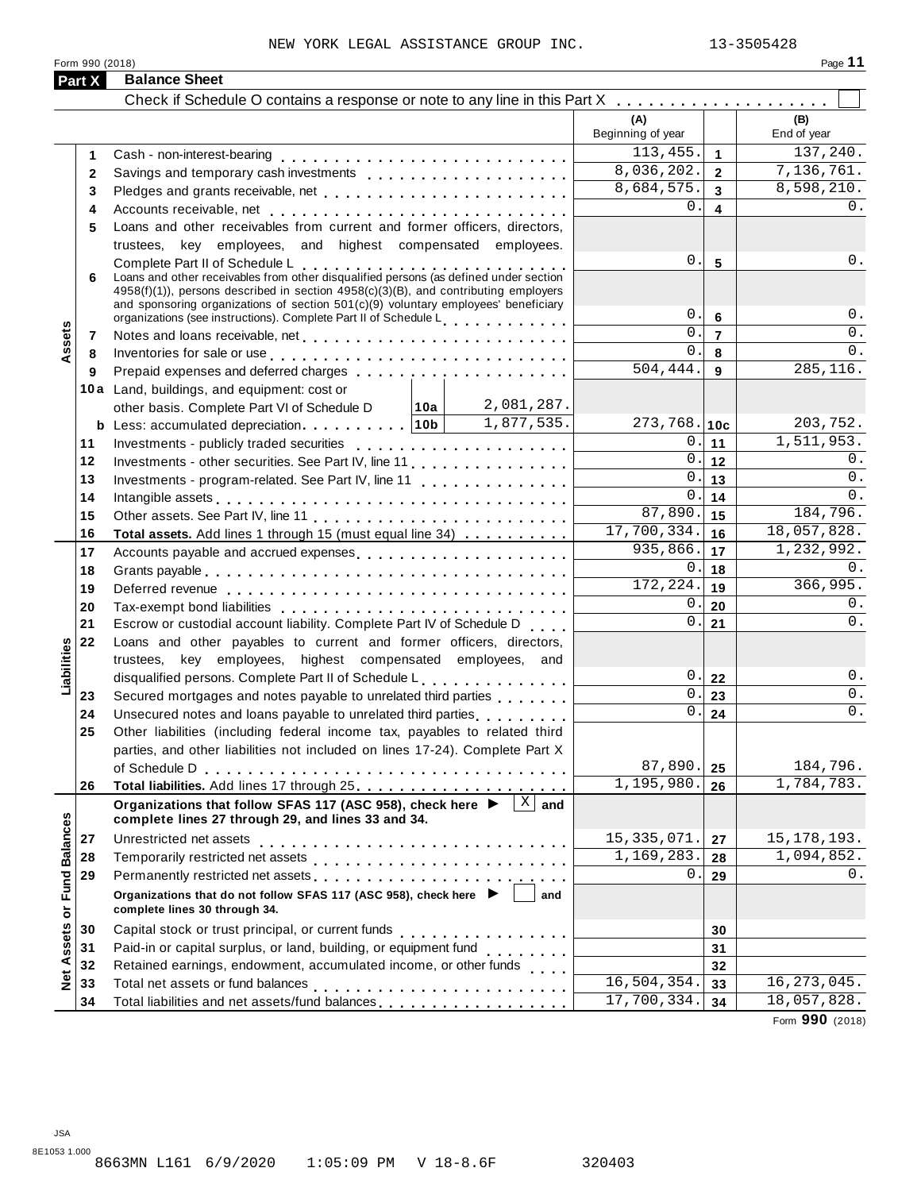NEW YORK LEGAL ASSISTANCE GROUP INC. 13-3505428

Form 990 (2018) Page 11

## Part X Balance Sheet

Check if Schedule O contains a response or note to any line in this Part X . . . . . . . . . . . . . . . . . . . ☐

| | | | | (A) Beginning of year | | (B) End of year |
|---|---|---|---|---|---|---|
| Assets | 1 | Cash - non-interest-bearing | | 113,455. | 1 | 137,240. |
| | 2 | Savings and temporary cash investments | | 8,036,202. | 2 | 7,136,761. |
| | 3 | Pledges and grants receivable, net | | 8,684,575. | 3 | 8,598,210. |
| | 4 | Accounts receivable, net | | 0. | 4 | 0. |
| | 5 | Loans and other receivables from current and former officers, directors, trustees, key employees, and highest compensated employees. Complete Part II of Schedule L | | 0. | 5 | 0. |
| | 6 | Loans and other receivables from other disqualified persons (as defined under section 4958(f)(1)), persons described in section 4958(c)(3)(B), and contributing employers and sponsoring organizations of section 501(c)(9) voluntary employees' beneficiary organizations (see instructions). Complete Part II of Schedule L | | 0. | 6 | 0. |
| | 7 | Notes and loans receivable, net | | 0. | 7 | 0. |
| | 8 | Inventories for sale or use | | 0. | 8 | 0. |
| | 9 | Prepaid expenses and deferred charges | | 504,444. | 9 | 285,116. |
| | 10a | Land, buildings, and equipment: cost or other basis. Complete Part VI of Schedule D | 10a 2,081,287. | | | |
| | b | Less: accumulated depreciation | 10b 1,877,535. | 273,768. | 10c | 203,752. |
| | 11 | Investments - publicly traded securities | | 0. | 11 | 1,511,953. |
| | 12 | Investments - other securities. See Part IV, line 11 | | 0. | 12 | 0. |
| | 13 | Investments - program-related. See Part IV, line 11 | | 0. | 13 | 0. |
| | 14 | Intangible assets | | 0. | 14 | 0. |
| | 15 | Other assets. See Part IV, line 11 | | 87,890. | 15 | 184,796. |
| | 16 | **Total assets.** Add lines 1 through 15 (must equal line 34) | | 17,700,334. | 16 | 18,057,828. |
| Liabilities | 17 | Accounts payable and accrued expenses | | 935,866. | 17 | 1,232,992. |
| | 18 | Grants payable | | 0. | 18 | 0. |
| | 19 | Deferred revenue | | 172,224. | 19 | 366,995. |
| | 20 | Tax-exempt bond liabilities | | 0. | 20 | 0. |
| | 21 | Escrow or custodial account liability. Complete Part IV of Schedule D | | 0. | 21 | 0. |
| | 22 | Loans and other payables to current and former officers, directors, trustees, key employees, highest compensated employees, and disqualified persons. Complete Part II of Schedule L | | 0. | 22 | 0. |
| | 23 | Secured mortgages and notes payable to unrelated third parties | | 0. | 23 | 0. |
| | 24 | Unsecured notes and loans payable to unrelated third parties | | 0. | 24 | 0. |
| | 25 | Other liabilities (including federal income tax, payables to related third parties, and other liabilities not included on lines 17-24). Complete Part X of Schedule D | | 87,890. | 25 | 184,796. |
| | 26 | **Total liabilities.** Add lines 17 through 25 | | 1,195,980. | 26 | 1,784,783. |
| Net Assets or Fund Balances | | **Organizations that follow SFAS 117 (ASC 958), check here ▶ ☒ and complete lines 27 through 29, and lines 33 and 34.** | | | | |
| | 27 | Unrestricted net assets | | 15,335,071. | 27 | 15,178,193. |
| | 28 | Temporarily restricted net assets | | 1,169,283. | 28 | 1,094,852. |
| | 29 | Permanently restricted net assets | | 0. | 29 | 0. |
| | | **Organizations that do not follow SFAS 117 (ASC 958), check here ▶ ☐ and complete lines 30 through 34.** | | | | |
| | 30 | Capital stock or trust principal, or current funds | | | 30 | |
| | 31 | Paid-in or capital surplus, or land, building, or equipment fund | | | 31 | |
| | 32 | Retained earnings, endowment, accumulated income, or other funds | | | 32 | |
| | 33 | Total net assets or fund balances | | 16,504,354. | 33 | 16,273,045. |
| | 34 | Total liabilities and net assets/fund balances | | 17,700,334. | 34 | 18,057,828. |

Form **990** (2018)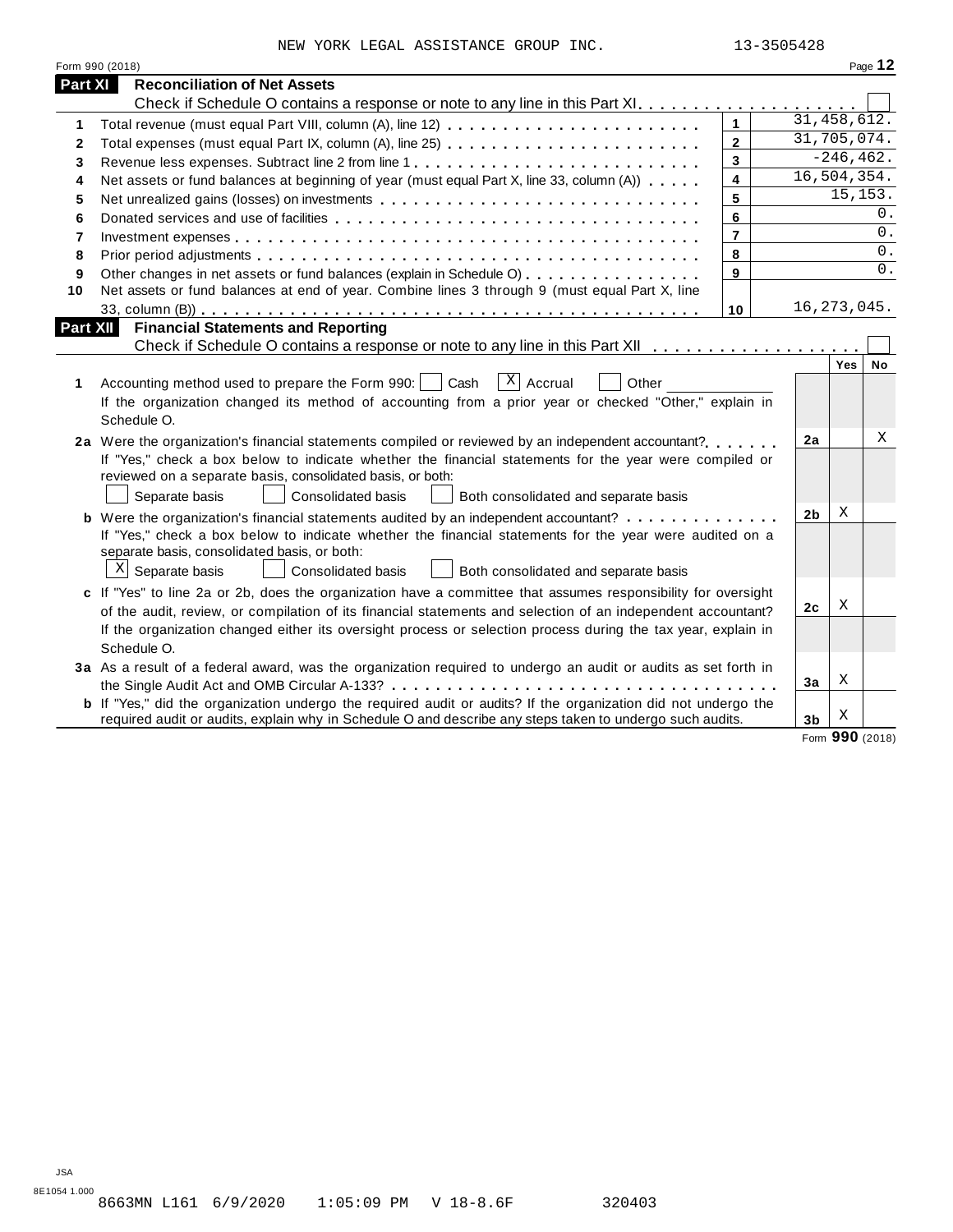NEW YORK LEGAL ASSISTANCE GROUP INC. 13-3505428

Form 990 (2018) Page **12**

## Part XI Reconciliation of Net Assets

Check if Schedule O contains a response or note to any line in this Part XI . . . . . . . . . . . . . . . . . . . . ☐

| | | | |
|---|---|---|---|
| 1 | Total revenue (must equal Part VIII, column (A), line 12) | 1 | 31,458,612. |
| 2 | Total expenses (must equal Part IX, column (A), line 25) | 2 | 31,705,074. |
| 3 | Revenue less expenses. Subtract line 2 from line 1 | 3 | -246,462. |
| 4 | Net assets or fund balances at beginning of year (must equal Part X, line 33, column (A)) | 4 | 16,504,354. |
| 5 | Net unrealized gains (losses) on investments | 5 | 15,153. |
| 6 | Donated services and use of facilities | 6 | 0. |
| 7 | Investment expenses | 7 | 0. |
| 8 | Prior period adjustments | 8 | 0. |
| 9 | Other changes in net assets or fund balances (explain in Schedule O) | 9 | 0. |
| 10 | Net assets or fund balances at end of year. Combine lines 3 through 9 (must equal Part X, line 33, column (B)) | 10 | 16,273,045. |

## Part XII Financial Statements and Reporting

Check if Schedule O contains a response or note to any line in this Part XII . . . . . . . . . . . . . . . . . . . ☐

| | | | Yes | No |
|---|---|---|---|---|
| 1 | Accounting method used to prepare the Form 990: ☐ Cash ☒ Accrual ☐ Other ____<br>If the organization changed its method of accounting from a prior year or checked "Other," explain in Schedule O. | | | |
| 2a | Were the organization's financial statements compiled or reviewed by an independent accountant?<br>If "Yes," check a box below to indicate whether the financial statements for the year were compiled or reviewed on a separate basis, consolidated basis, or both:<br>☐ Separate basis ☐ Consolidated basis ☐ Both consolidated and separate basis | 2a | | X |
| b | Were the organization's financial statements audited by an independent accountant?<br>If "Yes," check a box below to indicate whether the financial statements for the year were audited on a separate basis, consolidated basis, or both:<br>☒ Separate basis ☐ Consolidated basis ☐ Both consolidated and separate basis | 2b | X | |
| c | If "Yes" to line 2a or 2b, does the organization have a committee that assumes responsibility for oversight of the audit, review, or compilation of its financial statements and selection of an independent accountant?<br>If the organization changed either its oversight process or selection process during the tax year, explain in Schedule O. | 2c | X | |
| 3a | As a result of a federal award, was the organization required to undergo an audit or audits as set forth in the Single Audit Act and OMB Circular A-133? | 3a | X | |
| b | If "Yes," did the organization undergo the required audit or audits? If the organization did not undergo the required audit or audits, explain why in Schedule O and describe any steps taken to undergo such audits. | 3b | X | |

Form **990** (2018)

JSA
8E1054 1.000
8663MN L161 6/9/2020 1:05:09 PM V 18-8.6F 320403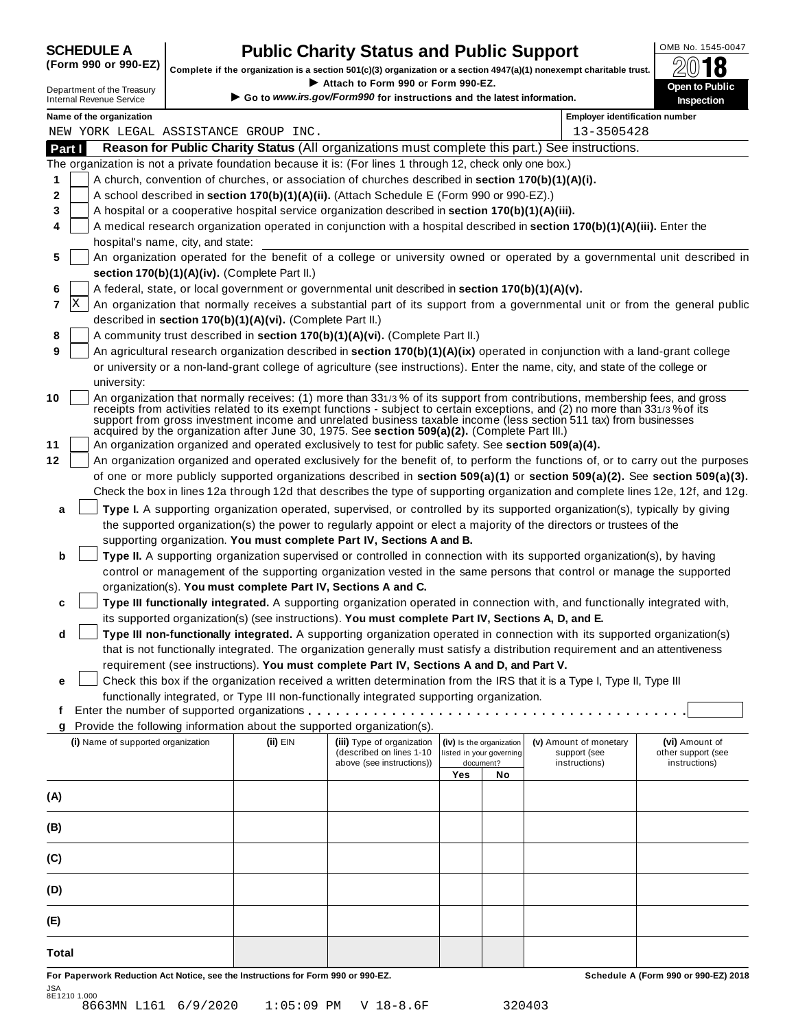**SCHEDULE A (Form 990 or 990-EZ)**

Department of the Treasury
Internal Revenue Service

# Public Charity Status and Public Support

**Complete if the organization is a section 501(c)(3) organization or a section 4947(a)(1) nonexempt charitable trust.**

▶ Attach to Form 990 or Form 990-EZ.

▶ Go to *www.irs.gov/Form990* for instructions and the latest information.

OMB No. 1545-0047

**2018**

**Open to Public Inspection**

**Name of the organization:** NEW YORK LEGAL ASSISTANCE GROUP INC.

**Employer identification number:** 13-3505428

## Part I — Reason for Public Charity Status (All organizations must complete this part.) See instructions.

The organization is not a private foundation because it is: (For lines 1 through 12, check only one box.)

1. [ ] A church, convention of churches, or association of churches described in **section 170(b)(1)(A)(i).**
2. [ ] A school described in **section 170(b)(1)(A)(ii).** (Attach Schedule E (Form 990 or 990-EZ).)
3. [ ] A hospital or a cooperative hospital service organization described in **section 170(b)(1)(A)(iii).**
4. [ ] A medical research organization operated in conjunction with a hospital described in **section 170(b)(1)(A)(iii).** Enter the hospital's name, city, and state:
5. [ ] An organization operated for the benefit of a college or university owned or operated by a governmental unit described in **section 170(b)(1)(A)(iv).** (Complete Part II.)
6. [ ] A federal, state, or local government or governmental unit described in **section 170(b)(1)(A)(v).**
7. [X] An organization that normally receives a substantial part of its support from a governmental unit or from the general public described in **section 170(b)(1)(A)(vi).** (Complete Part II.)
8. [ ] A community trust described in **section 170(b)(1)(A)(vi).** (Complete Part II.)
9. [ ] An agricultural research organization described in **section 170(b)(1)(A)(ix)** operated in conjunction with a land-grant college or university or a non-land-grant college of agriculture (see instructions). Enter the name, city, and state of the college or university:
10. [ ] An organization that normally receives: (1) more than 33 1/3 % of its support from contributions, membership fees, and gross receipts from activities related to its exempt functions - subject to certain exceptions, and (2) no more than 33 1/3 % of its support from gross investment income and unrelated business taxable income (less section 511 tax) from businesses acquired by the organization after June 30, 1975. See **section 509(a)(2).** (Complete Part III.)
11. [ ] An organization organized and operated exclusively to test for public safety. See **section 509(a)(4).**
12. [ ] An organization organized and operated exclusively for the benefit of, to perform the functions of, or to carry out the purposes of one or more publicly supported organizations described in **section 509(a)(1)** or **section 509(a)(2).** See **section 509(a)(3).** Check the box in lines 12a through 12d that describes the type of supporting organization and complete lines 12e, 12f, and 12g.
   - **a** [ ] **Type I.** A supporting organization operated, supervised, or controlled by its supported organization(s), typically by giving the supported organization(s) the power to regularly appoint or elect a majority of the directors or trustees of the supporting organization. **You must complete Part IV, Sections A and B.**
   - **b** [ ] **Type II.** A supporting organization supervised or controlled in connection with its supported organization(s), by having control or management of the supporting organization vested in the same persons that control or manage the supported organization(s). **You must complete Part IV, Sections A and C.**
   - **c** [ ] **Type III functionally integrated.** A supporting organization operated in connection with, and functionally integrated with, its supported organization(s) (see instructions). **You must complete Part IV, Sections A, D, and E.**
   - **d** [ ] **Type III non-functionally integrated.** A supporting organization operated in connection with its supported organization(s) that is not functionally integrated. The organization generally must satisfy a distribution requirement and an attentiveness requirement (see instructions). **You must complete Part IV, Sections A and D, and Part V.**
   - **e** [ ] Check this box if the organization received a written determination from the IRS that it is a Type I, Type II, Type III functionally integrated, or Type III non-functionally integrated supporting organization.
   - **f** Enter the number of supported organizations
   - **g** Provide the following information about the supported organization(s).

| (i) Name of supported organization | (ii) EIN | (iii) Type of organization (described on lines 1-10 above (see instructions)) | (iv) Is the organization listed in your governing document? Yes | No | (v) Amount of monetary support (see instructions) | (vi) Amount of other support (see instructions) |
|---|---|---|---|---|---|---|
| (A) | | | | | | |
| (B) | | | | | | |
| (C) | | | | | | |
| (D) | | | | | | |
| (E) | | | | | | |
| Total | | | | | | |

**For Paperwork Reduction Act Notice, see the Instructions for Form 990 or 990-EZ.**

**Schedule A (Form 990 or 990-EZ) 2018**

JSA 8E1210 1.000
8663MN L161 6/9/2020 1:05:09 PM V 18-8.6F 320403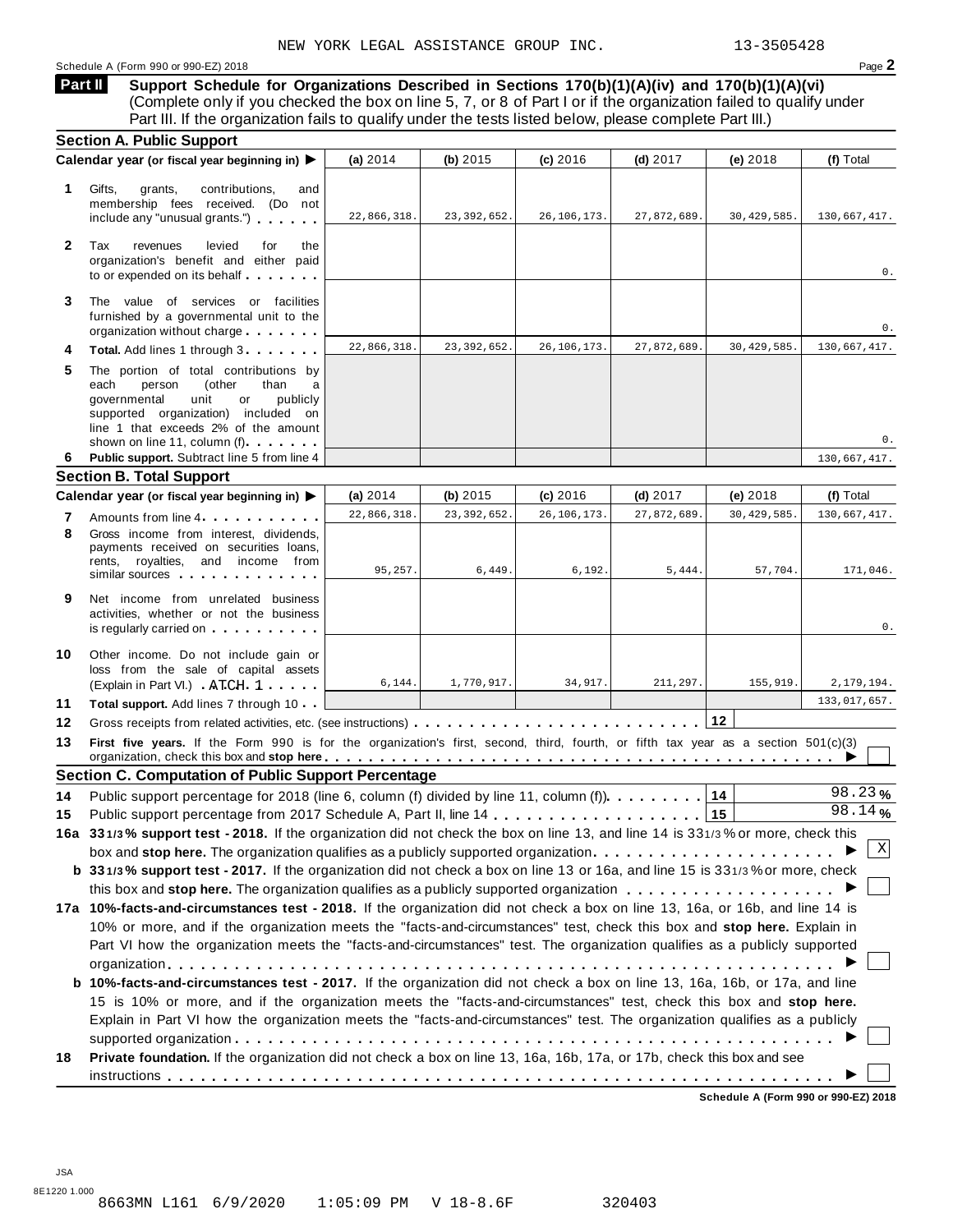NEW YORK LEGAL ASSISTANCE GROUP INC. 13-3505428

Schedule A (Form 990 or 990-EZ) 2018 Page **2**

## Part II Support Schedule for Organizations Described in Sections 170(b)(1)(A)(iv) and 170(b)(1)(A)(vi)

(Complete only if you checked the box on line 5, 7, or 8 of Part I or if the organization failed to qualify under Part III. If the organization fails to qualify under the tests listed below, please complete Part III.)

### Section A. Public Support

| Calendar year (or fiscal year beginning in) ▶ | (a) 2014 | (b) 2015 | (c) 2016 | (d) 2017 | (e) 2018 | (f) Total |
|---|---|---|---|---|---|---|
| **1** Gifts, grants, contributions, and membership fees received. (Do not include any "unusual grants.") | 22,866,318. | 23,392,652. | 26,106,173. | 27,872,689. | 30,429,585. | 130,667,417. |
| **2** Tax revenues levied for the organization's benefit and either paid to or expended on its behalf | | | | | | 0. |
| **3** The value of services or facilities furnished by a governmental unit to the organization without charge | | | | | | 0. |
| **4** **Total.** Add lines 1 through 3 | 22,866,318. | 23,392,652. | 26,106,173. | 27,872,689. | 30,429,585. | 130,667,417. |
| **5** The portion of total contributions by each person (other than a governmental unit or publicly supported organization) included on line 1 that exceeds 2% of the amount shown on line 11, column (f) | | | | | | 0. |
| **6** **Public support.** Subtract line 5 from line 4 | | | | | | 130,667,417. |

### Section B. Total Support

| Calendar year (or fiscal year beginning in) ▶ | (a) 2014 | (b) 2015 | (c) 2016 | (d) 2017 | (e) 2018 | (f) Total |
|---|---|---|---|---|---|---|
| **7** Amounts from line 4 | 22,866,318. | 23,392,652. | 26,106,173. | 27,872,689. | 30,429,585. | 130,667,417. |
| **8** Gross income from interest, dividends, payments received on securities loans, rents, royalties, and income from similar sources | 95,257. | 6,449. | 6,192. | 5,444. | 57,704. | 171,046. |
| **9** Net income from unrelated business activities, whether or not the business is regularly carried on | | | | | | 0. |
| **10** Other income. Do not include gain or loss from the sale of capital assets (Explain in Part VI.) ATCH 1 | 6,144. | 1,770,917. | 34,917. | 211,297. | 155,919. | 2,179,194. |
| **11** **Total support.** Add lines 7 through 10 | | | | | | 133,017,657. |

**12** Gross receipts from related activities, etc. (see instructions) **12**

**13** **First five years.** If the Form 990 is for the organization's first, second, third, fourth, or fifth tax year as a section 501(c)(3) organization, check this box and **stop here** ▶ ☐

### Section C. Computation of Public Support Percentage

**14** Public support percentage for 2018 (line 6, column (f) divided by line 11, column (f)) **14** 98.23 %

**15** Public support percentage from 2017 Schedule A, Part II, line 14 **15** 98.14 %

**16a** **33 1/3 % support test - 2018.** If the organization did not check the box on line 13, and line 14 is 33 1/3 % or more, check this box and **stop here.** The organization qualifies as a publicly supported organization ▶ ☒

**b** **33 1/3 % support test - 2017.** If the organization did not check a box on line 13 or 16a, and line 15 is 33 1/3 % or more, check this box and **stop here.** The organization qualifies as a publicly supported organization ▶ ☐

**17a** **10%-facts-and-circumstances test - 2018.** If the organization did not check a box on line 13, 16a, or 16b, and line 14 is 10% or more, and if the organization meets the "facts-and-circumstances" test, check this box and **stop here.** Explain in Part VI how the organization meets the "facts-and-circumstances" test. The organization qualifies as a publicly supported organization ▶ ☐

**b** **10%-facts-and-circumstances test - 2017.** If the organization did not check a box on line 13, 16a, 16b, or 17a, and line 15 is 10% or more, and if the organization meets the "facts-and-circumstances" test, check this box and **stop here.** Explain in Part VI how the organization meets the "facts-and-circumstances" test. The organization qualifies as a publicly supported organization ▶ ☐

**18** **Private foundation.** If the organization did not check a box on line 13, 16a, 16b, 17a, or 17b, check this box and see instructions ▶ ☐

**Schedule A (Form 990 or 990-EZ) 2018**

JSA
8E1220 1.000
8663MN L161 6/9/2020 1:05:09 PM V 18-8.6F 320403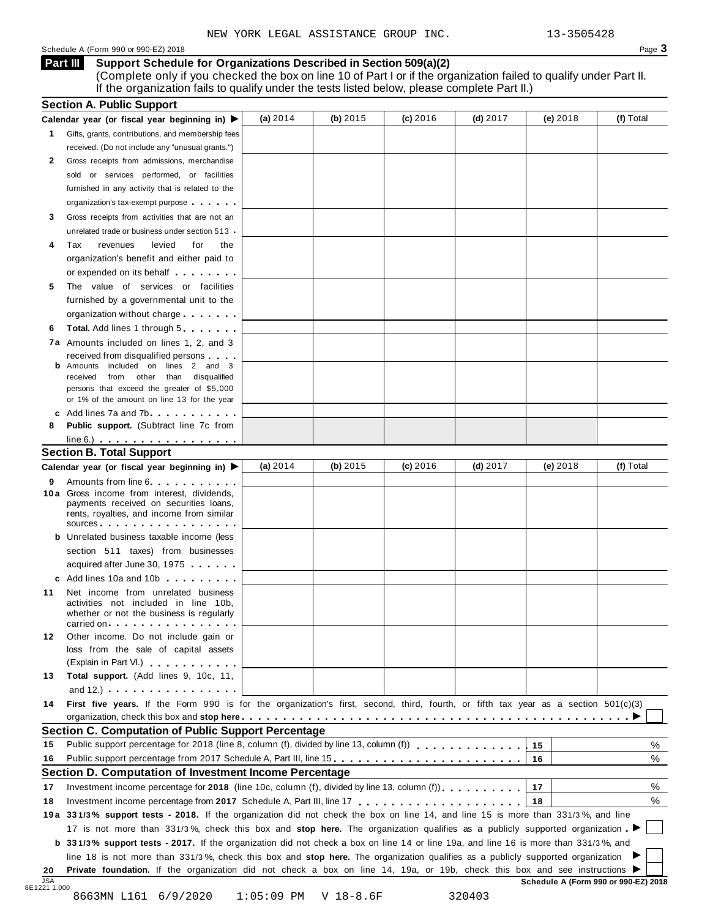NEW YORK LEGAL ASSISTANCE GROUP INC. 13-3505428

Schedule A (Form 990 or 990-EZ) 2018

## Part III Support Schedule for Organizations Described in Section 509(a)(2)

(Complete only if you checked the box on line 10 of Part I or if the organization failed to qualify under Part II. If the organization fails to qualify under the tests listed below, please complete Part II.)

### Section A. Public Support

| Calendar year (or fiscal year beginning in) ▶ | (a) 2014 | (b) 2015 | (c) 2016 | (d) 2017 | (e) 2018 | (f) Total |
|---|---|---|---|---|---|---|
| **1** Gifts, grants, contributions, and membership fees received. (Do not include any "unusual grants.") | | | | | | |
| **2** Gross receipts from admissions, merchandise sold or services performed, or facilities furnished in any activity that is related to the organization's tax-exempt purpose | | | | | | |
| **3** Gross receipts from activities that are not an unrelated trade or business under section 513 | | | | | | |
| **4** Tax revenues levied for the organization's benefit and either paid to or expended on its behalf | | | | | | |
| **5** The value of services or facilities furnished by a governmental unit to the organization without charge | | | | | | |
| **6** **Total.** Add lines 1 through 5 | | | | | | |
| **7a** Amounts included on lines 1, 2, and 3 received from disqualified persons | | | | | | |
| **b** Amounts included on lines 2 and 3 received from other than disqualified persons that exceed the greater of $5,000 or 1% of the amount on line 13 for the year | | | | | | |
| **c** Add lines 7a and 7b | | | | | | |
| **8** **Public support.** (Subtract line 7c from line 6.) | | | | | | |

### Section B. Total Support

| Calendar year (or fiscal year beginning in) ▶ | (a) 2014 | (b) 2015 | (c) 2016 | (d) 2017 | (e) 2018 | (f) Total |
|---|---|---|---|---|---|---|
| **9** Amounts from line 6 | | | | | | |
| **10a** Gross income from interest, dividends, payments received on securities loans, rents, royalties, and income from similar sources | | | | | | |
| **b** Unrelated business taxable income (less section 511 taxes) from businesses acquired after June 30, 1975 | | | | | | |
| **c** Add lines 10a and 10b | | | | | | |
| **11** Net income from unrelated business activities not included in line 10b, whether or not the business is regularly carried on | | | | | | |
| **12** Other income. Do not include gain or loss from the sale of capital assets (Explain in Part VI.) | | | | | | |
| **13** **Total support.** (Add lines 9, 10c, 11, and 12.) | | | | | | |

**14** **First five years.** If the Form 990 is for the organization's first, second, third, fourth, or fifth tax year as a section 501(c)(3) organization, check this box and **stop here** ▶ ☐

### Section C. Computation of Public Support Percentage

| | | | |
|---|---|---|---|
| **15** | Public support percentage for 2018 (line 8, column (f), divided by line 13, column (f)) | 15 | % |
| **16** | Public support percentage from 2017 Schedule A, Part III, line 15 | 16 | % |

### Section D. Computation of Investment Income Percentage

| | | | |
|---|---|---|---|
| **17** | Investment income percentage for **2018** (line 10c, column (f), divided by line 13, column (f)) | 17 | % |
| **18** | Investment income percentage from **2017** Schedule A, Part III, line 17 | 18 | % |

**19a** **33 1/3% support tests - 2018.** If the organization did not check the box on line 14, and line 15 is more than 33 1/3%, and line 17 is not more than 33 1/3%, check this box and **stop here.** The organization qualifies as a publicly supported organization ▶ ☐

**b** **33 1/3% support tests - 2017.** If the organization did not check a box on line 14 or line 19a, and line 16 is more than 33 1/3%, and line 18 is not more than 33 1/3%, check this box and **stop here.** The organization qualifies as a publicly supported organization ▶ ☐

**20** **Private foundation.** If the organization did not check a box on line 14, 19a, or 19b, check this box and see instructions ▶ ☐

**Schedule A (Form 990 or 990-EZ) 2018**

JSA 8E1221 1.000

8663MN L161 6/9/2020 1:05:09 PM V 18-8.6F 320403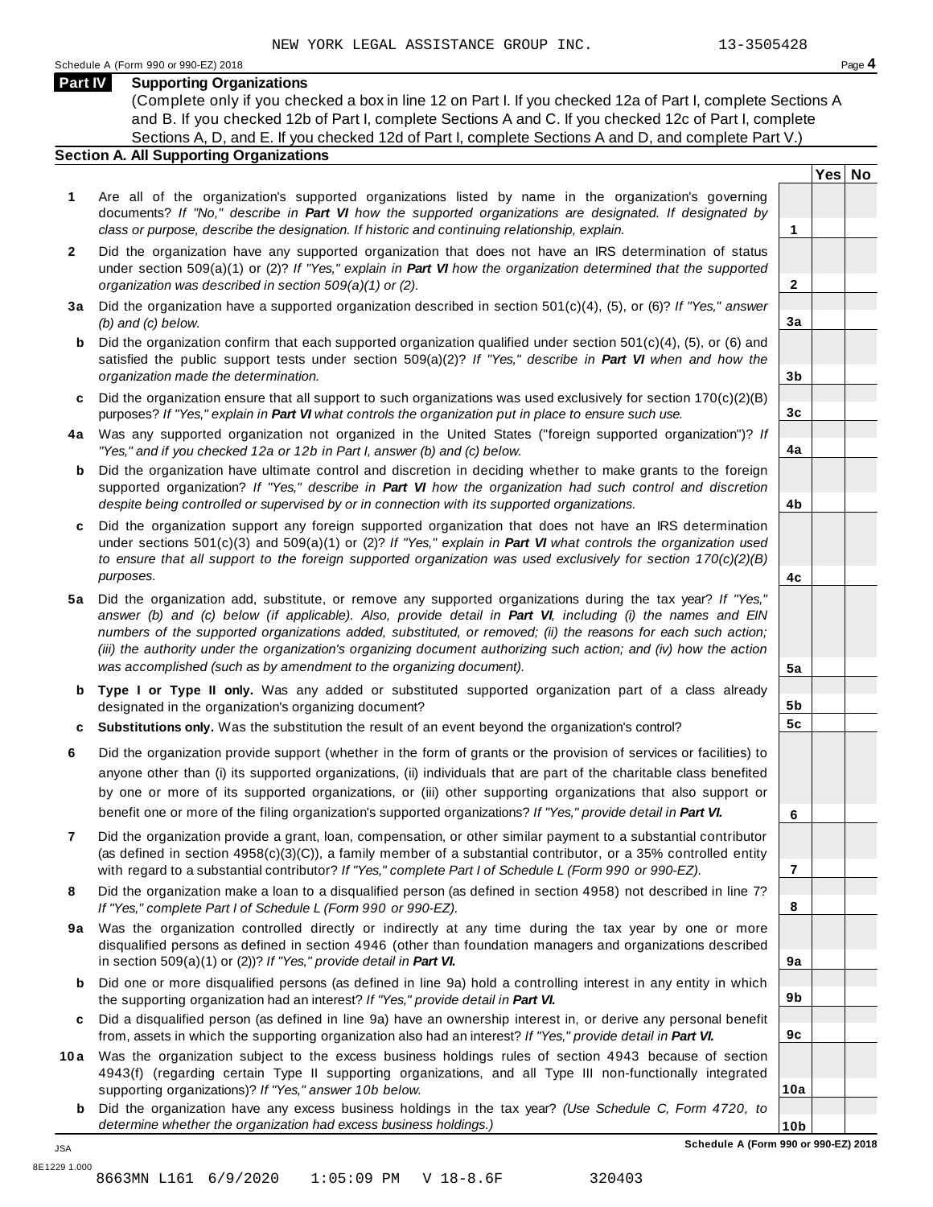NEW YORK LEGAL ASSISTANCE GROUP INC. 13-3505428

Schedule A (Form 990 or 990-EZ) 2018

## Part IV Supporting Organizations

(Complete only if you checked a box in line 12 on Part I. If you checked 12a of Part I, complete Sections A and B. If you checked 12b of Part I, complete Sections A and C. If you checked 12c of Part I, complete Sections A, D, and E. If you checked 12d of Part I, complete Sections A and D, and complete Part V.)

### Section A. All Supporting Organizations

| | | Line | Yes | No |
|---|---|---|---|---|
| **1** | Are all of the organization's supported organizations listed by name in the organization's governing documents? *If "No," describe in **Part VI** how the supported organizations are designated. If designated by class or purpose, describe the designation. If historic and continuing relationship, explain.* | 1 | | |
| **2** | Did the organization have any supported organization that does not have an IRS determination of status under section 509(a)(1) or (2)? *If "Yes," explain in **Part VI** how the organization determined that the supported organization was described in section 509(a)(1) or (2).* | 2 | | |
| **3a** | Did the organization have a supported organization described in section 501(c)(4), (5), or (6)? *If "Yes," answer (b) and (c) below.* | 3a | | |
| **b** | Did the organization confirm that each supported organization qualified under section 501(c)(4), (5), or (6) and satisfied the public support tests under section 509(a)(2)? *If "Yes," describe in **Part VI** when and how the organization made the determination.* | 3b | | |
| **c** | Did the organization ensure that all support to such organizations was used exclusively for section 170(c)(2)(B) purposes? *If "Yes," explain in **Part VI** what controls the organization put in place to ensure such use.* | 3c | | |
| **4a** | Was any supported organization not organized in the United States ("foreign supported organization")? *If "Yes," and if you checked 12a or 12b in Part I, answer (b) and (c) below.* | 4a | | |
| **b** | Did the organization have ultimate control and discretion in deciding whether to make grants to the foreign supported organization? *If "Yes," describe in **Part VI** how the organization had such control and discretion despite being controlled or supervised by or in connection with its supported organizations.* | 4b | | |
| **c** | Did the organization support any foreign supported organization that does not have an IRS determination under sections 501(c)(3) and 509(a)(1) or (2)? *If "Yes," explain in **Part VI** what controls the organization used to ensure that all support to the foreign supported organization was used exclusively for section 170(c)(2)(B) purposes.* | 4c | | |
| **5a** | Did the organization add, substitute, or remove any supported organizations during the tax year? *If "Yes," answer (b) and (c) below (if applicable). Also, provide detail in **Part VI**, including (i) the names and EIN numbers of the supported organizations added, substituted, or removed; (ii) the reasons for each such action; (iii) the authority under the organization's organizing document authorizing such action; and (iv) how the action was accomplished (such as by amendment to the organizing document).* | 5a | | |
| **b** | **Type I or Type II only.** Was any added or substituted supported organization part of a class already designated in the organization's organizing document? | 5b | | |
| **c** | **Substitutions only.** Was the substitution the result of an event beyond the organization's control? | 5c | | |
| **6** | Did the organization provide support (whether in the form of grants or the provision of services or facilities) to anyone other than (i) its supported organizations, (ii) individuals that are part of the charitable class benefited by one or more of its supported organizations, or (iii) other supporting organizations that also support or benefit one or more of the filing organization's supported organizations? *If "Yes," provide detail in **Part VI.*** | 6 | | |
| **7** | Did the organization provide a grant, loan, compensation, or other similar payment to a substantial contributor (as defined in section 4958(c)(3)(C)), a family member of a substantial contributor, or a 35% controlled entity with regard to a substantial contributor? *If "Yes," complete Part I of Schedule L (Form 990 or 990-EZ).* | 7 | | |
| **8** | Did the organization make a loan to a disqualified person (as defined in section 4958) not described in line 7? *If "Yes," complete Part I of Schedule L (Form 990 or 990-EZ).* | 8 | | |
| **9a** | Was the organization controlled directly or indirectly at any time during the tax year by one or more disqualified persons as defined in section 4946 (other than foundation managers and organizations described in section 509(a)(1) or (2))? *If "Yes," provide detail in **Part VI.*** | 9a | | |
| **b** | Did one or more disqualified persons (as defined in line 9a) hold a controlling interest in any entity in which the supporting organization had an interest? *If "Yes," provide detail in **Part VI.*** | 9b | | |
| **c** | Did a disqualified person (as defined in line 9a) have an ownership interest in, or derive any personal benefit from, assets in which the supporting organization also had an interest? *If "Yes," provide detail in **Part VI.*** | 9c | | |
| **10a** | Was the organization subject to the excess business holdings rules of section 4943 because of section 4943(f) (regarding certain Type II supporting organizations, and all Type III non-functionally integrated supporting organizations)? *If "Yes," answer 10b below.* | 10a | | |
| **b** | Did the organization have any excess business holdings in the tax year? *(Use Schedule C, Form 4720, to determine whether the organization had excess business holdings.)* | 10b | | |

**Schedule A (Form 990 or 990-EZ) 2018**

JSA
8E1229 1.000
8663MN L161 6/9/2020 1:05:09 PM V 18-8.6F 320403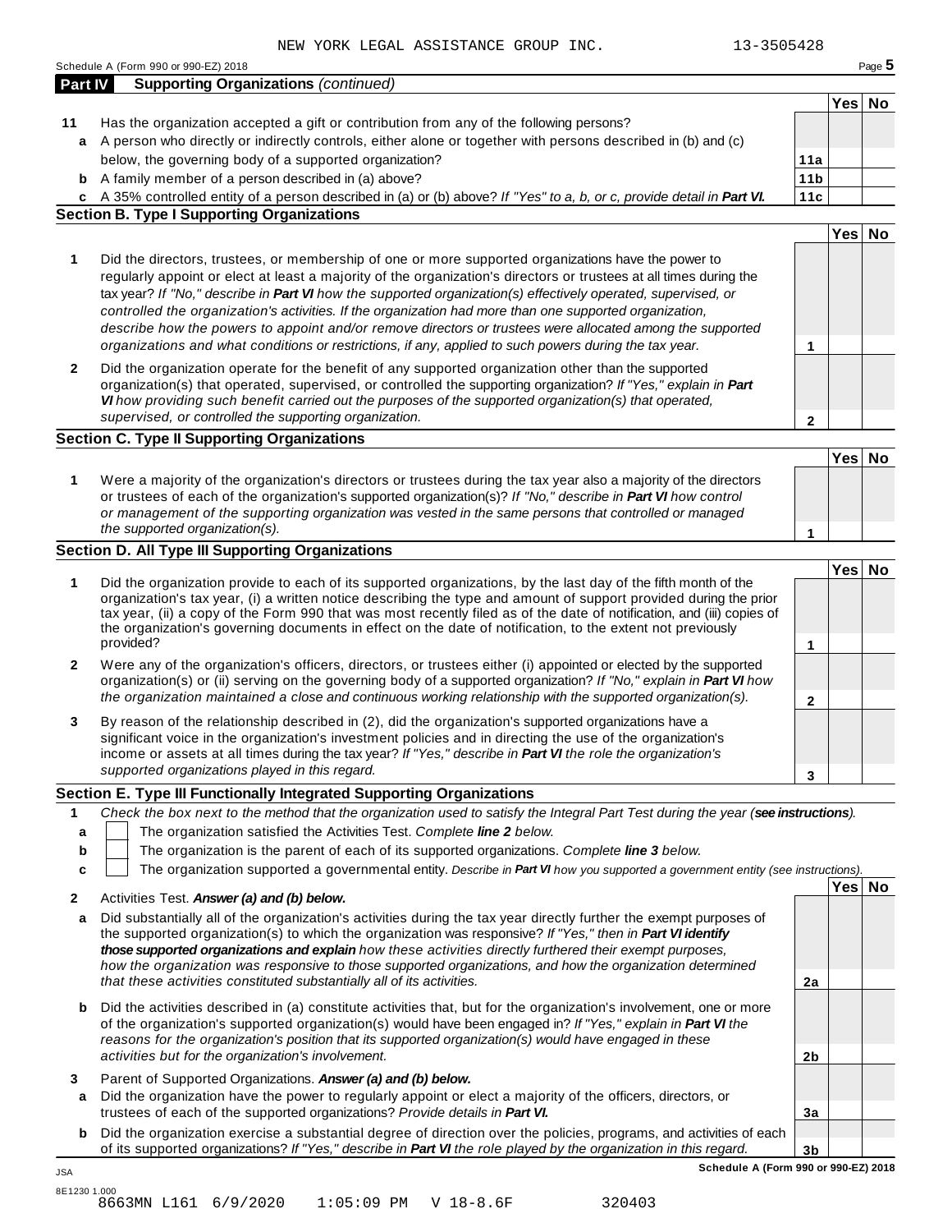NEW YORK LEGAL ASSISTANCE GROUP INC. 13-3505428

Schedule A (Form 990 or 990-EZ) 2018

## Part IV Supporting Organizations *(continued)*

| | | | Yes | No |
|---|---|---|---|---|
| **11** | Has the organization accepted a gift or contribution from any of the following persons? | | | |
| **a** | A person who directly or indirectly controls, either alone or together with persons described in (b) and (c) below, the governing body of a supported organization? | **11a** | | |
| **b** | A family member of a person described in (a) above? | **11b** | | |
| **c** | A 35% controlled entity of a person described in (a) or (b) above? *If "Yes" to a, b, or c, provide detail in **Part VI.*** | **11c** | | |

### Section B. Type I Supporting Organizations

| | | | Yes | No |
|---|---|---|---|---|
| **1** | Did the directors, trustees, or membership of one or more supported organizations have the power to regularly appoint or elect at least a majority of the organization's directors or trustees at all times during the tax year? *If "No," describe in **Part VI** how the supported organization(s) effectively operated, supervised, or controlled the organization's activities. If the organization had more than one supported organization, describe how the powers to appoint and/or remove directors or trustees were allocated among the supported organizations and what conditions or restrictions, if any, applied to such powers during the tax year.* | **1** | | |
| **2** | Did the organization operate for the benefit of any supported organization other than the supported organization(s) that operated, supervised, or controlled the supporting organization? *If "Yes," explain in **Part VI** how providing such benefit carried out the purposes of the supported organization(s) that operated, supervised, or controlled the supporting organization.* | **2** | | |

### Section C. Type II Supporting Organizations

| | | | Yes | No |
|---|---|---|---|---|
| **1** | Were a majority of the organization's directors or trustees during the tax year also a majority of the directors or trustees of each of the organization's supported organization(s)? *If "No," describe in **Part VI** how control or management of the supporting organization was vested in the same persons that controlled or managed the supported organization(s).* | **1** | | |

### Section D. All Type III Supporting Organizations

| | | | Yes | No |
|---|---|---|---|---|
| **1** | Did the organization provide to each of its supported organizations, by the last day of the fifth month of the organization's tax year, (i) a written notice describing the type and amount of support provided during the prior tax year, (ii) a copy of the Form 990 that was most recently filed as of the date of notification, and (iii) copies of the organization's governing documents in effect on the date of notification, to the extent not previously provided? | **1** | | |
| **2** | Were any of the organization's officers, directors, or trustees either (i) appointed or elected by the supported organization(s) or (ii) serving on the governing body of a supported organization? *If "No," explain in **Part VI** how the organization maintained a close and continuous working relationship with the supported organization(s).* | **2** | | |
| **3** | By reason of the relationship described in (2), did the organization's supported organizations have a significant voice in the organization's investment policies and in directing the use of the organization's income or assets at all times during the tax year? *If "Yes," describe in **Part VI** the role the organization's supported organizations played in this regard.* | **3** | | |

### Section E. Type III Functionally Integrated Supporting Organizations

**1** *Check the box next to the method that the organization used to satisfy the Integral Part Test during the year (**see instructions**).*

- **a** ☐ The organization satisfied the Activities Test. *Complete **line 2** below.*
- **b** ☐ The organization is the parent of each of its supported organizations. *Complete **line 3** below.*
- **c** ☐ The organization supported a governmental entity. *Describe in **Part VI** how you supported a government entity (see instructions).*

| | | | Yes | No |
|---|---|---|---|---|
| **2** | Activities Test. ***Answer (a) and (b) below.*** | | | |
| **a** | Did substantially all of the organization's activities during the tax year directly further the exempt purposes of the supported organization(s) to which the organization was responsive? *If "Yes," then in **Part VI identify those supported organizations and explain** how these activities directly furthered their exempt purposes, how the organization was responsive to those supported organizations, and how the organization determined that these activities constituted substantially all of its activities.* | **2a** | | |
| **b** | Did the activities described in (a) constitute activities that, but for the organization's involvement, one or more of the organization's supported organization(s) would have been engaged in? *If "Yes," explain in **Part VI** the reasons for the organization's position that its supported organization(s) would have engaged in these activities but for the organization's involvement.* | **2b** | | |
| **3** | Parent of Supported Organizations. ***Answer (a) and (b) below.*** | | | |
| **a** | Did the organization have the power to regularly appoint or elect a majority of the officers, directors, or trustees of each of the supported organizations? *Provide details in **Part VI.*** | **3a** | | |
| **b** | Did the organization exercise a substantial degree of direction over the policies, programs, and activities of each of its supported organizations? *If "Yes," describe in **Part VI** the role played by the organization in this regard.* | **3b** | | |

**Schedule A (Form 990 or 990-EZ) 2018**

JSA
8E1230 1.000
8663MN L161 6/9/2020 1:05:09 PM V 18-8.6F 320403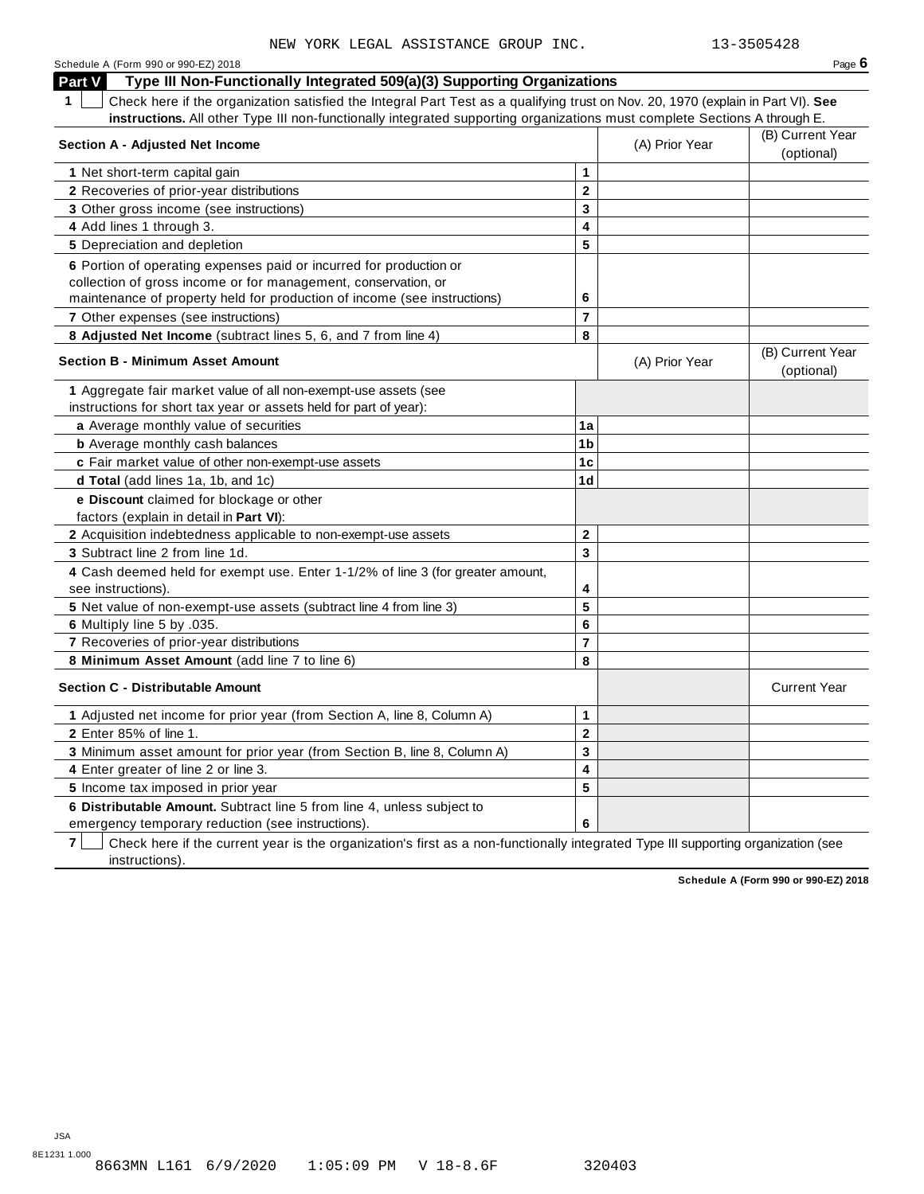NEW YORK LEGAL ASSISTANCE GROUP INC. 13-3505428

Schedule A (Form 990 or 990-EZ) 2018

## Part V Type III Non-Functionally Integrated 509(a)(3) Supporting Organizations

**1** ☐ Check here if the organization satisfied the Integral Part Test as a qualifying trust on Nov. 20, 1970 (explain in Part VI). **See instructions.** All other Type III non-functionally integrated supporting organizations must complete Sections A through E.

| Section A - Adjusted Net Income | | (A) Prior Year | (B) Current Year (optional) |
|---|---|---|---|
| **1** Net short-term capital gain | **1** | | |
| **2** Recoveries of prior-year distributions | **2** | | |
| **3** Other gross income (see instructions) | **3** | | |
| **4** Add lines 1 through 3. | **4** | | |
| **5** Depreciation and depletion | **5** | | |
| **6** Portion of operating expenses paid or incurred for production or collection of gross income or for management, conservation, or maintenance of property held for production of income (see instructions) | **6** | | |
| **7** Other expenses (see instructions) | **7** | | |
| **8 Adjusted Net Income** (subtract lines 5, 6, and 7 from line 4) | **8** | | |

| Section B - Minimum Asset Amount | | (A) Prior Year | (B) Current Year (optional) |
|---|---|---|---|
| **1** Aggregate fair market value of all non-exempt-use assets (see instructions for short tax year or assets held for part of year): | | | |
| **a** Average monthly value of securities | **1a** | | |
| **b** Average monthly cash balances | **1b** | | |
| **c** Fair market value of other non-exempt-use assets | **1c** | | |
| **d Total** (add lines 1a, 1b, and 1c) | **1d** | | |
| **e Discount** claimed for blockage or other factors (explain in detail in **Part VI**): | | | |
| **2** Acquisition indebtedness applicable to non-exempt-use assets | **2** | | |
| **3** Subtract line 2 from line 1d. | **3** | | |
| **4** Cash deemed held for exempt use. Enter 1-1/2% of line 3 (for greater amount, see instructions). | **4** | | |
| **5** Net value of non-exempt-use assets (subtract line 4 from line 3) | **5** | | |
| **6** Multiply line 5 by .035. | **6** | | |
| **7** Recoveries of prior-year distributions | **7** | | |
| **8 Minimum Asset Amount** (add line 7 to line 6) | **8** | | |

| Section C - Distributable Amount | | | Current Year |
|---|---|---|---|
| **1** Adjusted net income for prior year (from Section A, line 8, Column A) | **1** | | |
| **2** Enter 85% of line 1. | **2** | | |
| **3** Minimum asset amount for prior year (from Section B, line 8, Column A) | **3** | | |
| **4** Enter greater of line 2 or line 3. | **4** | | |
| **5** Income tax imposed in prior year | **5** | | |
| **6 Distributable Amount.** Subtract line 5 from line 4, unless subject to emergency temporary reduction (see instructions). | **6** | | |

**7** ☐ Check here if the current year is the organization's first as a non-functionally integrated Type III supporting organization (see instructions).

**Schedule A (Form 990 or 990-EZ) 2018**

JSA
8E1231 1.000
8663MN L161 6/9/2020 1:05:09 PM V 18-8.6F 320403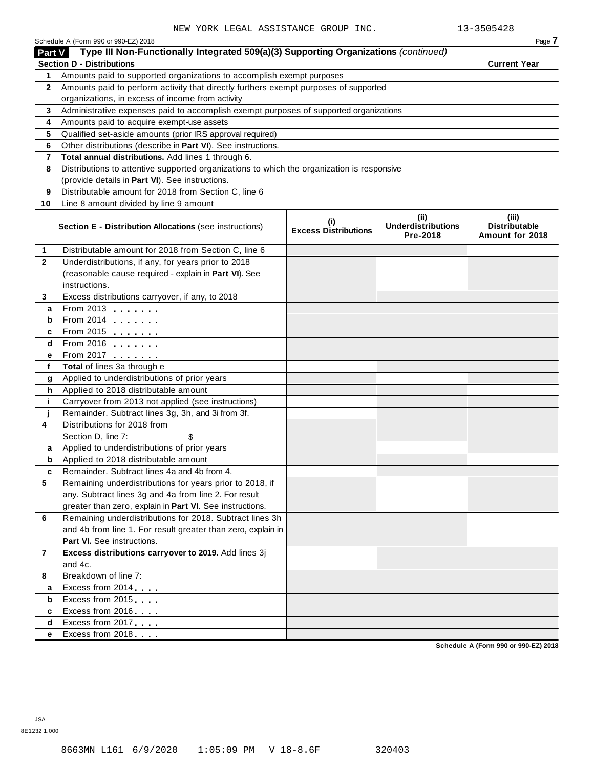NEW YORK LEGAL ASSISTANCE GROUP INC. 13-3505428

Schedule A (Form 990 or 990-EZ) 2018

## Part V Type III Non-Functionally Integrated 509(a)(3) Supporting Organizations *(continued)*

| | **Section D - Distributions** | **Current Year** |
|---|---|---|
| **1** | Amounts paid to supported organizations to accomplish exempt purposes | |
| **2** | Amounts paid to perform activity that directly furthers exempt purposes of supported organizations, in excess of income from activity | |
| **3** | Administrative expenses paid to accomplish exempt purposes of supported organizations | |
| **4** | Amounts paid to acquire exempt-use assets | |
| **5** | Qualified set-aside amounts (prior IRS approval required) | |
| **6** | Other distributions (describe in **Part VI**). See instructions. | |
| **7** | **Total annual distributions.** Add lines 1 through 6. | |
| **8** | Distributions to attentive supported organizations to which the organization is responsive (provide details in **Part VI**). See instructions. | |
| **9** | Distributable amount for 2018 from Section C, line 6 | |
| **10** | Line 8 amount divided by line 9 amount | |

| | **Section E - Distribution Allocations** (see instructions) | **(i) Excess Distributions** | **(ii) Underdistributions Pre-2018** | **(iii) Distributable Amount for 2018** |
|---|---|---|---|---|
| **1** | Distributable amount for 2018 from Section C, line 6 | | | |
| **2** | Underdistributions, if any, for years prior to 2018 (reasonable cause required - explain in **Part VI**). See instructions. | | | |
| **3** | Excess distributions carryover, if any, to 2018 | | | |
| **a** | From 2013 | | | |
| **b** | From 2014 | | | |
| **c** | From 2015 | | | |
| **d** | From 2016 | | | |
| **e** | From 2017 | | | |
| **f** | **Total** of lines 3a through e | | | |
| **g** | Applied to underdistributions of prior years | | | |
| **h** | Applied to 2018 distributable amount | | | |
| **i** | Carryover from 2013 not applied (see instructions) | | | |
| **j** | Remainder. Subtract lines 3g, 3h, and 3i from 3f. | | | |
| **4** | Distributions for 2018 from Section D, line 7: $ | | | |
| **a** | Applied to underdistributions of prior years | | | |
| **b** | Applied to 2018 distributable amount | | | |
| **c** | Remainder. Subtract lines 4a and 4b from 4. | | | |
| **5** | Remaining underdistributions for years prior to 2018, if any. Subtract lines 3g and 4a from line 2. For result greater than zero, explain in **Part VI**. See instructions. | | | |
| **6** | Remaining underdistributions for 2018. Subtract lines 3h and 4b from line 1. For result greater than zero, explain in **Part VI.** See instructions. | | | |
| **7** | **Excess distributions carryover to 2019.** Add lines 3j and 4c. | | | |
| **8** | Breakdown of line 7: | | | |
| **a** | Excess from 2014 | | | |
| **b** | Excess from 2015 | | | |
| **c** | Excess from 2016 | | | |
| **d** | Excess from 2017 | | | |
| **e** | Excess from 2018 | | | |

**Schedule A (Form 990 or 990-EZ) 2018**

JSA
8E1232 1.000

8663MN L161 6/9/2020 1:05:09 PM V 18-8.6F 320403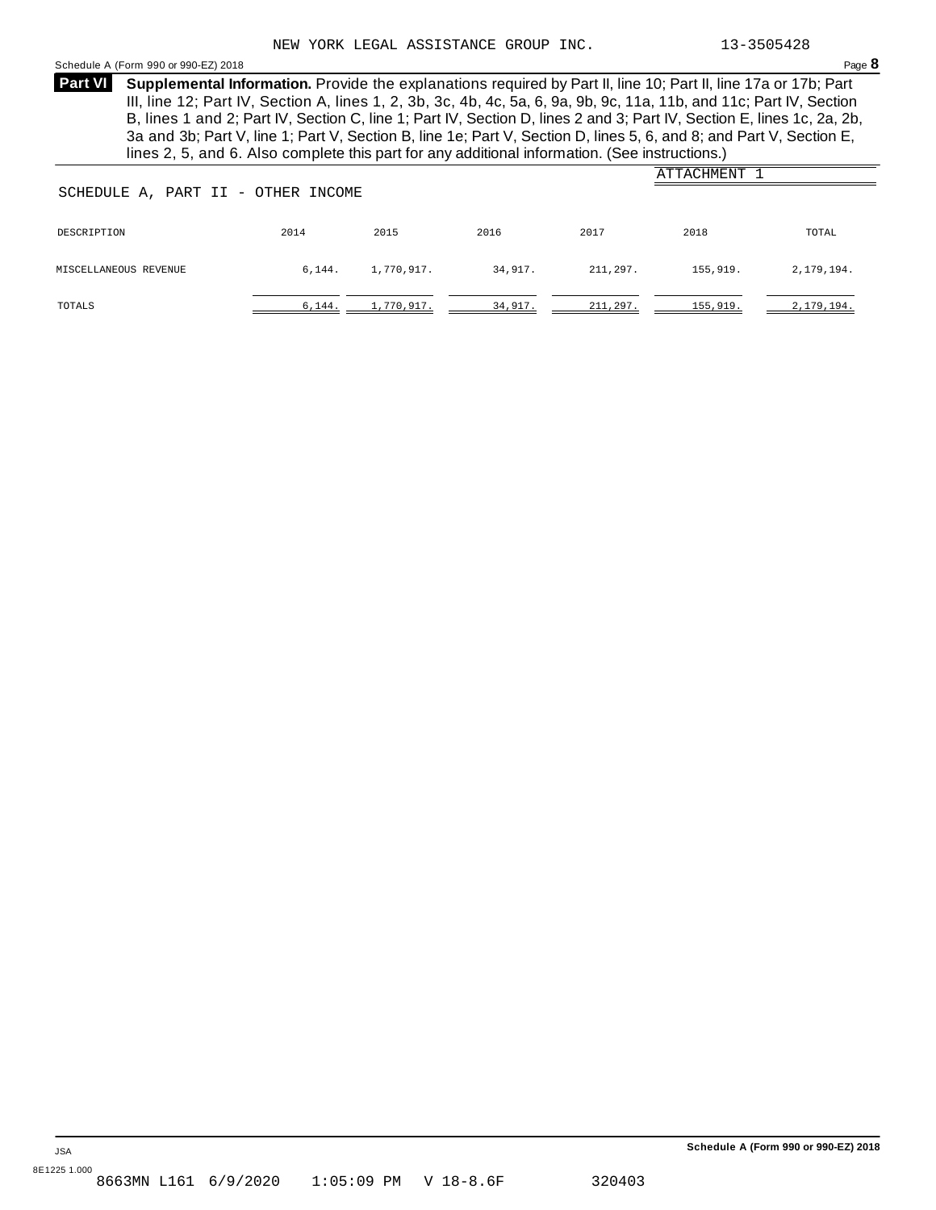NEW YORK LEGAL ASSISTANCE GROUP INC. 13-3505428

**Part VI** **Supplemental Information.** Provide the explanations required by Part II, line 10; Part II, line 17a or 17b; Part III, line 12; Part IV, Section A, lines 1, 2, 3b, 3c, 4b, 4c, 5a, 6, 9a, 9b, 9c, 11a, 11b, and 11c; Part IV, Section B, lines 1 and 2; Part IV, Section C, line 1; Part IV, Section D, lines 2 and 3; Part IV, Section E, lines 1c, 2a, 2b, 3a and 3b; Part V, line 1; Part V, Section B, line 1e; Part V, Section D, lines 5, 6, and 8; and Part V, Section E, lines 2, 5, and 6. Also complete this part for any additional information. (See instructions.)

ATTACHMENT 1

SCHEDULE A, PART II - OTHER INCOME

| DESCRIPTION | 2014 | 2015 | 2016 | 2017 | 2018 | TOTAL |
|---|---|---|---|---|---|---|
| MISCELLANEOUS REVENUE | 6,144. | 1,770,917. | 34,917. | 211,297. | 155,919. | 2,179,194. |
| TOTALS | 6,144. | 1,770,917. | 34,917. | 211,297. | 155,919. | 2,179,194. |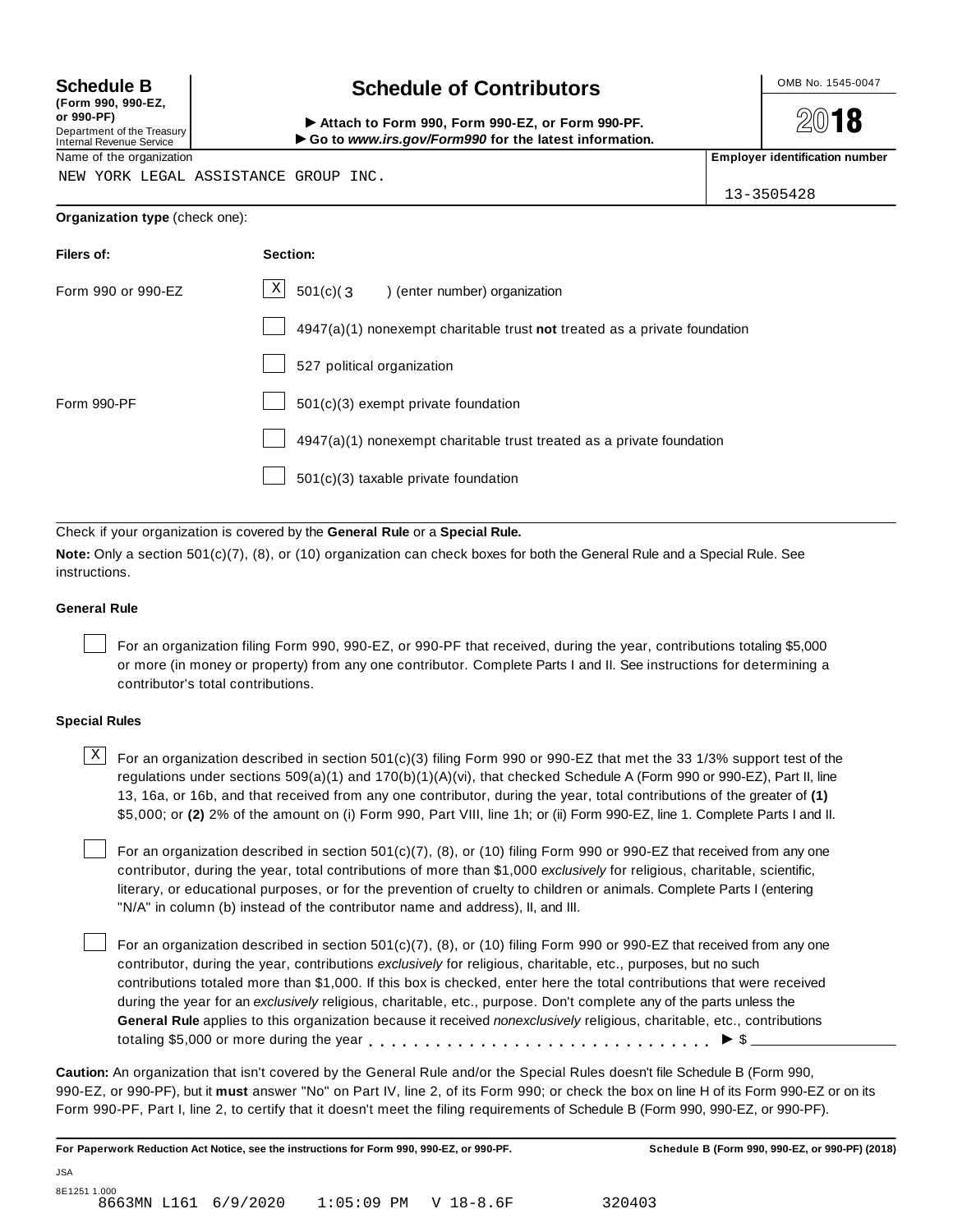**Schedule B**
**(Form 990, 990-EZ, or 990-PF)**
Department of the Treasury
Internal Revenue Service

# Schedule of Contributors

► **Attach to Form 990, Form 990-EZ, or Form 990-PF.**
► **Go to *www.irs.gov/Form990* for the latest information.**

OMB No. 1545-0047

**2018**

| Name of the organization | Employer identification number |
|---|---|
| NEW YORK LEGAL ASSISTANCE GROUP INC. | 13-3505428 |

**Organization type** (check one):

| Filers of: | Section: |
|---|---|
| Form 990 or 990-EZ | [X] 501(c)( 3 ) (enter number) organization |
| | [ ] 4947(a)(1) nonexempt charitable trust **not** treated as a private foundation |
| | [ ] 527 political organization |
| Form 990-PF | [ ] 501(c)(3) exempt private foundation |
| | [ ] 4947(a)(1) nonexempt charitable trust treated as a private foundation |
| | [ ] 501(c)(3) taxable private foundation |

Check if your organization is covered by the **General Rule** or a **Special Rule.**

**Note:** Only a section 501(c)(7), (8), or (10) organization can check boxes for both the General Rule and a Special Rule. See instructions.

**General Rule**

[ ] For an organization filing Form 990, 990-EZ, or 990-PF that received, during the year, contributions totaling $5,000 or more (in money or property) from any one contributor. Complete Parts I and II. See instructions for determining a contributor's total contributions.

**Special Rules**

[X] For an organization described in section 501(c)(3) filing Form 990 or 990-EZ that met the 33 1/3% support test of the regulations under sections 509(a)(1) and 170(b)(1)(A)(vi), that checked Schedule A (Form 990 or 990-EZ), Part II, line 13, 16a, or 16b, and that received from any one contributor, during the year, total contributions of the greater of **(1)** $5,000; or **(2)** 2% of the amount on (i) Form 990, Part VIII, line 1h; or (ii) Form 990-EZ, line 1. Complete Parts I and II.

[ ] For an organization described in section 501(c)(7), (8), or (10) filing Form 990 or 990-EZ that received from any one contributor, during the year, total contributions of more than $1,000 *exclusively* for religious, charitable, scientific, literary, or educational purposes, or for the prevention of cruelty to children or animals. Complete Parts I (entering "N/A" in column (b) instead of the contributor name and address), II, and III.

[ ] For an organization described in section 501(c)(7), (8), or (10) filing Form 990 or 990-EZ that received from any one contributor, during the year, contributions *exclusively* for religious, charitable, etc., purposes, but no such contributions totaled more than $1,000. If this box is checked, enter here the total contributions that were received during the year for an *exclusively* religious, charitable, etc., purpose. Don't complete any of the parts unless the **General Rule** applies to this organization because it received *nonexclusively* religious, charitable, etc., contributions totaling $5,000 or more during the year . . . . . . . . . . . . . . . . . . . . . . . . . . . . . . ► $ ____________

**Caution:** An organization that isn't covered by the General Rule and/or the Special Rules doesn't file Schedule B (Form 990, 990-EZ, or 990-PF), but it **must** answer "No" on Part IV, line 2, of its Form 990; or check the box on line H of its Form 990-EZ or on its Form 990-PF, Part I, line 2, to certify that it doesn't meet the filing requirements of Schedule B (Form 990, 990-EZ, or 990-PF).

**For Paperwork Reduction Act Notice, see the instructions for Form 990, 990-EZ, or 990-PF.** **Schedule B (Form 990, 990-EZ, or 990-PF) (2018)**

JSA
8E1251 1.000
8663MN L161 6/9/2020 1:05:09 PM V 18-8.6F 320403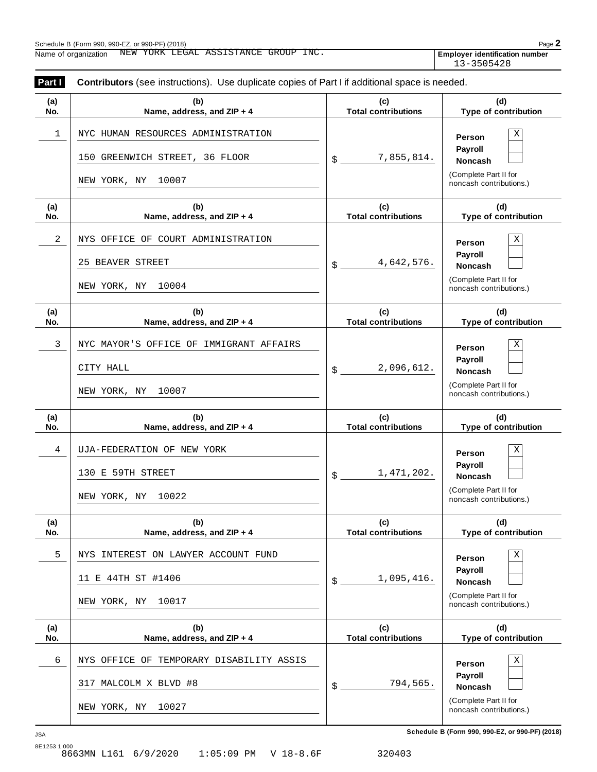Schedule B (Form 990, 990-EZ, or 990-PF) (2018)

Name of organization NEW YORK LEGAL ASSISTANCE GROUP INC.

**Employer identification number** 13-3505428

**Part I** **Contributors** (see instructions). Use duplicate copies of Part I if additional space is needed.

| (a) No. | (b) Name, address, and ZIP + 4 | (c) Total contributions | (d) Type of contribution |
|---|---|---|---|
| 1 | NYC HUMAN RESOURCES ADMINISTRATION<br>150 GREENWICH STREET, 36 FLOOR<br>NEW YORK, NY 10007 | $ 7,855,814. | Person [X]<br>Payroll [ ]<br>Noncash [ ]<br>(Complete Part II for noncash contributions.) |
| 2 | NYS OFFICE OF COURT ADMINISTRATION<br>25 BEAVER STREET<br>NEW YORK, NY 10004 | $ 4,642,576. | Person [X]<br>Payroll [ ]<br>Noncash [ ]<br>(Complete Part II for noncash contributions.) |
| 3 | NYC MAYOR'S OFFICE OF IMMIGRANT AFFAIRS<br>CITY HALL<br>NEW YORK, NY 10007 | $ 2,096,612. | Person [X]<br>Payroll [ ]<br>Noncash [ ]<br>(Complete Part II for noncash contributions.) |
| 4 | UJA-FEDERATION OF NEW YORK<br>130 E 59TH STREET<br>NEW YORK, NY 10022 | $ 1,471,202. | Person [X]<br>Payroll [ ]<br>Noncash [ ]<br>(Complete Part II for noncash contributions.) |
| 5 | NYS INTEREST ON LAWYER ACCOUNT FUND<br>11 E 44TH ST #1406<br>NEW YORK, NY 10017 | $ 1,095,416. | Person [X]<br>Payroll [ ]<br>Noncash [ ]<br>(Complete Part II for noncash contributions.) |
| 6 | NYS OFFICE OF TEMPORARY DISABILITY ASSIS<br>317 MALCOLM X BLVD #8<br>NEW YORK, NY 10027 | $ 794,565. | Person [X]<br>Payroll [ ]<br>Noncash [ ]<br>(Complete Part II for noncash contributions.) |

JSA

8E1253 1.000
8663MN L161 6/9/2020 1:05:09 PM V 18-8.6F 320403

Schedule B (Form 990, 990-EZ, or 990-PF) (2018)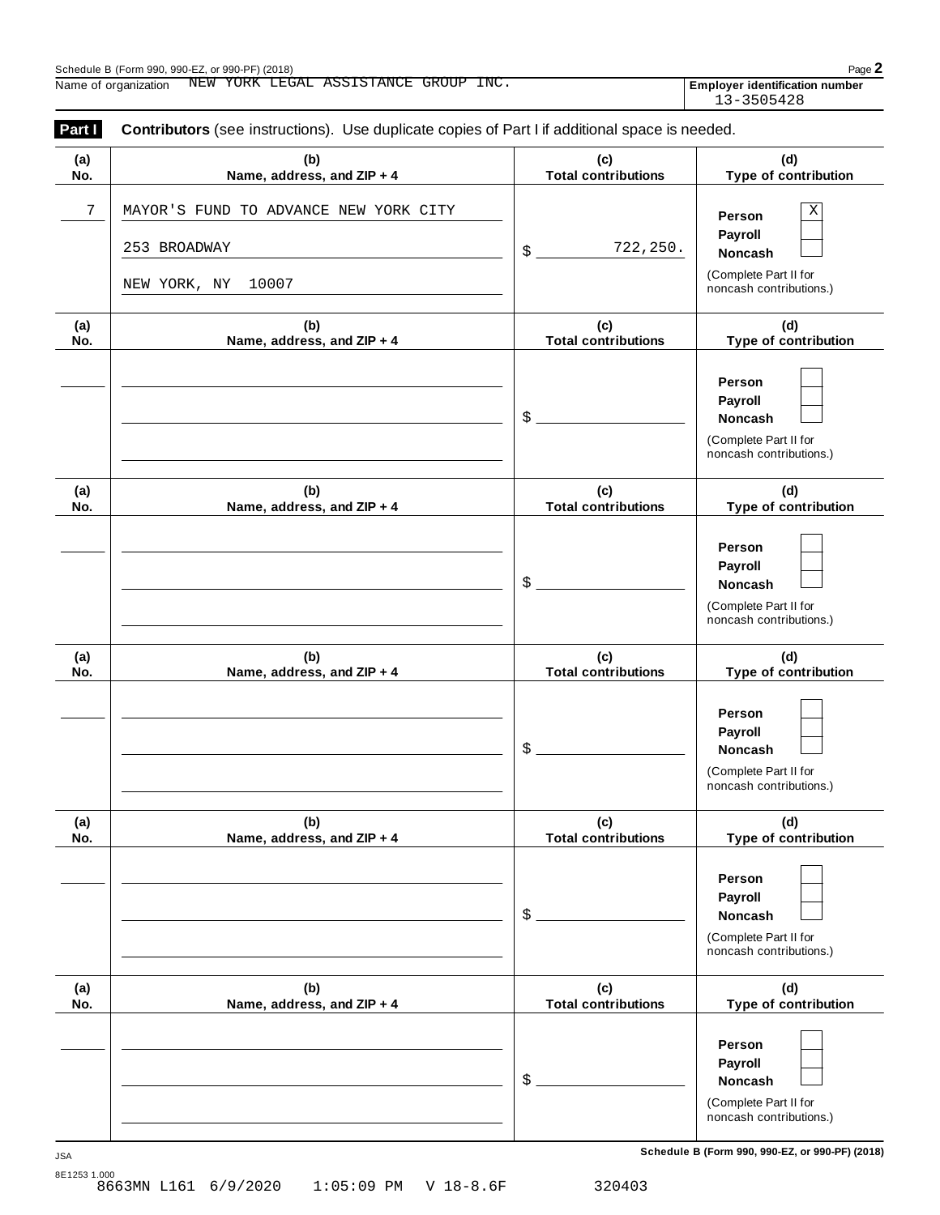Schedule B (Form 990, 990-EZ, or 990-PF) (2018)

Name of organization NEW YORK LEGAL ASSISTANCE GROUP INC.

**Employer identification number** 13-3505428

**Part I** **Contributors** (see instructions). Use duplicate copies of Part I if additional space is needed.

| (a) No. | (b) Name, address, and ZIP + 4 | (c) Total contributions | (d) Type of contribution |
|---|---|---|---|
| 7 | MAYOR'S FUND TO ADVANCE NEW YORK CITY<br>253 BROADWAY<br>NEW YORK, NY 10007 | $ 722,250. | Person [X]<br>Payroll [ ]<br>Noncash [ ]<br>(Complete Part II for noncash contributions.) |
| | | $ | Person [ ]<br>Payroll [ ]<br>Noncash [ ]<br>(Complete Part II for noncash contributions.) |
| | | $ | Person [ ]<br>Payroll [ ]<br>Noncash [ ]<br>(Complete Part II for noncash contributions.) |
| | | $ | Person [ ]<br>Payroll [ ]<br>Noncash [ ]<br>(Complete Part II for noncash contributions.) |
| | | $ | Person [ ]<br>Payroll [ ]<br>Noncash [ ]<br>(Complete Part II for noncash contributions.) |
| | | $ | Person [ ]<br>Payroll [ ]<br>Noncash [ ]<br>(Complete Part II for noncash contributions.) |

JSA

8E1253 1.000

8663MN L161 6/9/2020 1:05:09 PM V 18-8.6F 320403

**Schedule B (Form 990, 990-EZ, or 990-PF) (2018)**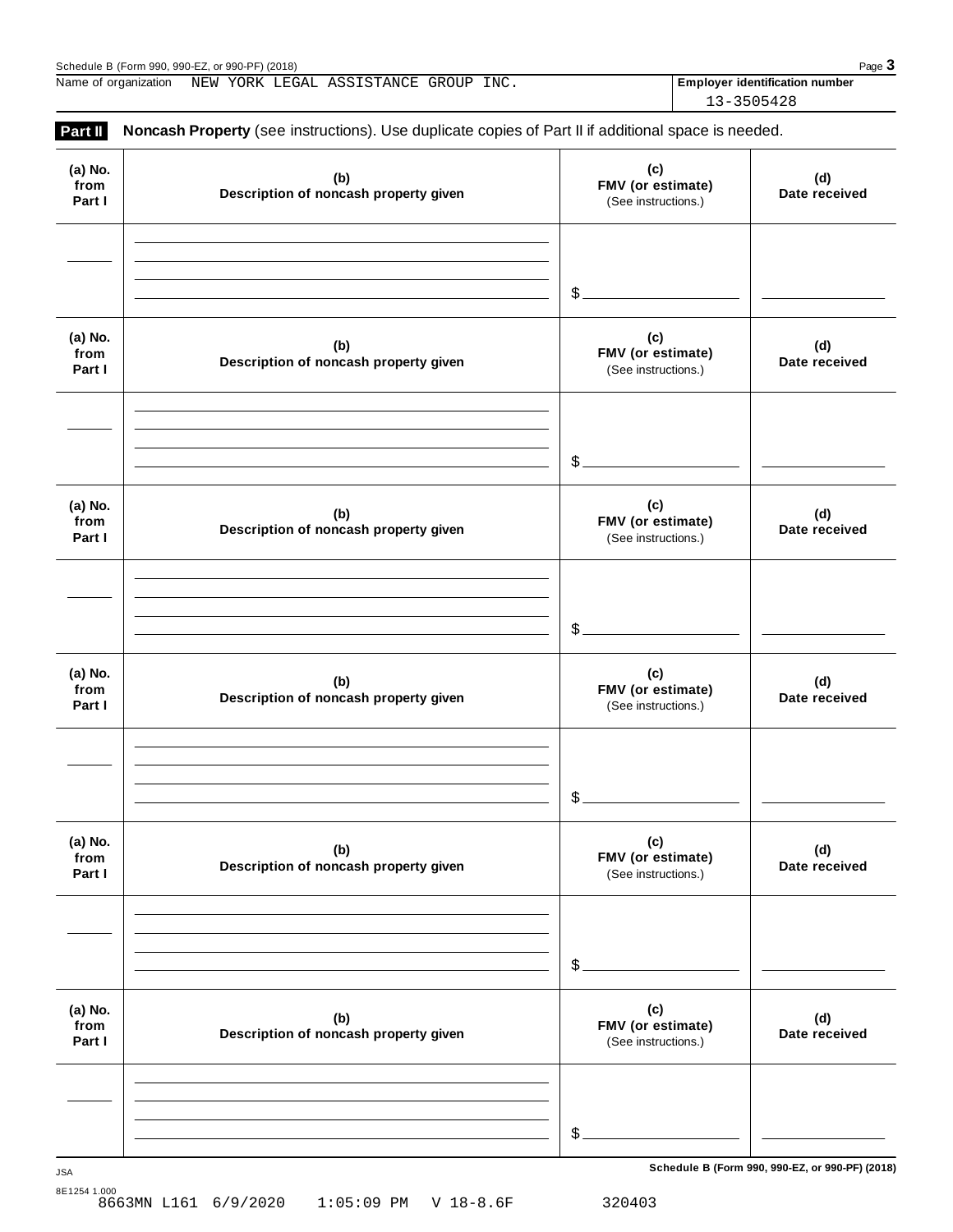Name of organization NEW YORK LEGAL ASSISTANCE GROUP INC.

**Employer identification number** 13-3505428

**Part II** **Noncash Property** (see instructions). Use duplicate copies of Part II if additional space is needed.

| (a) No. from Part I | (b) Description of noncash property given | (c) FMV (or estimate) (See instructions.) | (d) Date received |
|---|---|---|---|
| | | $ | |

| (a) No. from Part I | (b) Description of noncash property given | (c) FMV (or estimate) (See instructions.) | (d) Date received |
|---|---|---|---|
| | | $ | |

| (a) No. from Part I | (b) Description of noncash property given | (c) FMV (or estimate) (See instructions.) | (d) Date received |
|---|---|---|---|
| | | $ | |

| (a) No. from Part I | (b) Description of noncash property given | (c) FMV (or estimate) (See instructions.) | (d) Date received |
|---|---|---|---|
| | | $ | |

| (a) No. from Part I | (b) Description of noncash property given | (c) FMV (or estimate) (See instructions.) | (d) Date received |
|---|---|---|---|
| | | $ | |

| (a) No. from Part I | (b) Description of noncash property given | (c) FMV (or estimate) (See instructions.) | (d) Date received |
|---|---|---|---|
| | | $ | |

JSA
8E1254 1.000
8663MN L161 6/9/2020 1:05:09 PM V 18-8.6F 320403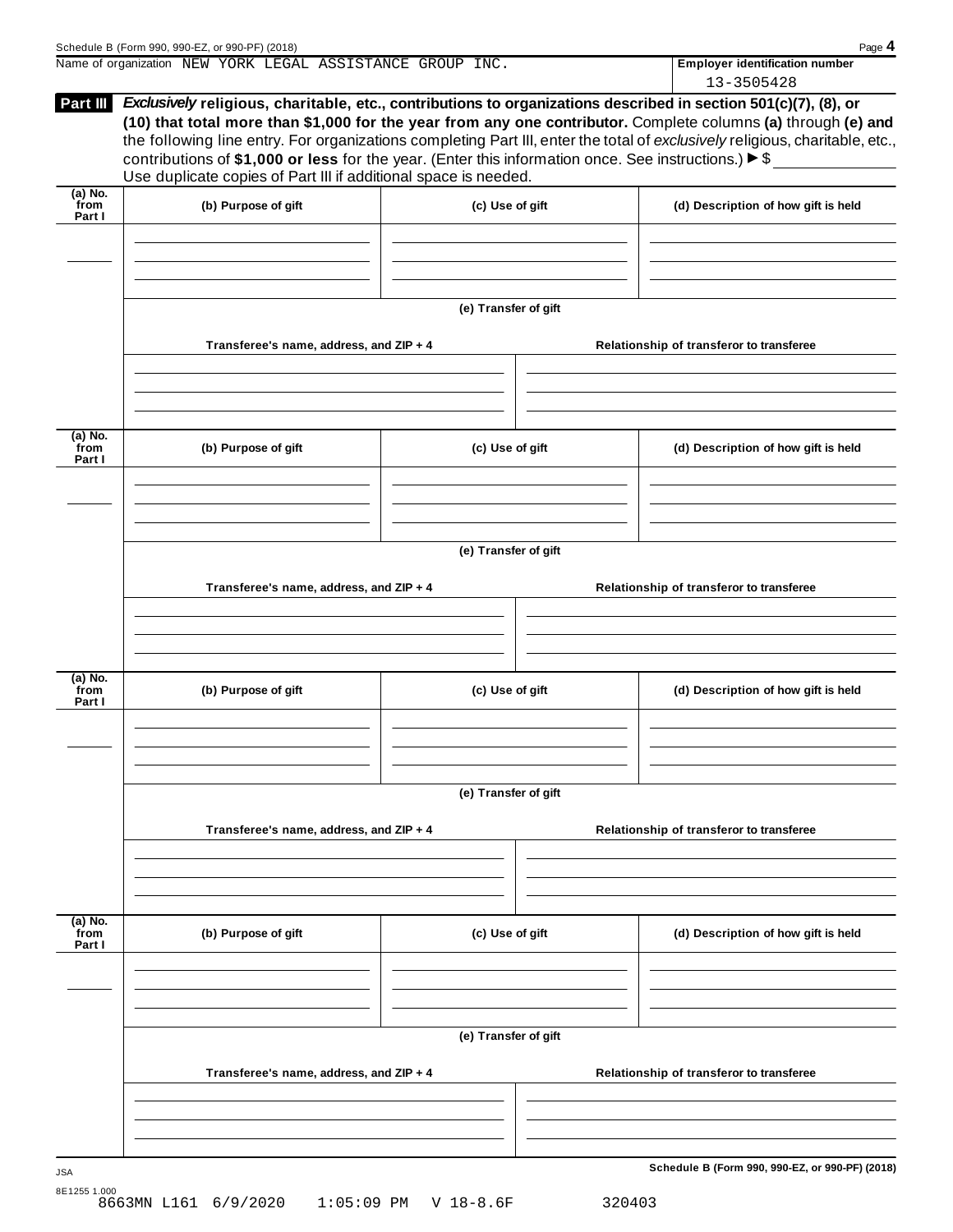Name of organization NEW YORK LEGAL ASSISTANCE GROUP INC.

**Employer identification number** 13-3505428

**Part III** ***Exclusively*** **religious, charitable, etc., contributions to organizations described in section 501(c)(7), (8), or (10) that total more than $1,000 for the year from any one contributor.** Complete columns **(a)** through **(e)** and the following line entry. For organizations completing Part III, enter the total of *exclusively* religious, charitable, etc., contributions of **$1,000 or less** for the year. (Enter this information once. See instructions.) ▶ $

Use duplicate copies of Part III if additional space is needed.

| (a) No. from Part I | (b) Purpose of gift | (c) Use of gift | (d) Description of how gift is held |
|---|---|---|---|
| | | | |

**(e) Transfer of gift**

| Transferee's name, address, and ZIP + 4 | Relationship of transferor to transferee |
|---|---|
| | |

| (a) No. from Part I | (b) Purpose of gift | (c) Use of gift | (d) Description of how gift is held |
|---|---|---|---|
| | | | |

**(e) Transfer of gift**

| Transferee's name, address, and ZIP + 4 | Relationship of transferor to transferee |
|---|---|
| | |

| (a) No. from Part I | (b) Purpose of gift | (c) Use of gift | (d) Description of how gift is held |
|---|---|---|---|
| | | | |

**(e) Transfer of gift**

| Transferee's name, address, and ZIP + 4 | Relationship of transferor to transferee |
|---|---|
| | |

| (a) No. from Part I | (b) Purpose of gift | (c) Use of gift | (d) Description of how gift is held |
|---|---|---|---|
| | | | |

**(e) Transfer of gift**

| Transferee's name, address, and ZIP + 4 | Relationship of transferor to transferee |
|---|---|
| | |

JSA
8E1255 1.000
8663MN L161 6/9/2020 1:05:09 PM V 18-8.6F 320403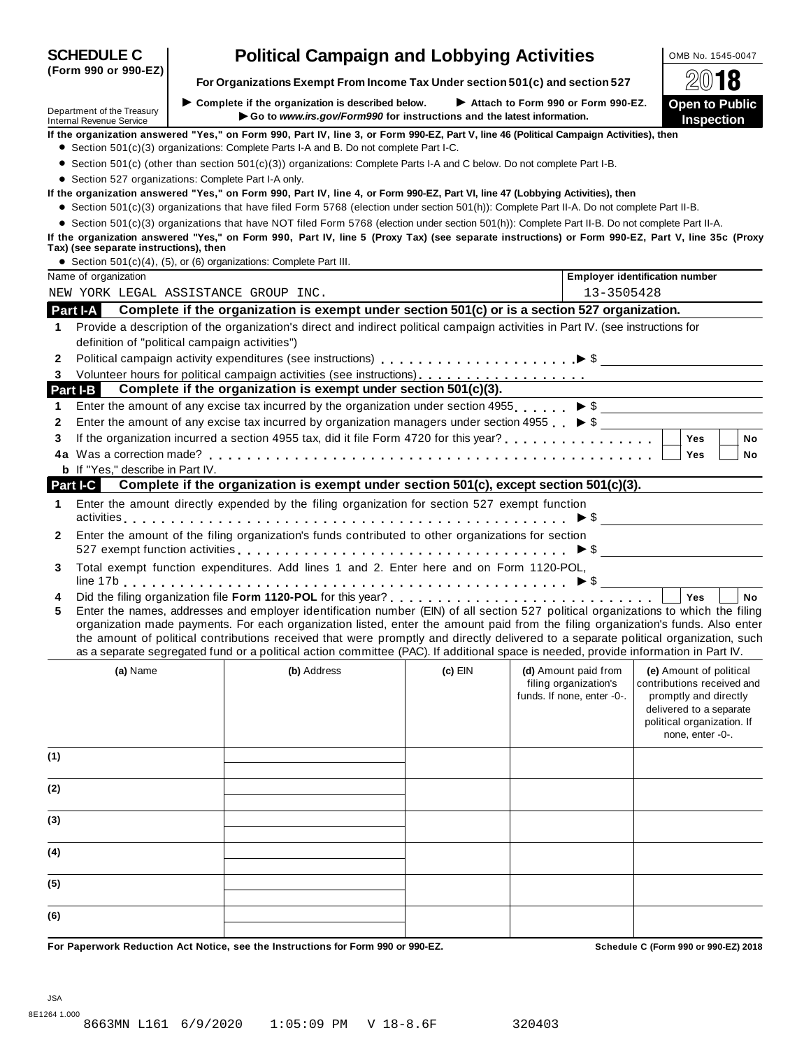**SCHEDULE C (Form 990 or 990-EZ)**

# Political Campaign and Lobbying Activities

**For Organizations Exempt From Income Tax Under section 501(c) and section 527**

OMB No. 1545-0047

**2018**

**Open to Public Inspection**

Department of the Treasury
Internal Revenue Service

▶ Complete if the organization is described below. ▶ Attach to Form 990 or Form 990-EZ.
▶ Go to *www.irs.gov/Form990* for instructions and the latest information.

**If the organization answered "Yes," on Form 990, Part IV, line 3, or Form 990-EZ, Part V, line 46 (Political Campaign Activities), then**

- Section 501(c)(3) organizations: Complete Parts I-A and B. Do not complete Part I-C.
- Section 501(c) (other than section 501(c)(3)) organizations: Complete Parts I-A and C below. Do not complete Part I-B.
- Section 527 organizations: Complete Part I-A only.

**If the organization answered "Yes," on Form 990, Part IV, line 4, or Form 990-EZ, Part VI, line 47 (Lobbying Activities), then**

- Section 501(c)(3) organizations that have filed Form 5768 (election under section 501(h)): Complete Part II-A. Do not complete Part II-B.
- Section 501(c)(3) organizations that have NOT filed Form 5768 (election under section 501(h)): Complete Part II-B. Do not complete Part II-A.

**If the organization answered "Yes," on Form 990, Part IV, line 5 (Proxy Tax) (see separate instructions) or Form 990-EZ, Part V, line 35c (Proxy Tax) (see separate instructions), then**

- Section 501(c)(4), (5), or (6) organizations: Complete Part III.

| Name of organization | Employer identification number |
|---|---|
| NEW YORK LEGAL ASSISTANCE GROUP INC. | 13-3505428 |

**Part I-A Complete if the organization is exempt under section 501(c) or is a section 527 organization.**

1 Provide a description of the organization's direct and indirect political campaign activities in Part IV. (see instructions for definition of "political campaign activities")

2 Political campaign activity expenditures (see instructions) ▶ $

3 Volunteer hours for political campaign activities (see instructions)

**Part I-B Complete if the organization is exempt under section 501(c)(3).**

1 Enter the amount of any excise tax incurred by the organization under section 4955 ▶ $

2 Enter the amount of any excise tax incurred by organization managers under section 4955 ▶ $

3 If the organization incurred a section 4955 tax, did it file Form 4720 for this year? ☐ Yes ☐ No

4a Was a correction made? ☐ Yes ☐ No

b If "Yes," describe in Part IV.

**Part I-C Complete if the organization is exempt under section 501(c), except section 501(c)(3).**

1 Enter the amount directly expended by the filing organization for section 527 exempt function activities ▶ $

2 Enter the amount of the filing organization's funds contributed to other organizations for section 527 exempt function activities ▶ $

3 Total exempt function expenditures. Add lines 1 and 2. Enter here and on Form 1120-POL, line 17b ▶ $

4 Did the filing organization file **Form 1120-POL** for this year? ☐ Yes ☐ No

5 Enter the names, addresses and employer identification number (EIN) of all section 527 political organizations to which the filing organization made payments. For each organization listed, enter the amount paid from the filing organization's funds. Also enter the amount of political contributions received that were promptly and directly delivered to a separate political organization, such as a separate segregated fund or a political action committee (PAC). If additional space is needed, provide information in Part IV.

| | (a) Name | (b) Address | (c) EIN | (d) Amount paid from filing organization's funds. If none, enter -0-. | (e) Amount of political contributions received and promptly and directly delivered to a separate political organization. If none, enter -0-. |
|---|---|---|---|---|---|
| (1) | | | | | |
| (2) | | | | | |
| (3) | | | | | |
| (4) | | | | | |
| (5) | | | | | |
| (6) | | | | | |

**For Paperwork Reduction Act Notice, see the Instructions for Form 990 or 990-EZ.** **Schedule C (Form 990 or 990-EZ) 2018**

JSA
8E1264 1.000
8663MN L161 6/9/2020 1:05:09 PM V 18-8.6F 320403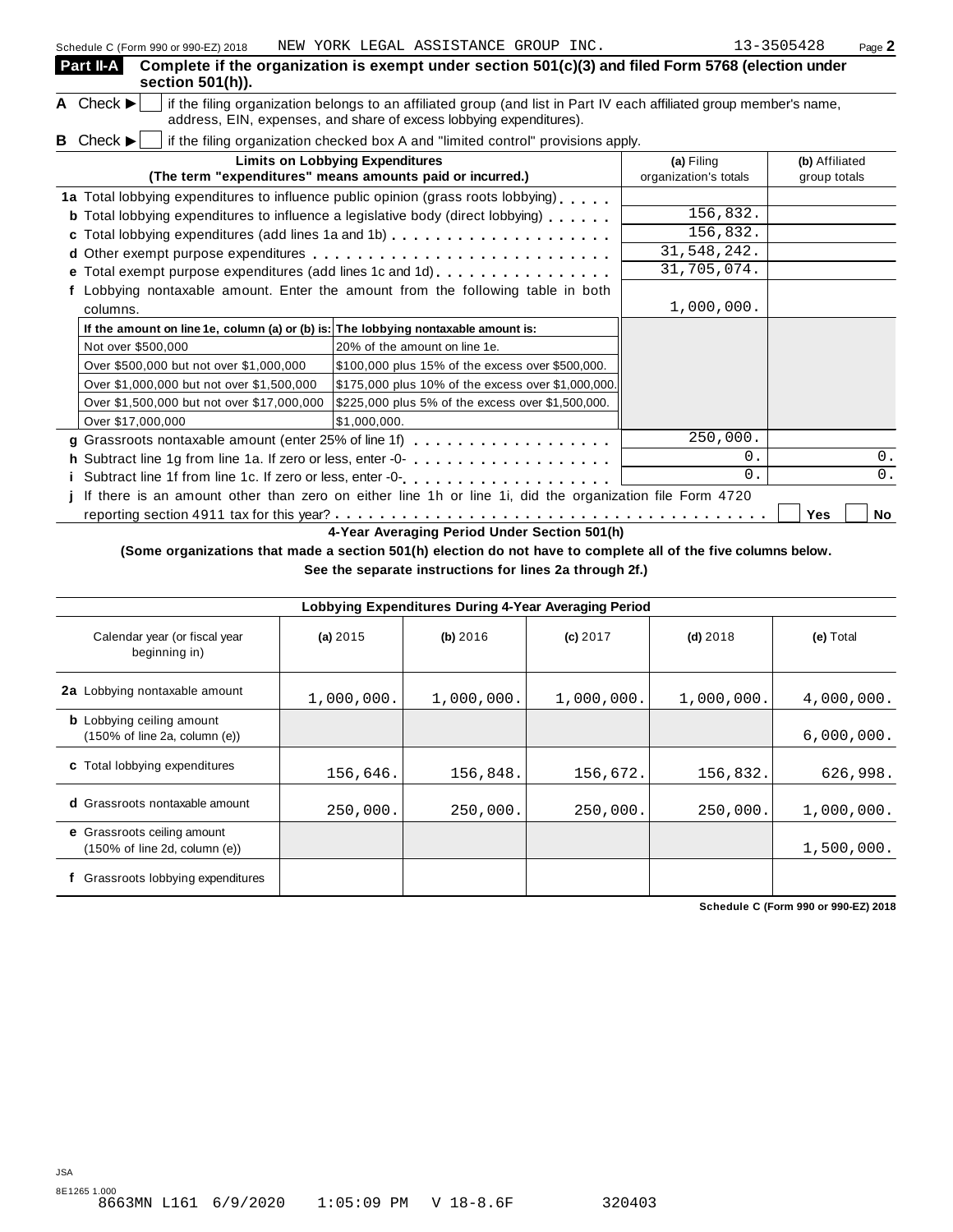Schedule C (Form 990 or 990-EZ) 2018 NEW YORK LEGAL ASSISTANCE GROUP INC. 13-3505428 Page **2**

## Part II-A Complete if the organization is exempt under section 501(c)(3) and filed Form 5768 (election under section 501(h)).

**A** Check ▶ ☐ if the filing organization belongs to an affiliated group (and list in Part IV each affiliated group member's name, address, EIN, expenses, and share of excess lobbying expenditures).

**B** Check ▶ ☐ if the filing organization checked box A and "limited control" provisions apply.

| Limits on Lobbying Expenditures (The term "expenditures" means amounts paid or incurred.) | (a) Filing organization's totals | (b) Affiliated group totals |
|---|---|---|
| **1a** Total lobbying expenditures to influence public opinion (grass roots lobbying) | | |
| **b** Total lobbying expenditures to influence a legislative body (direct lobbying) | 156,832. | |
| **c** Total lobbying expenditures (add lines 1a and 1b) | 156,832. | |
| **d** Other exempt purpose expenditures | 31,548,242. | |
| **e** Total exempt purpose expenditures (add lines 1c and 1d) | 31,705,074. | |
| **f** Lobbying nontaxable amount. Enter the amount from the following table in both columns. | 1,000,000. | |

| If the amount on line 1e, column (a) or (b) is: | The lobbying nontaxable amount is: |
|---|---|
| Not over $500,000 | 20% of the amount on line 1e. |
| Over $500,000 but not over $1,000,000 | $100,000 plus 15% of the excess over $500,000. |
| Over $1,000,000 but not over $1,500,000 | $175,000 plus 10% of the excess over $1,000,000. |
| Over $1,500,000 but not over $17,000,000 | $225,000 plus 5% of the excess over $1,500,000. |
| Over $17,000,000 | $1,000,000. |

| | (a) Filing organization's totals | (b) Affiliated group totals |
|---|---|---|
| **g** Grassroots nontaxable amount (enter 25% of line 1f) | 250,000. | |
| **h** Subtract line 1g from line 1a. If zero or less, enter -0- | 0. | 0. |
| **i** Subtract line 1f from line 1c. If zero or less, enter -0- | 0. | 0. |

**j** If there is an amount other than zero on either line 1h or line 1i, did the organization file Form 4720 reporting section 4911 tax for this year? ☐ Yes ☐ No

### 4-Year Averaging Period Under Section 501(h)

**(Some organizations that made a section 501(h) election do not have to complete all of the five columns below. See the separate instructions for lines 2a through 2f.)**

| Lobbying Expenditures During 4-Year Averaging Period | | | | | |
|---|---|---|---|---|---|
| Calendar year (or fiscal year beginning in) | **(a)** 2015 | **(b)** 2016 | **(c)** 2017 | **(d)** 2018 | **(e)** Total |
| **2a** Lobbying nontaxable amount | 1,000,000. | 1,000,000. | 1,000,000. | 1,000,000. | 4,000,000. |
| **b** Lobbying ceiling amount (150% of line 2a, column (e)) | | | | | 6,000,000. |
| **c** Total lobbying expenditures | 156,646. | 156,848. | 156,672. | 156,832. | 626,998. |
| **d** Grassroots nontaxable amount | 250,000. | 250,000. | 250,000. | 250,000. | 1,000,000. |
| **e** Grassroots ceiling amount (150% of line 2d, column (e)) | | | | | 1,500,000. |
| **f** Grassroots lobbying expenditures | | | | | |

**Schedule C (Form 990 or 990-EZ) 2018**

JSA
8E1265 1.000
8663MN L161 6/9/2020 1:05:09 PM V 18-8.6F 320403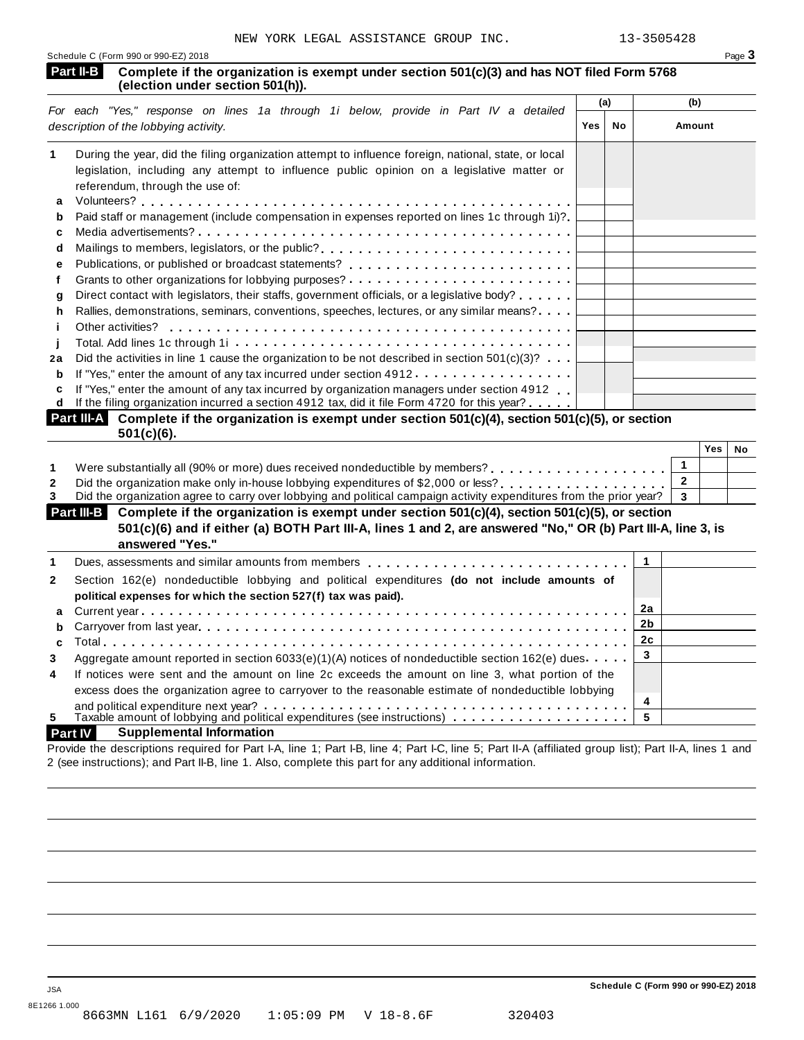NEW YORK LEGAL ASSISTANCE GROUP INC. 13-3505428

Schedule C (Form 990 or 990-EZ) 2018

**Part II-B** **Complete if the organization is exempt under section 501(c)(3) and has NOT filed Form 5768 (election under section 501(h)).**

| *For each "Yes," response on lines 1a through 1i below, provide in Part IV a detailed description of the lobbying activity.* | (a) Yes | (a) No | (b) Amount |
|---|---|---|---|
| **1** During the year, did the filing organization attempt to influence foreign, national, state, or local legislation, including any attempt to influence public opinion on a legislative matter or referendum, through the use of: | | | |
| **a** Volunteers? | | | |
| **b** Paid staff or management (include compensation in expenses reported on lines 1c through 1i)? | | | |
| **c** Media advertisements? | | | |
| **d** Mailings to members, legislators, or the public? | | | |
| **e** Publications, or published or broadcast statements? | | | |
| **f** Grants to other organizations for lobbying purposes? | | | |
| **g** Direct contact with legislators, their staffs, government officials, or a legislative body? | | | |
| **h** Rallies, demonstrations, seminars, conventions, speeches, lectures, or any similar means? | | | |
| **i** Other activities? | | | |
| **j** Total. Add lines 1c through 1i | | | |
| **2a** Did the activities in line 1 cause the organization to be not described in section 501(c)(3)? | | | |
| **b** If "Yes," enter the amount of any tax incurred under section 4912 | | | |
| **c** If "Yes," enter the amount of any tax incurred by organization managers under section 4912 | | | |
| **d** If the filing organization incurred a section 4912 tax, did it file Form 4720 for this year? | | | |

**Part III-A** **Complete if the organization is exempt under section 501(c)(4), section 501(c)(5), or section 501(c)(6).**

| | | Yes | No |
|---|---|---|---|
| **1** Were substantially all (90% or more) dues received nondeductible by members? | 1 | | |
| **2** Did the organization make only in-house lobbying expenditures of $2,000 or less? | 2 | | |
| **3** Did the organization agree to carry over lobbying and political campaign activity expenditures from the prior year? | 3 | | |

**Part III-B** **Complete if the organization is exempt under section 501(c)(4), section 501(c)(5), or section 501(c)(6) and if either (a) BOTH Part III-A, lines 1 and 2, are answered "No," OR (b) Part III-A, line 3, is answered "Yes."**

| | | |
|---|---|---|
| **1** Dues, assessments and similar amounts from members | 1 | |
| **2** Section 162(e) nondeductible lobbying and political expenditures **(do not include amounts of political expenses for which the section 527(f) tax was paid).** | | |
| **a** Current year | 2a | |
| **b** Carryover from last year | 2b | |
| **c** Total | 2c | |
| **3** Aggregate amount reported in section 6033(e)(1)(A) notices of nondeductible section 162(e) dues | 3 | |
| **4** If notices were sent and the amount on line 2c exceeds the amount on line 3, what portion of the excess does the organization agree to carryover to the reasonable estimate of nondeductible lobbying and political expenditure next year? | 4 | |
| **5** Taxable amount of lobbying and political expenditures (see instructions) | 5 | |

**Part IV** **Supplemental Information**

Provide the descriptions required for Part I-A, line 1; Part I-B, line 4; Part I-C, line 5; Part II-A (affiliated group list); Part II-A, lines 1 and 2 (see instructions); and Part II-B, line 1. Also, complete this part for any additional information.

Schedule C (Form 990 or 990-EZ) 2018

JSA
8E1266 1.000
8663MN L161 6/9/2020 1:05:09 PM V 18-8.6F 320403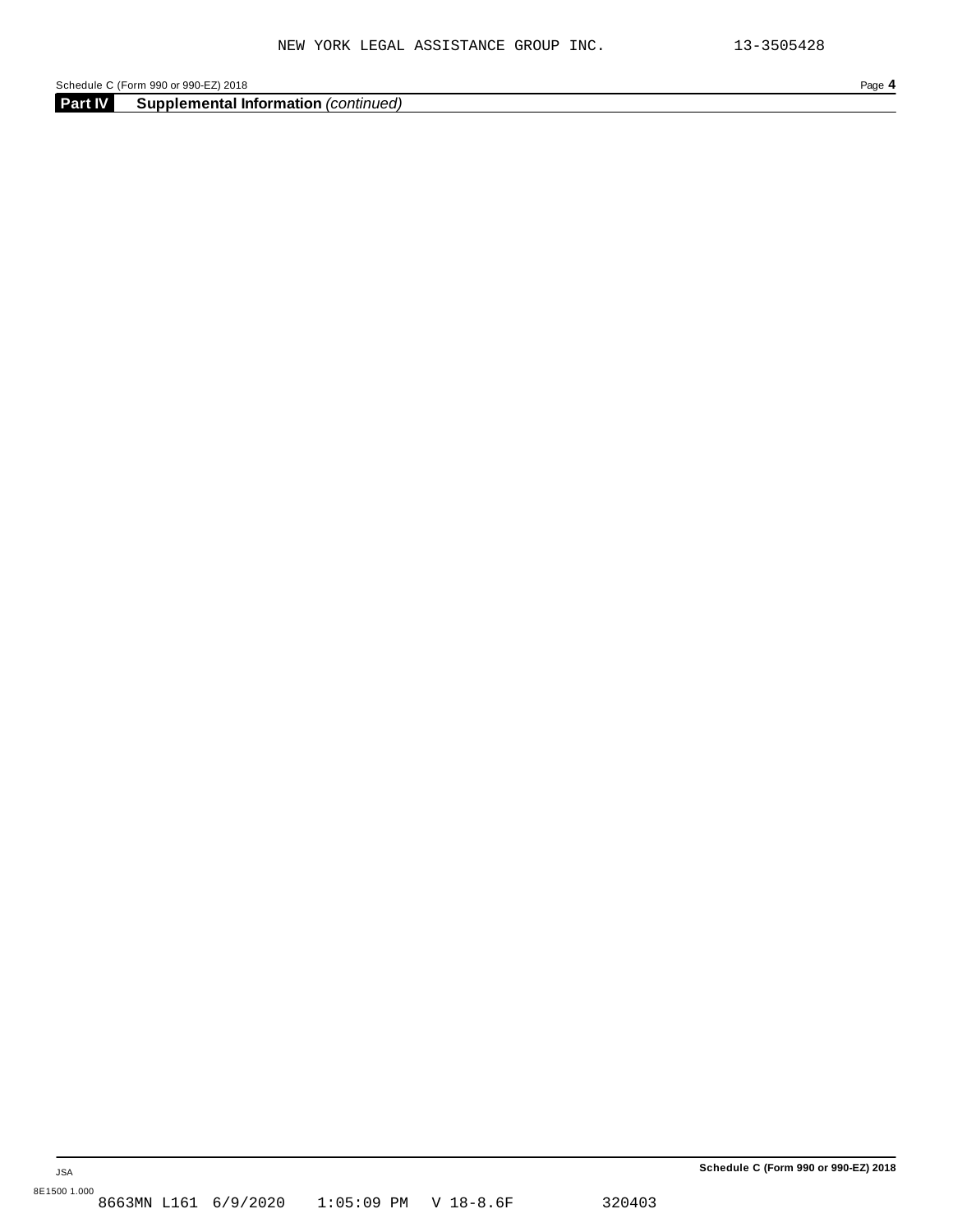NEW YORK LEGAL ASSISTANCE GROUP INC. 13-3505428

Schedule C (Form 990 or 990-EZ) 2018

**Part IV** **Supplemental Information** *(continued)*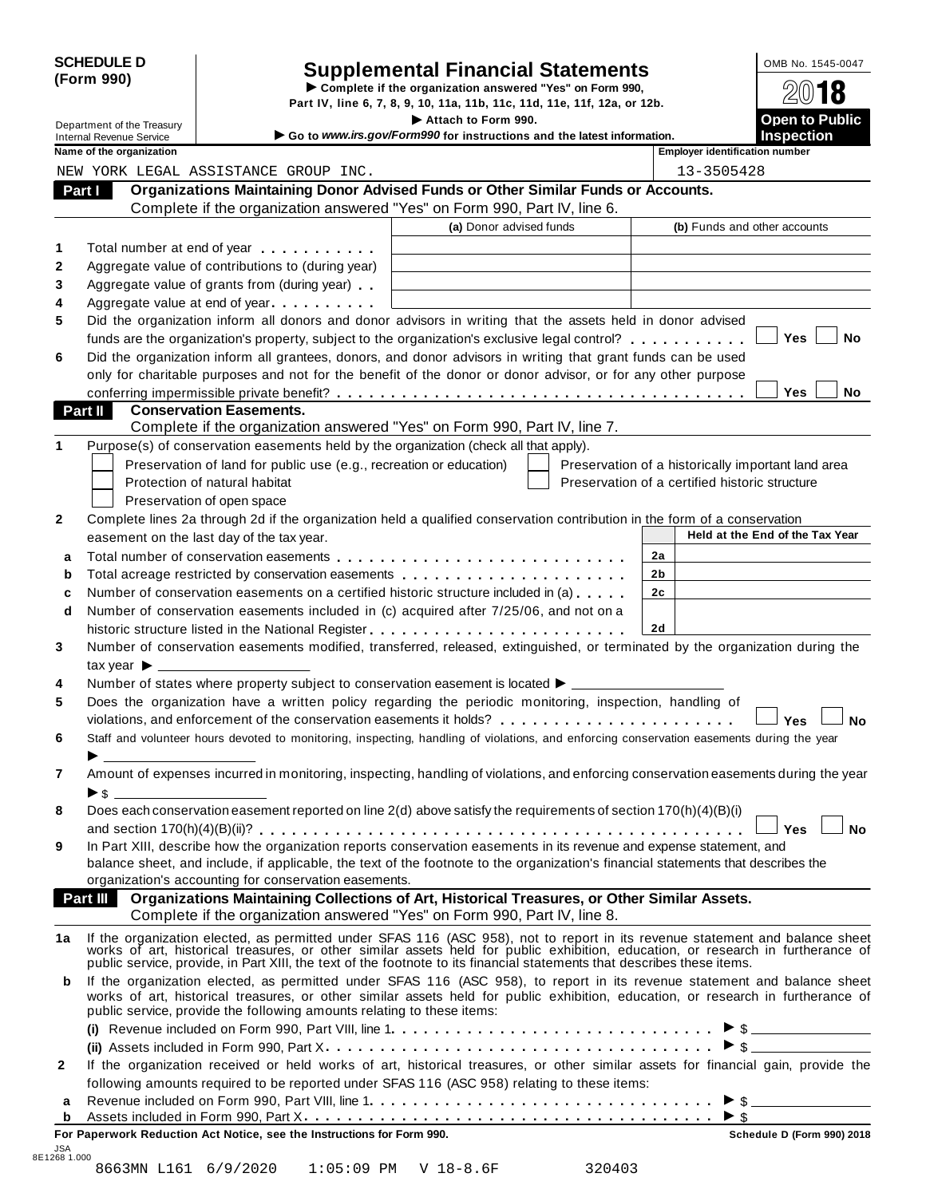**SCHEDULE D (Form 990)**

Department of the Treasury
Internal Revenue Service

# Supplemental Financial Statements

▶ Complete if the organization answered "Yes" on Form 990, Part IV, line 6, 7, 8, 9, 10, 11a, 11b, 11c, 11d, 11e, 11f, 12a, or 12b.

▶ Attach to Form 990.

▶ Go to *www.irs.gov/Form990* for instructions and the latest information.

OMB No. 1545-0047

2018

**Open to Public Inspection**

| Name of the organization | Employer identification number |
|---|---|
| NEW YORK LEGAL ASSISTANCE GROUP INC. | 13-3505428 |

## Part I Organizations Maintaining Donor Advised Funds or Other Similar Funds or Accounts.

Complete if the organization answered "Yes" on Form 990, Part IV, line 6.

| | | (a) Donor advised funds | (b) Funds and other accounts |
|---|---|---|---|
| 1 | Total number at end of year | | |
| 2 | Aggregate value of contributions to (during year) | | |
| 3 | Aggregate value of grants from (during year) | | |
| 4 | Aggregate value at end of year | | |

5 Did the organization inform all donors and donor advisors in writing that the assets held in donor advised funds are the organization's property, subject to the organization's exclusive legal control? ☐ Yes ☐ No

6 Did the organization inform all grantees, donors, and donor advisors in writing that grant funds can be used only for charitable purposes and not for the benefit of the donor or donor advisor, or for any other purpose conferring impermissible private benefit? ☐ Yes ☐ No

## Part II Conservation Easements.

Complete if the organization answered "Yes" on Form 990, Part IV, line 7.

1 Purpose(s) of conservation easements held by the organization (check all that apply).

- ☐ Preservation of land for public use (e.g., recreation or education)
- ☐ Protection of natural habitat
- ☐ Preservation of open space
- ☐ Preservation of a historically important land area
- ☐ Preservation of a certified historic structure

2 Complete lines 2a through 2d if the organization held a qualified conservation contribution in the form of a conservation easement on the last day of the tax year.

| | | | Held at the End of the Tax Year |
|---|---|---|---|
| a | Total number of conservation easements | 2a | |
| b | Total acreage restricted by conservation easements | 2b | |
| c | Number of conservation easements on a certified historic structure included in (a) | 2c | |
| d | Number of conservation easements included in (c) acquired after 7/25/06, and not on a historic structure listed in the National Register | 2d | |

3 Number of conservation easements modified, transferred, released, extinguished, or terminated by the organization during the tax year ▶ ______

4 Number of states where property subject to conservation easement is located ▶ ______

5 Does the organization have a written policy regarding the periodic monitoring, inspection, handling of violations, and enforcement of the conservation easements it holds? ☐ Yes ☐ No

6 Staff and volunteer hours devoted to monitoring, inspecting, handling of violations, and enforcing conservation easements during the year ▶ ______

7 Amount of expenses incurred in monitoring, inspecting, handling of violations, and enforcing conservation easements during the year ▶ $ ______

8 Does each conservation easement reported on line 2(d) above satisfy the requirements of section 170(h)(4)(B)(i) and section 170(h)(4)(B)(ii)? ☐ Yes ☐ No

9 In Part XIII, describe how the organization reports conservation easements in its revenue and expense statement, and balance sheet, and include, if applicable, the text of the footnote to the organization's financial statements that describes the organization's accounting for conservation easements.

## Part III Organizations Maintaining Collections of Art, Historical Treasures, or Other Similar Assets.

Complete if the organization answered "Yes" on Form 990, Part IV, line 8.

1a If the organization elected, as permitted under SFAS 116 (ASC 958), not to report in its revenue statement and balance sheet works of art, historical treasures, or other similar assets held for public exhibition, education, or research in furtherance of public service, provide, in Part XIII, the text of the footnote to its financial statements that describes these items.

b If the organization elected, as permitted under SFAS 116 (ASC 958), to report in its revenue statement and balance sheet works of art, historical treasures, or other similar assets held for public exhibition, education, or research in furtherance of public service, provide the following amounts relating to these items:

(i) Revenue included on Form 990, Part VIII, line 1 ▶ $ ______

(ii) Assets included in Form 990, Part X ▶ $ ______

2 If the organization received or held works of art, historical treasures, or other similar assets for financial gain, provide the following amounts required to be reported under SFAS 116 (ASC 958) relating to these items:

a Revenue included on Form 990, Part VIII, line 1 ▶ $ ______

b Assets included in Form 990, Part X ▶ $ ______

**For Paperwork Reduction Act Notice, see the Instructions for Form 990.** **Schedule D (Form 990) 2018**

JSA
8E1268 1.000
8663MN L161 6/9/2020 1:05:09 PM V 18-8.6F 320403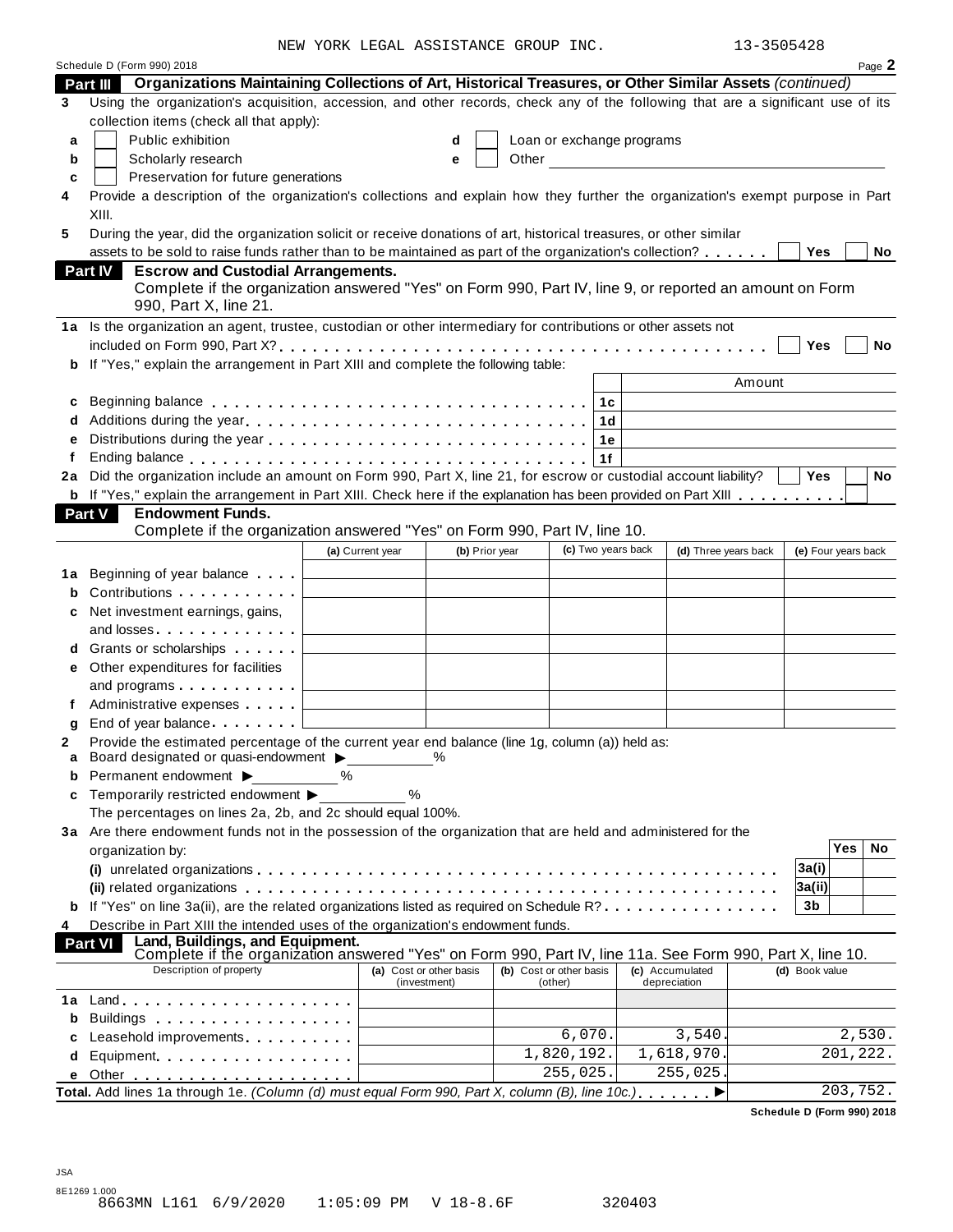NEW YORK LEGAL ASSISTANCE GROUP INC. 13-3505428

Schedule D (Form 990) 2018 Page **2**

**Part III Organizations Maintaining Collections of Art, Historical Treasures, or Other Similar Assets** *(continued)*

**3** Using the organization's acquisition, accession, and other records, check any of the following that are a significant use of its collection items (check all that apply):

- **a** ☐ Public exhibition
- **b** ☐ Scholarly research
- **c** ☐ Preservation for future generations
- **d** ☐ Loan or exchange programs
- **e** ☐ Other \_\_\_\_\_\_\_\_\_\_

**4** Provide a description of the organization's collections and explain how they further the organization's exempt purpose in Part XIII.

**5** During the year, did the organization solicit or receive donations of art, historical treasures, or other similar assets to be sold to raise funds rather than to be maintained as part of the organization's collection? ☐ Yes ☐ No

**Part IV Escrow and Custodial Arrangements.**
Complete if the organization answered "Yes" on Form 990, Part IV, line 9, or reported an amount on Form 990, Part X, line 21.

**1a** Is the organization an agent, trustee, custodian or other intermediary for contributions or other assets not included on Form 990, Part X? ☐ Yes ☐ No

**b** If "Yes," explain the arrangement in Part XIII and complete the following table:

| | | Amount |
|---|---|---|
| **c** Beginning balance | **1c** | |
| **d** Additions during the year | **1d** | |
| **e** Distributions during the year | **1e** | |
| **f** Ending balance | **1f** | |

**2a** Did the organization include an amount on Form 990, Part X, line 21, for escrow or custodial account liability? ☐ Yes ☐ No

**b** If "Yes," explain the arrangement in Part XIII. Check here if the explanation has been provided on Part XIII ☐

**Part V Endowment Funds.**
Complete if the organization answered "Yes" on Form 990, Part IV, line 10.

| | (a) Current year | (b) Prior year | (c) Two years back | (d) Three years back | (e) Four years back |
|---|---|---|---|---|---|
| **1a** Beginning of year balance | | | | | |
| **b** Contributions | | | | | |
| **c** Net investment earnings, gains, and losses | | | | | |
| **d** Grants or scholarships | | | | | |
| **e** Other expenditures for facilities and programs | | | | | |
| **f** Administrative expenses | | | | | |
| **g** End of year balance | | | | | |

**2** Provide the estimated percentage of the current year end balance (line 1g, column (a)) held as:

- **a** Board designated or quasi-endowment ▶ \_\_\_\_\_ %
- **b** Permanent endowment ▶ \_\_\_\_\_ %
- **c** Temporarily restricted endowment ▶ \_\_\_\_\_ %

The percentages on lines 2a, 2b, and 2c should equal 100%.

**3a** Are there endowment funds not in the possession of the organization that are held and administered for the organization by:

| | | Yes | No |
|---|---|---|---|
| **(i)** unrelated organizations | **3a(i)** | | |
| **(ii)** related organizations | **3a(ii)** | | |
| **b** If "Yes" on line 3a(ii), are the related organizations listed as required on Schedule R? | **3b** | | |

**4** Describe in Part XIII the intended uses of the organization's endowment funds.

**Part VI Land, Buildings, and Equipment.**
Complete if the organization answered "Yes" on Form 990, Part IV, line 11a. See Form 990, Part X, line 10.

| Description of property | (a) Cost or other basis (investment) | (b) Cost or other basis (other) | (c) Accumulated depreciation | (d) Book value |
|---|---|---|---|---|
| **1a** Land | | | | |
| **b** Buildings | | | | |
| **c** Leasehold improvements | | 6,070. | 3,540. | 2,530. |
| **d** Equipment | | 1,820,192. | 1,618,970. | 201,222. |
| **e** Other | | 255,025. | 255,025. | |
| **Total.** Add lines 1a through 1e. *(Column (d) must equal Form 990, Part X, column (B), line 10c.)* ▶ | | | | 203,752. |

**Schedule D (Form 990) 2018**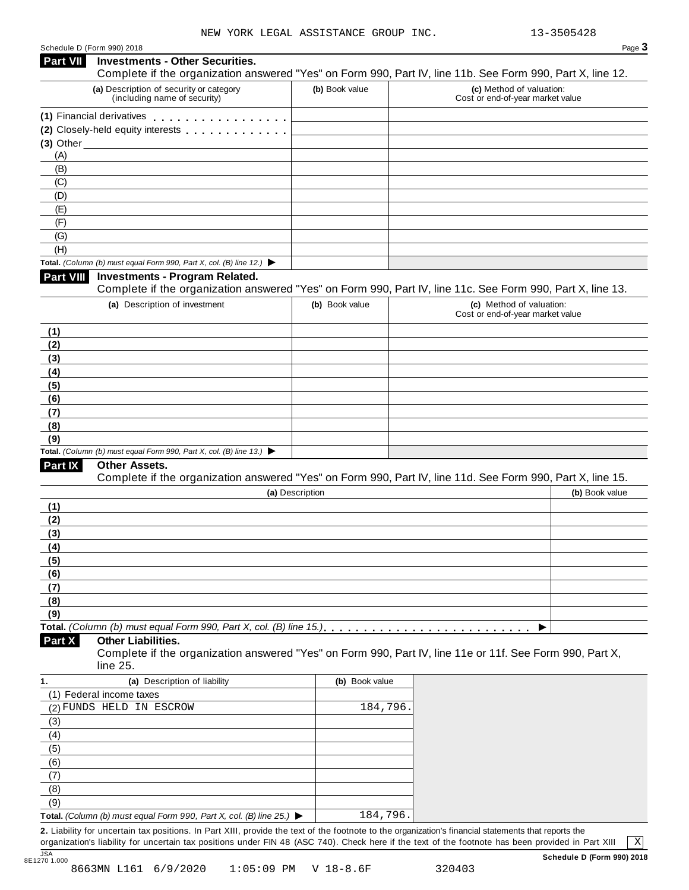NEW YORK LEGAL ASSISTANCE GROUP INC. 13-3505428

Schedule D (Form 990) 2018

**Part VII Investments - Other Securities.**
Complete if the organization answered "Yes" on Form 990, Part IV, line 11b. See Form 990, Part X, line 12.

| (a) Description of security or category (including name of security) | (b) Book value | (c) Method of valuation: Cost or end-of-year market value |
|---|---|---|
| (1) Financial derivatives | | |
| (2) Closely-held equity interests | | |
| (3) Other | | |
| (A) | | |
| (B) | | |
| (C) | | |
| (D) | | |
| (E) | | |
| (F) | | |
| (G) | | |
| (H) | | |
| **Total.** *(Column (b) must equal Form 990, Part X, col. (B) line 12.)* ▶ | | |

**Part VIII Investments - Program Related.**
Complete if the organization answered "Yes" on Form 990, Part IV, line 11c. See Form 990, Part X, line 13.

| (a) Description of investment | (b) Book value | (c) Method of valuation: Cost or end-of-year market value |
|---|---|---|
| (1) | | |
| (2) | | |
| (3) | | |
| (4) | | |
| (5) | | |
| (6) | | |
| (7) | | |
| (8) | | |
| (9) | | |
| **Total.** *(Column (b) must equal Form 990, Part X, col. (B) line 13.)* ▶ | | |

**Part IX Other Assets.**
Complete if the organization answered "Yes" on Form 990, Part IV, line 11d. See Form 990, Part X, line 15.

| (a) Description | (b) Book value |
|---|---|
| (1) | |
| (2) | |
| (3) | |
| (4) | |
| (5) | |
| (6) | |
| (7) | |
| (8) | |
| (9) | |
| **Total.** *(Column (b) must equal Form 990, Part X, col. (B) line 15.)* ▶ | |

**Part X Other Liabilities.**
Complete if the organization answered "Yes" on Form 990, Part IV, line 11e or 11f. See Form 990, Part X, line 25.

| 1. (a) Description of liability | (b) Book value |
|---|---|
| (1) Federal income taxes | |
| (2) FUNDS HELD IN ESCROW | 184,796. |
| (3) | |
| (4) | |
| (5) | |
| (6) | |
| (7) | |
| (8) | |
| (9) | |
| **Total.** *(Column (b) must equal Form 990, Part X, col. (B) line 25.)* ▶ | 184,796. |

**2.** Liability for uncertain tax positions. In Part XIII, provide the text of the footnote to the organization's financial statements that reports the organization's liability for uncertain tax positions under FIN 48 (ASC 740). Check here if the text of the footnote has been provided in Part XIII [X]

**Schedule D (Form 990) 2018**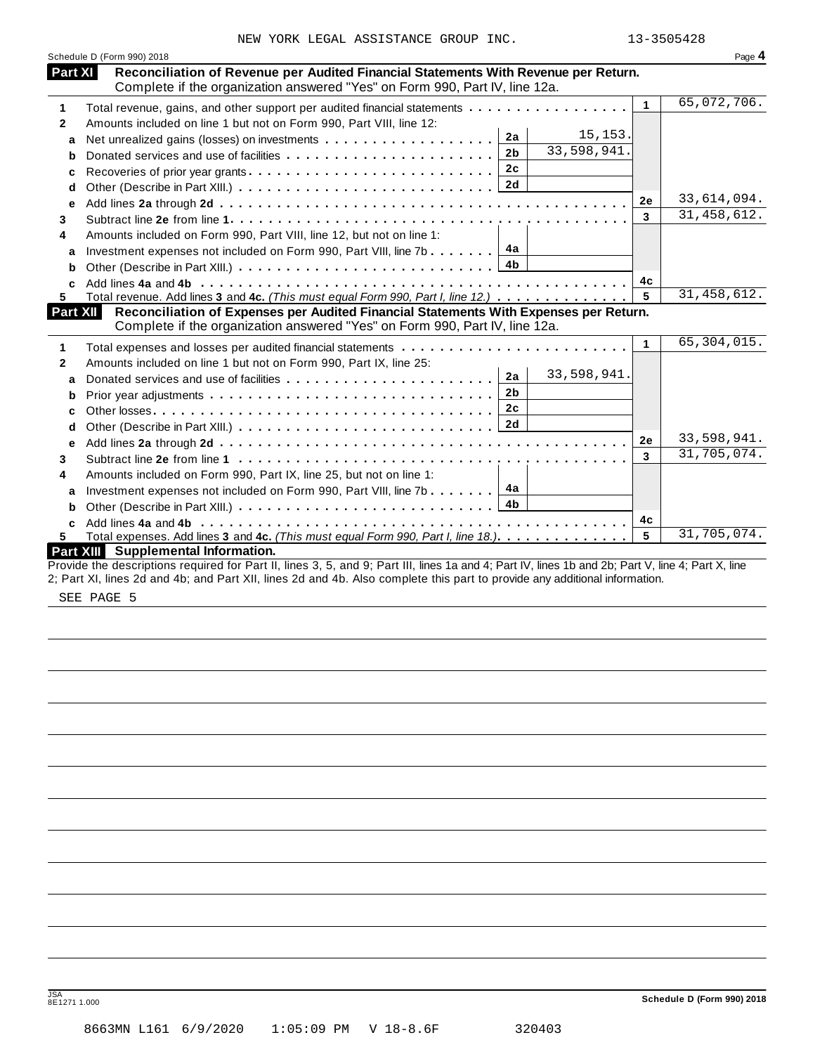NEW YORK LEGAL ASSISTANCE GROUP INC. 13-3505428

Schedule D (Form 990) 2018 Page **4**

## Part XI Reconciliation of Revenue per Audited Financial Statements With Revenue per Return.

Complete if the organization answered "Yes" on Form 990, Part IV, line 12a.

| | | | | | |
|---|---|---|---|---|---|
| **1** | Total revenue, gains, and other support per audited financial statements | | | 1 | 65,072,706. |
| **2** | Amounts included on line 1 but not on Form 990, Part VIII, line 12: | | | | |
| a | Net unrealized gains (losses) on investments | 2a | 15,153. | | |
| b | Donated services and use of facilities | 2b | 33,598,941. | | |
| c | Recoveries of prior year grants | 2c | | | |
| d | Other (Describe in Part XIII.) | 2d | | | |
| e | Add lines **2a** through **2d** | | | 2e | 33,614,094. |
| **3** | Subtract line **2e** from line **1** | | | 3 | 31,458,612. |
| **4** | Amounts included on Form 990, Part VIII, line 12, but not on line 1: | | | | |
| a | Investment expenses not included on Form 990, Part VIII, line 7b | 4a | | | |
| b | Other (Describe in Part XIII.) | 4b | | | |
| c | Add lines **4a** and **4b** | | | 4c | |
| **5** | Total revenue. Add lines **3** and **4c.** *(This must equal Form 990, Part I, line 12.)* | | | 5 | 31,458,612. |

## Part XII Reconciliation of Expenses per Audited Financial Statements With Expenses per Return.

Complete if the organization answered "Yes" on Form 990, Part IV, line 12a.

| | | | | | |
|---|---|---|---|---|---|
| **1** | Total expenses and losses per audited financial statements | | | 1 | 65,304,015. |
| **2** | Amounts included on line 1 but not on Form 990, Part IX, line 25: | | | | |
| a | Donated services and use of facilities | 2a | 33,598,941. | | |
| b | Prior year adjustments | 2b | | | |
| c | Other losses | 2c | | | |
| d | Other (Describe in Part XIII.) | 2d | | | |
| e | Add lines **2a** through **2d** | | | 2e | 33,598,941. |
| **3** | Subtract line **2e** from line **1** | | | 3 | 31,705,074. |
| **4** | Amounts included on Form 990, Part IX, line 25, but not on line 1: | | | | |
| a | Investment expenses not included on Form 990, Part VIII, line 7b | 4a | | | |
| b | Other (Describe in Part XIII.) | 4b | | | |
| c | Add lines **4a** and **4b** | | | 4c | |
| **5** | Total expenses. Add lines **3** and **4c.** *(This must equal Form 990, Part I, line 18.)* | | | 5 | 31,705,074. |

## Part XIII Supplemental Information.

Provide the descriptions required for Part II, lines 3, 5, and 9; Part III, lines 1a and 4; Part IV, lines 1b and 2b; Part V, line 4; Part X, line 2; Part XI, lines 2d and 4b; and Part XII, lines 2d and 4b. Also complete this part to provide any additional information.

SEE PAGE 5

JSA 8E1271 1.000 **Schedule D (Form 990) 2018**

8663MN L161 6/9/2020 1:05:09 PM V 18-8.6F 320403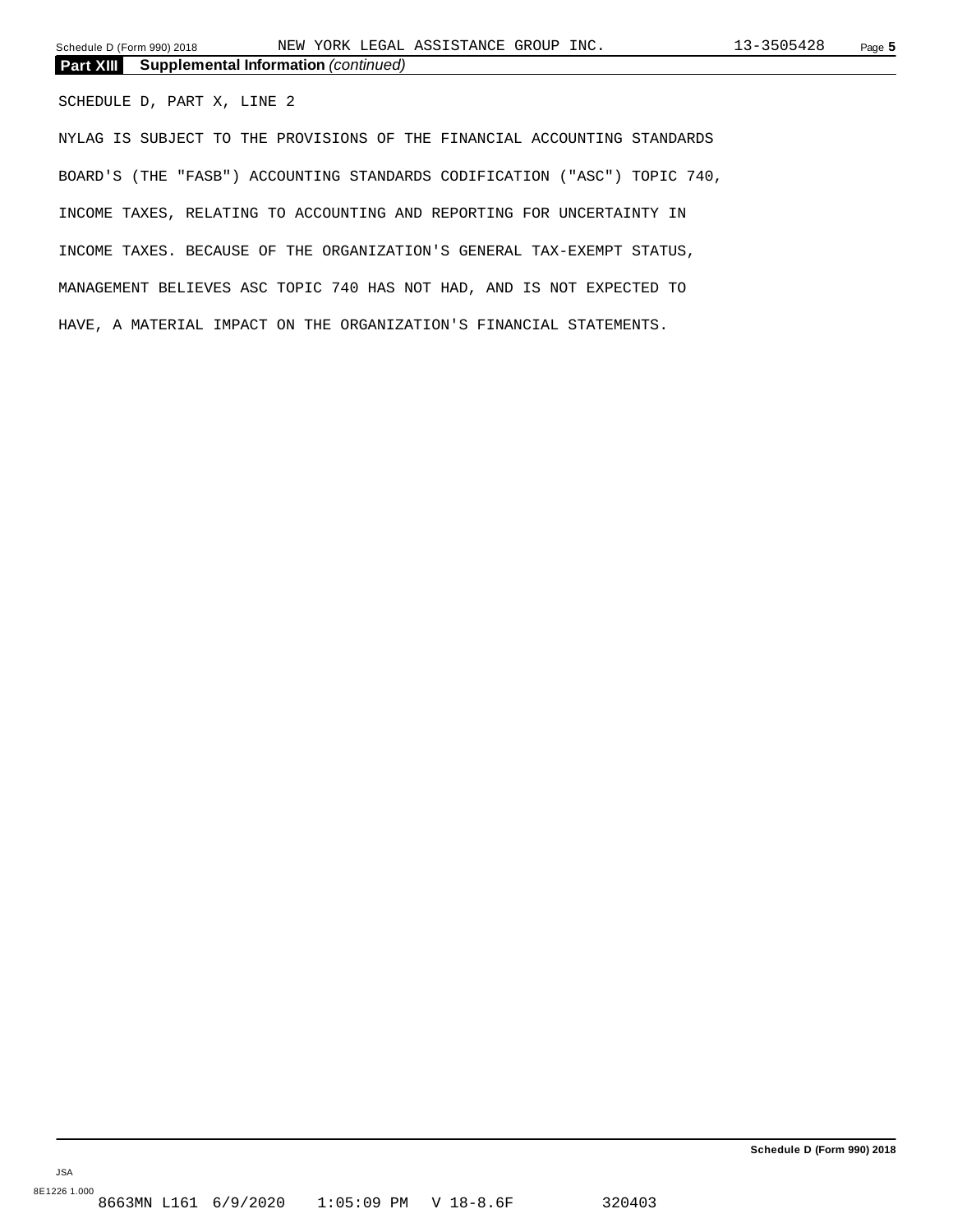## Part XIII Supplemental Information *(continued)*

SCHEDULE D, PART X, LINE 2

NYLAG IS SUBJECT TO THE PROVISIONS OF THE FINANCIAL ACCOUNTING STANDARDS BOARD'S (THE "FASB") ACCOUNTING STANDARDS CODIFICATION ("ASC") TOPIC 740, INCOME TAXES, RELATING TO ACCOUNTING AND REPORTING FOR UNCERTAINTY IN INCOME TAXES. BECAUSE OF THE ORGANIZATION'S GENERAL TAX-EXEMPT STATUS, MANAGEMENT BELIEVES ASC TOPIC 740 HAS NOT HAD, AND IS NOT EXPECTED TO HAVE, A MATERIAL IMPACT ON THE ORGANIZATION'S FINANCIAL STATEMENTS.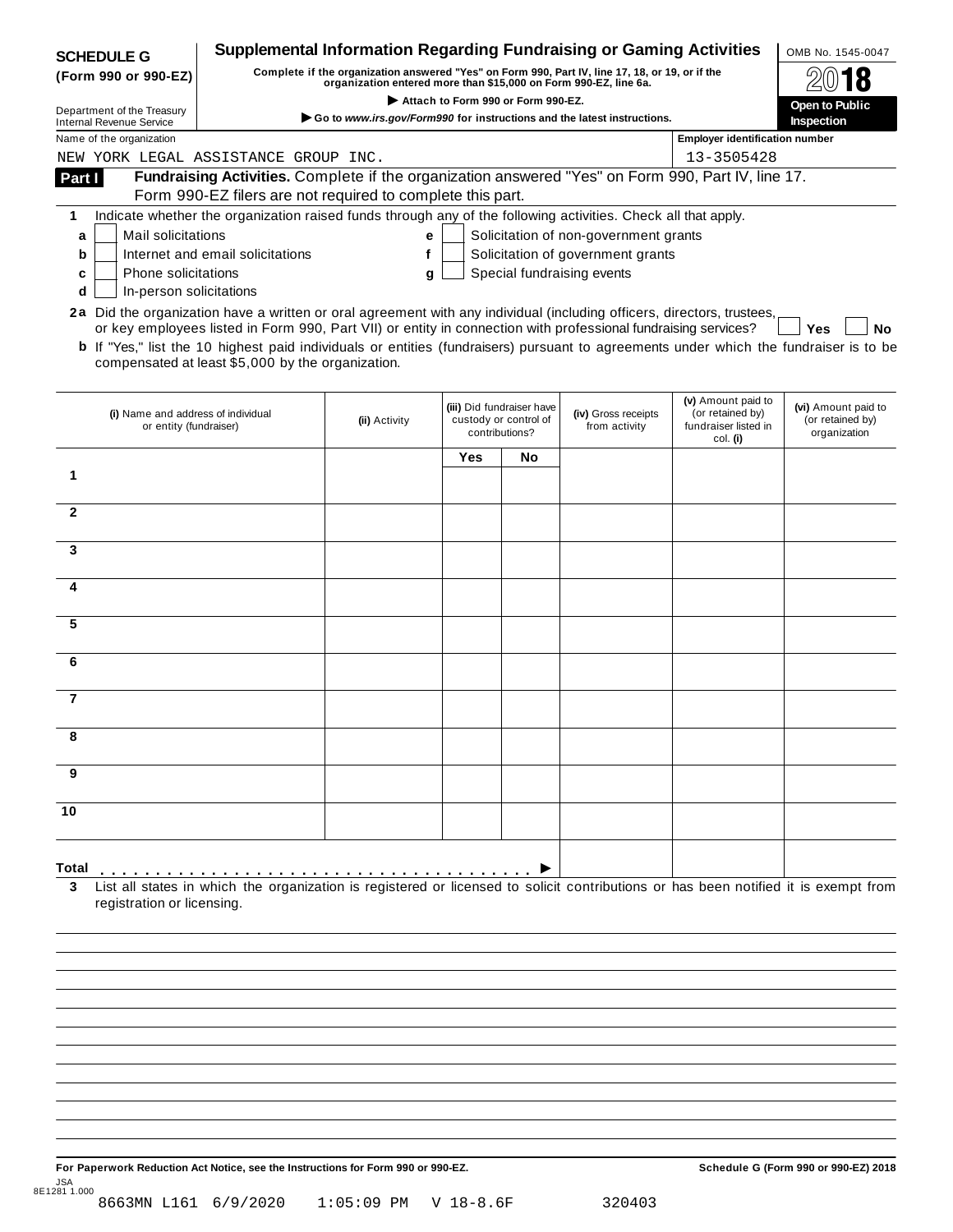**SCHEDULE G (Form 990 or 990-EZ)**

Department of the Treasury
Internal Revenue Service

# Supplemental Information Regarding Fundraising or Gaming Activities

**Complete if the organization answered "Yes" on Form 990, Part IV, line 17, 18, or 19, or if the organization entered more than $15,000 on Form 990-EZ, line 6a.**

▶ Attach to Form 990 or Form 990-EZ.

▶ Go to *www.irs.gov/Form990* for instructions and the latest instructions.

OMB No. 1545-0047

**2018**

**Open to Public Inspection**

Name of the organization: NEW YORK LEGAL ASSISTANCE GROUP INC.

Employer identification number: 13-3505428

## Part I Fundraising Activities.

Complete if the organization answered "Yes" on Form 990, Part IV, line 17. Form 990-EZ filers are not required to complete this part.

**1** Indicate whether the organization raised funds through any of the following activities. Check all that apply.

- **a** ☐ Mail solicitations
- **b** ☐ Internet and email solicitations
- **c** ☐ Phone solicitations
- **d** ☐ In-person solicitations
- **e** ☐ Solicitation of non-government grants
- **f** ☐ Solicitation of government grants
- **g** ☐ Special fundraising events

**2a** Did the organization have a written or oral agreement with any individual (including officers, directors, trustees, or key employees listed in Form 990, Part VII) or entity in connection with professional fundraising services? ☐ **Yes** ☐ **No**

**b** If "Yes," list the 10 highest paid individuals or entities (fundraisers) pursuant to agreements under which the fundraiser is to be compensated at least $5,000 by the organization.

| | (i) Name and address of individual or entity (fundraiser) | (ii) Activity | (iii) Did fundraiser have custody or control of contributions? Yes | No | (iv) Gross receipts from activity | (v) Amount paid to (or retained by) fundraiser listed in col. (i) | (vi) Amount paid to (or retained by) organization |
|---|---|---|---|---|---|---|---|
| 1 | | | | | | | |
| 2 | | | | | | | |
| 3 | | | | | | | |
| 4 | | | | | | | |
| 5 | | | | | | | |
| 6 | | | | | | | |
| 7 | | | | | | | |
| 8 | | | | | | | |
| 9 | | | | | | | |
| 10 | | | | | | | |
| **Total** ▶ | | | | | | | |

**3** List all states in which the organization is registered or licensed to solicit contributions or has been notified it is exempt from registration or licensing.

**For Paperwork Reduction Act Notice, see the Instructions for Form 990 or 990-EZ.**

**Schedule G (Form 990 or 990-EZ) 2018**

JSA
8E1281 1.000

8663MN L161 6/9/2020 1:05:09 PM V 18-8.6F 320403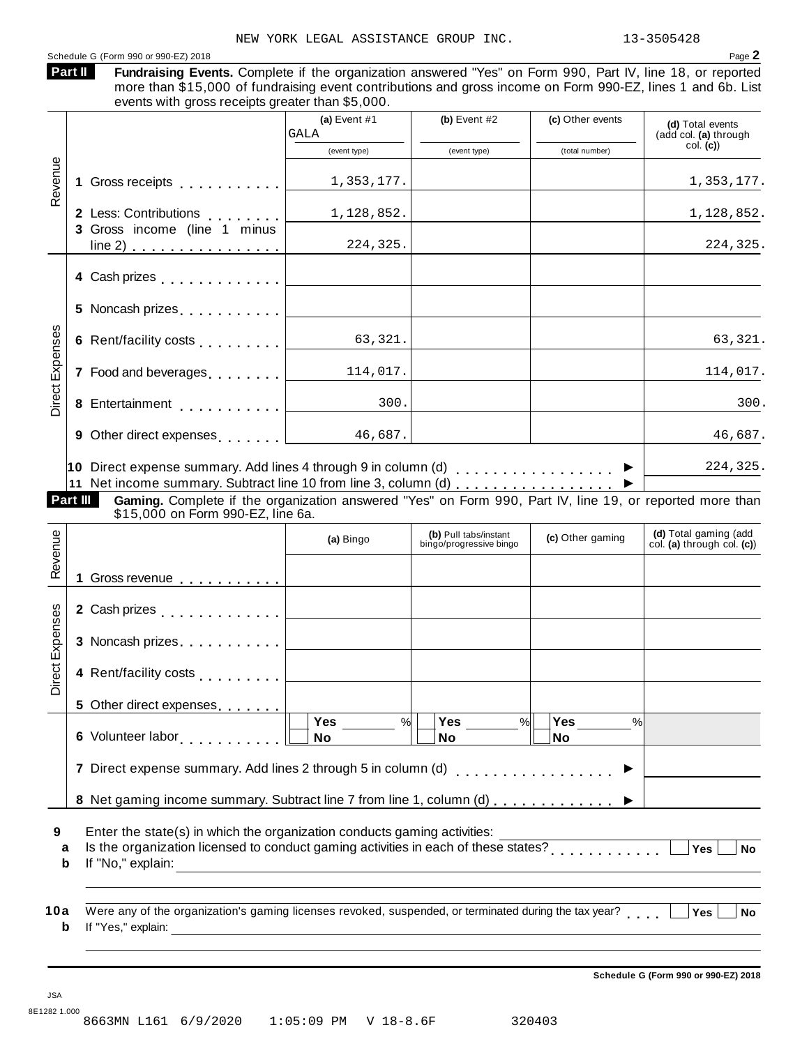NEW YORK LEGAL ASSISTANCE GROUP INC. 13-3505428

Schedule G (Form 990 or 990-EZ) 2018 Page **2**

**Part II** **Fundraising Events.** Complete if the organization answered "Yes" on Form 990, Part IV, line 18, or reported more than $15,000 of fundraising event contributions and gross income on Form 990-EZ, lines 1 and 6b. List events with gross receipts greater than $5,000.

| | | (a) Event #1 GALA (event type) | (b) Event #2 (event type) | (c) Other events (total number) | (d) Total events (add col. (a) through col. (c)) |
|---|---|---|---|---|---|
| Revenue | 1 Gross receipts | 1,353,177. | | | 1,353,177. |
| | 2 Less: Contributions | 1,128,852. | | | 1,128,852. |
| | 3 Gross income (line 1 minus line 2) | 224,325. | | | 224,325. |
| Direct Expenses | 4 Cash prizes | | | | |
| | 5 Noncash prizes | | | | |
| | 6 Rent/facility costs | 63,321. | | | 63,321. |
| | 7 Food and beverages | 114,017. | | | 114,017. |
| | 8 Entertainment | 300. | | | 300. |
| | 9 Other direct expenses | 46,687. | | | 46,687. |
| | 10 Direct expense summary. Add lines 4 through 9 in column (d) ▶ | | | | 224,325. |
| | 11 Net income summary. Subtract line 10 from line 3, column (d) ▶ | | | | |

**Part III** **Gaming.** Complete if the organization answered "Yes" on Form 990, Part IV, line 19, or reported more than $15,000 on Form 990-EZ, line 6a.

| | | (a) Bingo | (b) Pull tabs/instant bingo/progressive bingo | (c) Other gaming | (d) Total gaming (add col. (a) through col. (c)) |
|---|---|---|---|---|---|
| Revenue | 1 Gross revenue | | | | |
| Direct Expenses | 2 Cash prizes | | | | |
| | 3 Noncash prizes | | | | |
| | 4 Rent/facility costs | | | | |
| | 5 Other direct expenses | | | | |
| | 6 Volunteer labor | ☐ Yes ___ % ☐ No | ☐ Yes ___ % ☐ No | ☐ Yes ___ % ☐ No | |
| | 7 Direct expense summary. Add lines 2 through 5 in column (d) ▶ | | | | |
| | 8 Net gaming income summary. Subtract line 7 from line 1, column (d) ▶ | | | | |

**9** Enter the state(s) in which the organization conducts gaming activities: ____________

**a** Is the organization licensed to conduct gaming activities in each of these states? ☐ Yes ☐ No

**b** If "No," explain: ____________

**10a** Were any of the organization's gaming licenses revoked, suspended, or terminated during the tax year? ☐ Yes ☐ No

**b** If "Yes," explain: ____________

**Schedule G (Form 990 or 990-EZ) 2018**

JSA
8E1282 1.000
8663MN L161 6/9/2020 1:05:09 PM V 18-8.6F 320403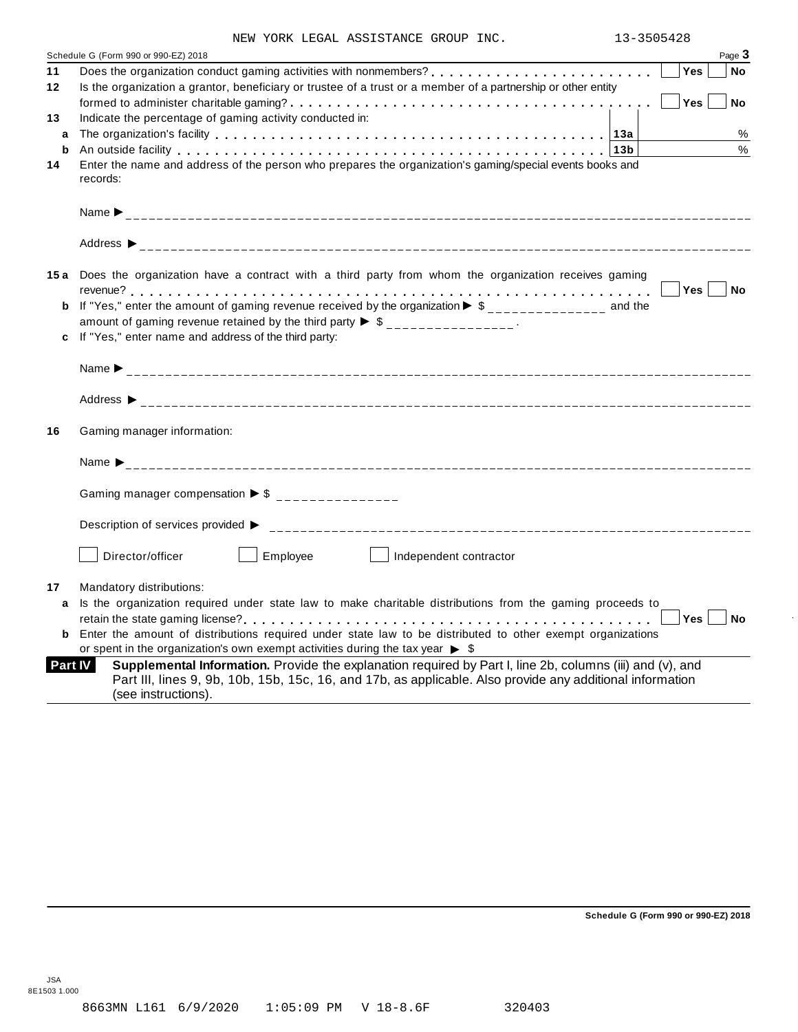NEW YORK LEGAL ASSISTANCE GROUP INC. 13-3505428

Schedule G (Form 990 or 990-EZ) 2018 Page **3**

**11** Does the organization conduct gaming activities with nonmembers? . . . . . . . . . . . . . . . . . . . . . . . . [ ] **Yes** [ ] **No**

**12** Is the organization a grantor, beneficiary or trustee of a trust or a member of a partnership or other entity formed to administer charitable gaming? . . . . . . . . . . . . . . . . . . . . . . . . . . . . . . . . . . . . . . [ ] **Yes** [ ] **No**

**13** Indicate the percentage of gaming activity conducted in:

| | | | |
|---|---|---|---|
| **a** | The organization's facility . . . . . . . . . . . . . . . . . . . . . . . . . . . . . . . . . . . . . . . . . . . | **13a** | % |
| **b** | An outside facility . . . . . . . . . . . . . . . . . . . . . . . . . . . . . . . . . . . . . . . . . . . . . . . | **13b** | % |

**14** Enter the name and address of the person who prepares the organization's gaming/special events books and records:

Name ▶ ________________________________________________

Address ▶ ________________________________________________

**15a** Does the organization have a contract with a third party from whom the organization receives gaming revenue? . . . . . . . . . . . . . . . . . . . . . . . . . . . . . . . . . . . . . . . . . . . . . . . . . . . . . . . . . [ ] **Yes** [ ] **No**

**b** If "Yes," enter the amount of gaming revenue received by the organization ▶ $ _______________ and the amount of gaming revenue retained by the third party ▶ $ _______________ .

**c** If "Yes," enter name and address of the third party:

Name ▶ ________________________________________________

Address ▶ ________________________________________________

**16** Gaming manager information:

Name ▶ ________________________________________________

Gaming manager compensation ▶ $ _______________

Description of services provided ▶ ________________________________________________

[ ] Director/officer [ ] Employee [ ] Independent contractor

**17** Mandatory distributions:

**a** Is the organization required under state law to make charitable distributions from the gaming proceeds to retain the state gaming license? . . . . . . . . . . . . . . . . . . . . . . . . . . . . . . . . . . . . . . . . . . . [ ] **Yes** [ ] **No**

**b** Enter the amount of distributions required under state law to be distributed to other exempt organizations or spent in the organization's own exempt activities during the tax year ▶ $

**Part IV** **Supplemental Information.** Provide the explanation required by Part I, line 2b, columns (iii) and (v), and Part III, lines 9, 9b, 10b, 15b, 15c, 16, and 17b, as applicable. Also provide any additional information (see instructions).

**Schedule G (Form 990 or 990-EZ) 2018**

JSA
8E1503 1.000

8663MN L161 6/9/2020 1:05:09 PM V 18-8.6F 320403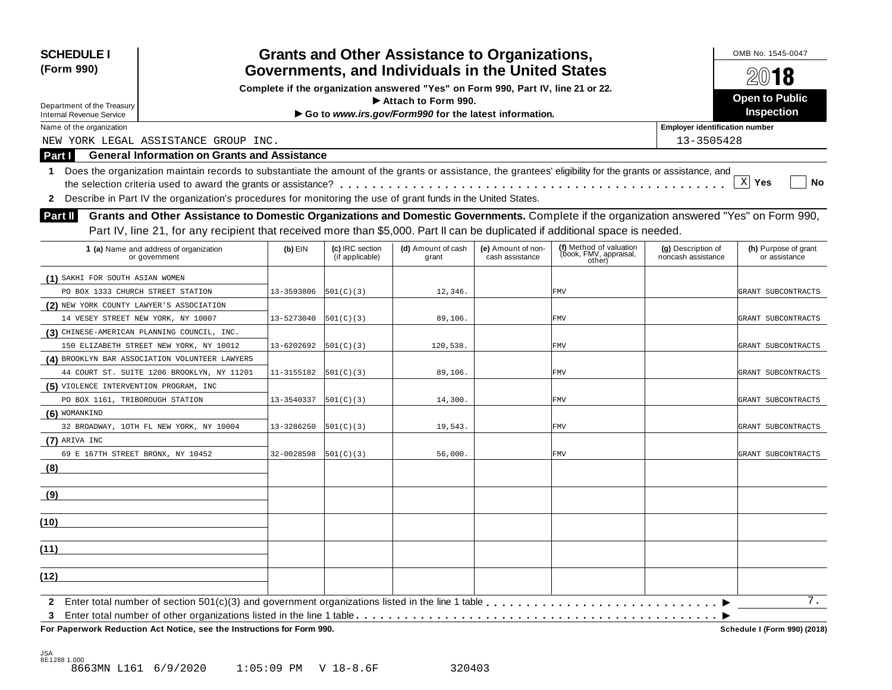**SCHEDULE I**
**(Form 990)**

Department of the Treasury
Internal Revenue Service

# Grants and Other Assistance to Organizations, Governments, and Individuals in the United States

**Complete if the organization answered "Yes" on Form 990, Part IV, line 21 or 22.**
**▶ Attach to Form 990.**
**▶ Go to *www.irs.gov/Form990* for the latest information.**

OMB No. 1545-0047
**2018**
**Open to Public Inspection**

Name of the organization: NEW YORK LEGAL ASSISTANCE GROUP INC.
Employer identification number: 13-3505428

## Part I General Information on Grants and Assistance

1 Does the organization maintain records to substantiate the amount of the grants or assistance, the grantees' eligibility for the grants or assistance, and the selection criteria used to award the grants or assistance? . . . . . [X] Yes [ ] No

2 Describe in Part IV the organization's procedures for monitoring the use of grant funds in the United States.

## Part II Grants and Other Assistance to Domestic Organizations and Domestic Governments.

Complete if the organization answered "Yes" on Form 990, Part IV, line 21, for any recipient that received more than $5,000. Part II can be duplicated if additional space is needed.

| 1 (a) Name and address of organization or government | (b) EIN | (c) IRC section (if applicable) | (d) Amount of cash grant | (e) Amount of non-cash assistance | (f) Method of valuation (book, FMV, appraisal, other) | (g) Description of noncash assistance | (h) Purpose of grant or assistance |
|---|---|---|---|---|---|---|---|
| (1) SAKHI FOR SOUTH ASIAN WOMEN PO BOX 1333 CHURCH STREET STATION | 13-3593806 | 501(C)(3) | 12,346. | | FMV | | GRANT SUBCONTRACTS |
| (2) NEW YORK COUNTY LAWYER'S ASSOCIATION 14 VESEY STREET NEW YORK, NY 10007 | 13-5273040 | 501(C)(3) | 89,106. | | FMV | | GRANT SUBCONTRACTS |
| (3) CHINESE-AMERICAN PLANNING COUNCIL, INC. 150 ELIZABETH STREET NEW YORK, NY 10012 | 13-6202692 | 501(C)(3) | 120,538. | | FMV | | GRANT SUBCONTRACTS |
| (4) BROOKLYN BAR ASSOCIATION VOLUNTEER LAWYERS 44 COURT ST. SUITE 1206 BROOKLYN, NY 11201 | 11-3155182 | 501(C)(3) | 89,106. | | FMV | | GRANT SUBCONTRACTS |
| (5) VIOLENCE INTERVENTION PROGRAM, INC PO BOX 1161, TRIBOROUGH STATION | 13-3540337 | 501(C)(3) | 14,300. | | FMV | | GRANT SUBCONTRACTS |
| (6) WOMANKIND 32 BROADWAY, 10TH FL NEW YORK, NY 10004 | 13-3286250 | 501(C)(3) | 19,543. | | FMV | | GRANT SUBCONTRACTS |
| (7) ARIVA INC 69 E 167TH STREET BRONX, NY 10452 | 32-0028598 | 501(C)(3) | 56,000. | | FMV | | GRANT SUBCONTRACTS |
| (8) | | | | | | | |
| (9) | | | | | | | |
| (10) | | | | | | | |
| (11) | | | | | | | |
| (12) | | | | | | | |

2 Enter total number of section 501(c)(3) and government organizations listed in the line 1 table . . . . . ▶ 7.

3 Enter total number of other organizations listed in the line 1 table . . . . . ▶

**For Paperwork Reduction Act Notice, see the Instructions for Form 990.** **Schedule I (Form 990) (2018)**

JSA
8E1288 1.000
8663MN L161 6/9/2020 1:05:09 PM V 18-8.6F 320403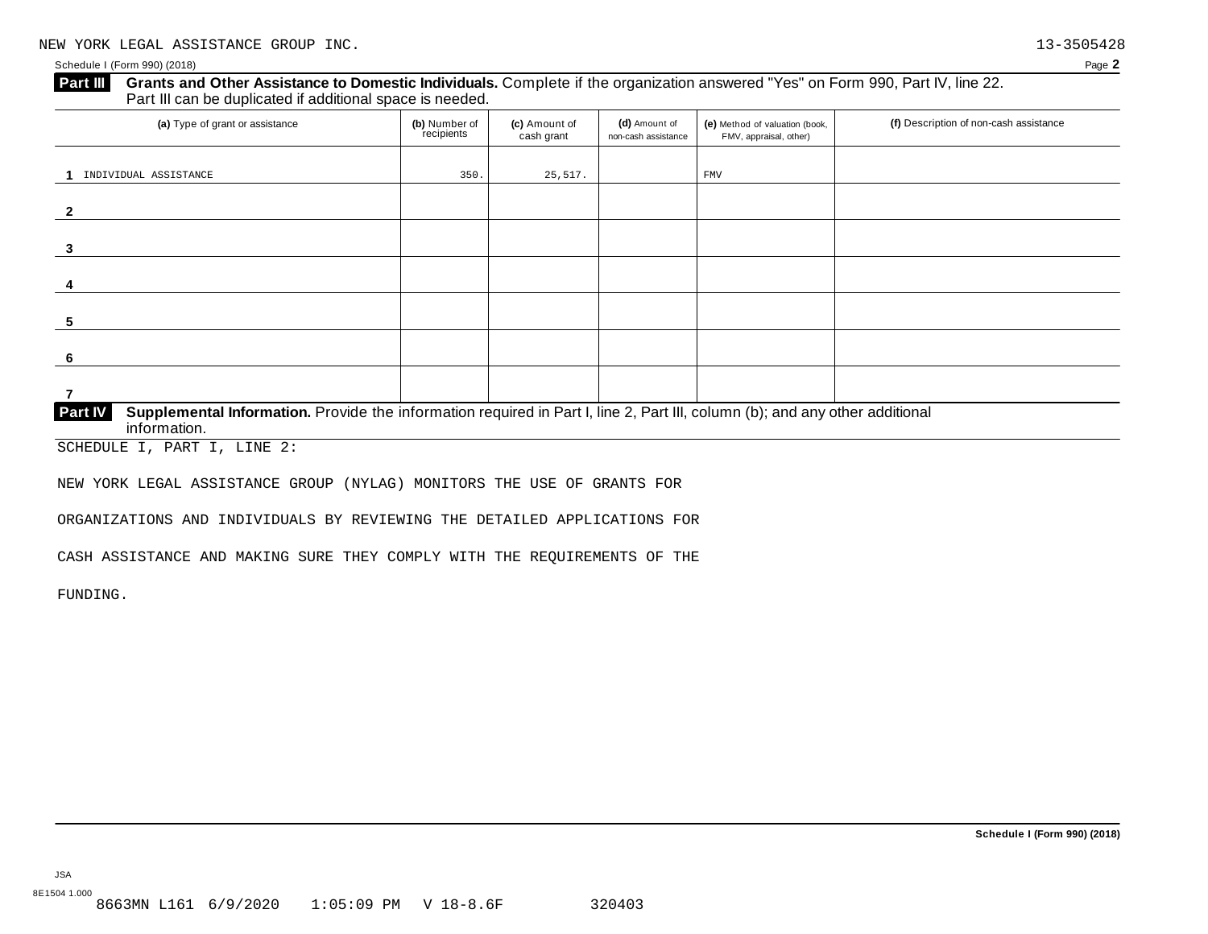NEW YORK LEGAL ASSISTANCE GROUP INC. 13-3505428

Schedule I (Form 990) (2018) Page **2**

## Part III Grants and Other Assistance to Domestic Individuals.
Complete if the organization answered "Yes" on Form 990, Part IV, line 22. Part III can be duplicated if additional space is needed.

| | (a) Type of grant or assistance | (b) Number of recipients | (c) Amount of cash grant | (d) Amount of non-cash assistance | (e) Method of valuation (book, FMV, appraisal, other) | (f) Description of non-cash assistance |
|---|---|---|---|---|---|---|
| 1 | INDIVIDUAL ASSISTANCE | 350. | 25,517. | | FMV | |
| 2 | | | | | | |
| 3 | | | | | | |
| 4 | | | | | | |
| 5 | | | | | | |
| 6 | | | | | | |
| 7 | | | | | | |

## Part IV Supplemental Information.
Provide the information required in Part I, line 2, Part III, column (b); and any other additional information.

SCHEDULE I, PART I, LINE 2:

NEW YORK LEGAL ASSISTANCE GROUP (NYLAG) MONITORS THE USE OF GRANTS FOR ORGANIZATIONS AND INDIVIDUALS BY REVIEWING THE DETAILED APPLICATIONS FOR CASH ASSISTANCE AND MAKING SURE THEY COMPLY WITH THE REQUIREMENTS OF THE FUNDING.

**Schedule I (Form 990) (2018)**

JSA
8E1504 1.000
8663MN L161 6/9/2020 1:05:09 PM V 18-8.6F 320403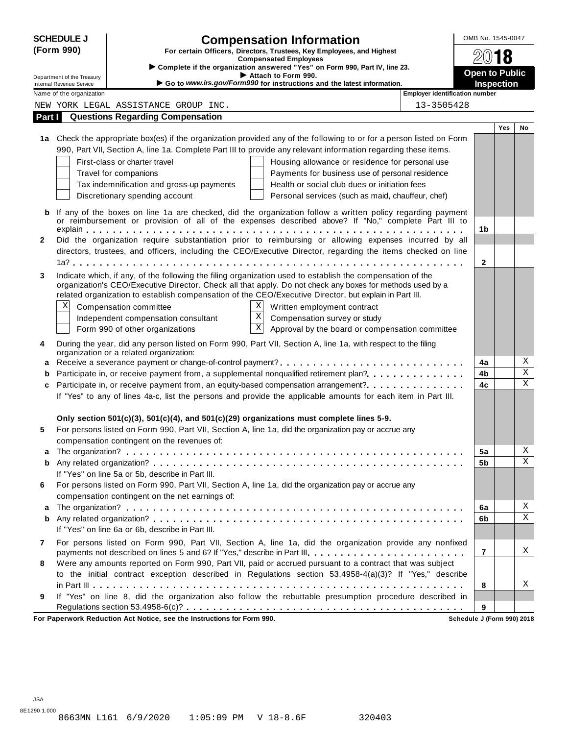**SCHEDULE J (Form 990)**

Department of the Treasury
Internal Revenue Service

# Compensation Information

**For certain Officers, Directors, Trustees, Key Employees, and Highest Compensated Employees**

► **Complete if the organization answered "Yes" on Form 990, Part IV, line 23.**
► **Attach to Form 990.**
► **Go to *www.irs.gov/Form990* for instructions and the latest information.**

OMB No. 1545-0047

**2018**

**Open to Public Inspection**

Name of the organization: NEW YORK LEGAL ASSISTANCE GROUP INC.

Employer identification number: 13-3505428

## Part I Questions Regarding Compensation

| | | | Yes | No |
|---|---|---|---|---|
| **1a** | Check the appropriate box(es) if the organization provided any of the following to or for a person listed on Form 990, Part VII, Section A, line 1a. Complete Part III to provide any relevant information regarding these items.<br>☐ First-class or charter travel ☐ Housing allowance or residence for personal use<br>☐ Travel for companions ☐ Payments for business use of personal residence<br>☐ Tax indemnification and gross-up payments ☐ Health or social club dues or initiation fees<br>☐ Discretionary spending account ☐ Personal services (such as maid, chauffeur, chef) | | | |
| **b** | If any of the boxes on line 1a are checked, did the organization follow a written policy regarding payment or reimbursement or provision of all of the expenses described above? If "No," complete Part III to explain | 1b | | |
| **2** | Did the organization require substantiation prior to reimbursing or allowing expenses incurred by all directors, trustees, and officers, including the CEO/Executive Director, regarding the items checked on line 1a? | 2 | | |
| **3** | Indicate which, if any, of the following the filing organization used to establish the compensation of the organization's CEO/Executive Director. Check all that apply. Do not check any boxes for methods used by a related organization to establish compensation of the CEO/Executive Director, but explain in Part III.<br>☒ Compensation committee ☒ Written employment contract<br>☐ Independent compensation consultant ☒ Compensation survey or study<br>☐ Form 990 of other organizations ☒ Approval by the board or compensation committee | | | |
| **4** | During the year, did any person listed on Form 990, Part VII, Section A, line 1a, with respect to the filing organization or a related organization: | | | |
| **a** | Receive a severance payment or change-of-control payment? | 4a | | X |
| **b** | Participate in, or receive payment from, a supplemental nonqualified retirement plan? | 4b | | X |
| **c** | Participate in, or receive payment from, an equity-based compensation arrangement? | 4c | | X |
| | If "Yes" to any of lines 4a-c, list the persons and provide the applicable amounts for each item in Part III. | | | |
| | **Only section 501(c)(3), 501(c)(4), and 501(c)(29) organizations must complete lines 5-9.** | | | |
| **5** | For persons listed on Form 990, Part VII, Section A, line 1a, did the organization pay or accrue any compensation contingent on the revenues of: | | | |
| **a** | The organization? | 5a | | X |
| **b** | Any related organization? | 5b | | X |
| | If "Yes" on line 5a or 5b, describe in Part III. | | | |
| **6** | For persons listed on Form 990, Part VII, Section A, line 1a, did the organization pay or accrue any compensation contingent on the net earnings of: | | | |
| **a** | The organization? | 6a | | X |
| **b** | Any related organization? | 6b | | X |
| | If "Yes" on line 6a or 6b, describe in Part III. | | | |
| **7** | For persons listed on Form 990, Part VII, Section A, line 1a, did the organization provide any nonfixed payments not described on lines 5 and 6? If "Yes," describe in Part III. | 7 | | X |
| **8** | Were any amounts reported on Form 990, Part VII, paid or accrued pursuant to a contract that was subject to the initial contract exception described in Regulations section 53.4958-4(a)(3)? If "Yes," describe in Part III | 8 | | X |
| **9** | If "Yes" on line 8, did the organization also follow the rebuttable presumption procedure described in Regulations section 53.4958-6(c)? | 9 | | |

**For Paperwork Reduction Act Notice, see the Instructions for Form 990.** **Schedule J (Form 990) 2018**

JSA
8E1290 1.000
8663MN L161 6/9/2020 1:05:09 PM V 18-8.6F 320403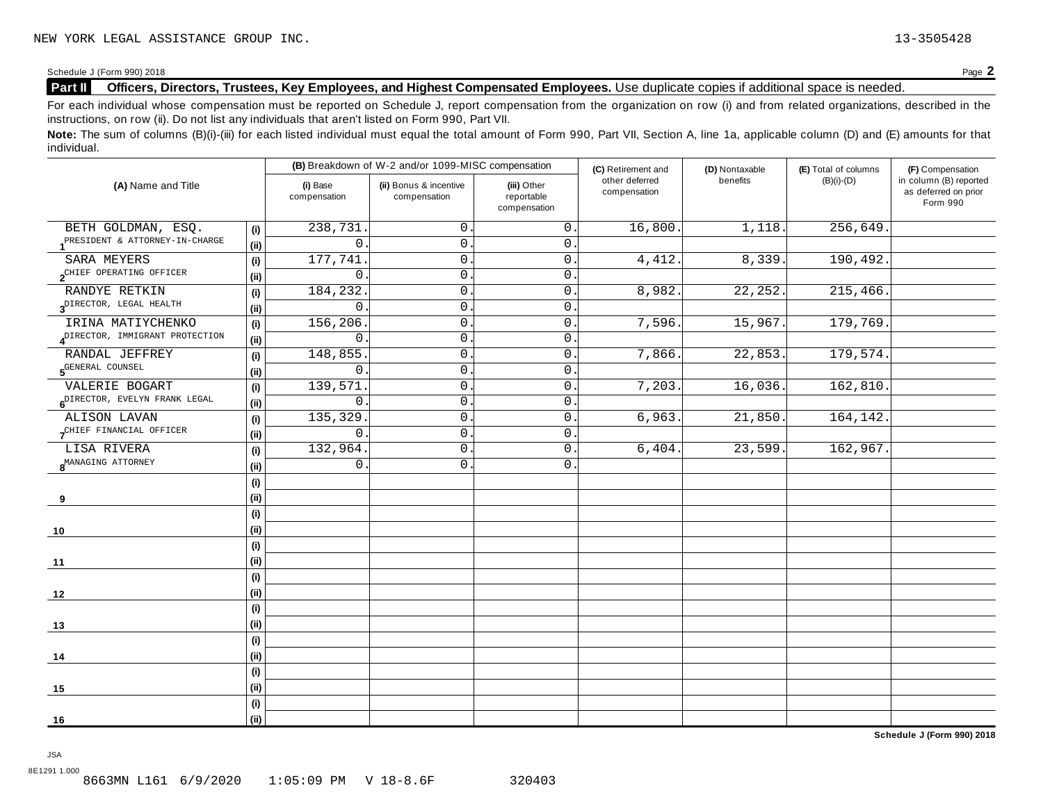NEW YORK LEGAL ASSISTANCE GROUP INC. 13-3505428

Schedule J (Form 990) 2018 Page **2**

## Part II Officers, Directors, Trustees, Key Employees, and Highest Compensated Employees. Use duplicate copies if additional space is needed.

For each individual whose compensation must be reported on Schedule J, report compensation from the organization on row (i) and from related organizations, described in the instructions, on row (ii). Do not list any individuals that aren't listed on Form 990, Part VII.

**Note:** The sum of columns (B)(i)-(iii) for each listed individual must equal the total amount of Form 990, Part VII, Section A, line 1a, applicable column (D) and (E) amounts for that individual.

| (A) Name and Title | | (B) Breakdown of W-2 and/or 1099-MISC compensation | | | (C) Retirement and other deferred compensation | (D) Nontaxable benefits | (E) Total of columns (B)(i)-(D) | (F) Compensation in column (B) reported as deferred on prior Form 990 |
|---|---|---|---|---|---|---|---|---|
| | | (i) Base compensation | (ii) Bonus & incentive compensation | (iii) Other reportable compensation | | | | |
| 1 BETH GOLDMAN, ESQ. PRESIDENT & ATTORNEY-IN-CHARGE | (i) | 238,731. | 0. | 0. | 16,800. | 1,118. | 256,649. | |
| | (ii) | 0. | 0. | 0. | | | | |
| 2 SARA MEYERS CHIEF OPERATING OFFICER | (i) | 177,741. | 0. | 0. | 4,412. | 8,339. | 190,492. | |
| | (ii) | 0. | 0. | 0. | | | | |
| 3 RANDYE RETKIN DIRECTOR, LEGAL HEALTH | (i) | 184,232. | 0. | 0. | 8,982. | 22,252. | 215,466. | |
| | (ii) | 0. | 0. | 0. | | | | |
| 4 IRINA MATIYCHENKO DIRECTOR, IMMIGRANT PROTECTION | (i) | 156,206. | 0. | 0. | 7,596. | 15,967. | 179,769. | |
| | (ii) | 0. | 0. | 0. | | | | |
| 5 RANDAL JEFFREY GENERAL COUNSEL | (i) | 148,855. | 0. | 0. | 7,866. | 22,853. | 179,574. | |
| | (ii) | 0. | 0. | 0. | | | | |
| 6 VALERIE BOGART DIRECTOR, EVELYN FRANK LEGAL | (i) | 139,571. | 0. | 0. | 7,203. | 16,036. | 162,810. | |
| | (ii) | 0. | 0. | 0. | | | | |
| 7 ALISON LAVAN CHIEF FINANCIAL OFFICER | (i) | 135,329. | 0. | 0. | 6,963. | 21,850. | 164,142. | |
| | (ii) | 0. | 0. | 0. | | | | |
| 8 LISA RIVERA MANAGING ATTORNEY | (i) | 132,964. | 0. | 0. | 6,404. | 23,599. | 162,967. | |
| | (ii) | 0. | 0. | 0. | | | | |
| 9 | (i) | | | | | | | |
| | (ii) | | | | | | | |
| 10 | (i) | | | | | | | |
| | (ii) | | | | | | | |
| 11 | (i) | | | | | | | |
| | (ii) | | | | | | | |
| 12 | (i) | | | | | | | |
| | (ii) | | | | | | | |
| 13 | (i) | | | | | | | |
| | (ii) | | | | | | | |
| 14 | (i) | | | | | | | |
| | (ii) | | | | | | | |
| 15 | (i) | | | | | | | |
| | (ii) | | | | | | | |
| 16 | (i) | | | | | | | |
| | (ii) | | | | | | | |

**Schedule J (Form 990) 2018**

JSA
8E1291 1.000
8663MN L161 6/9/2020 1:05:09 PM V 18-8.6F 320403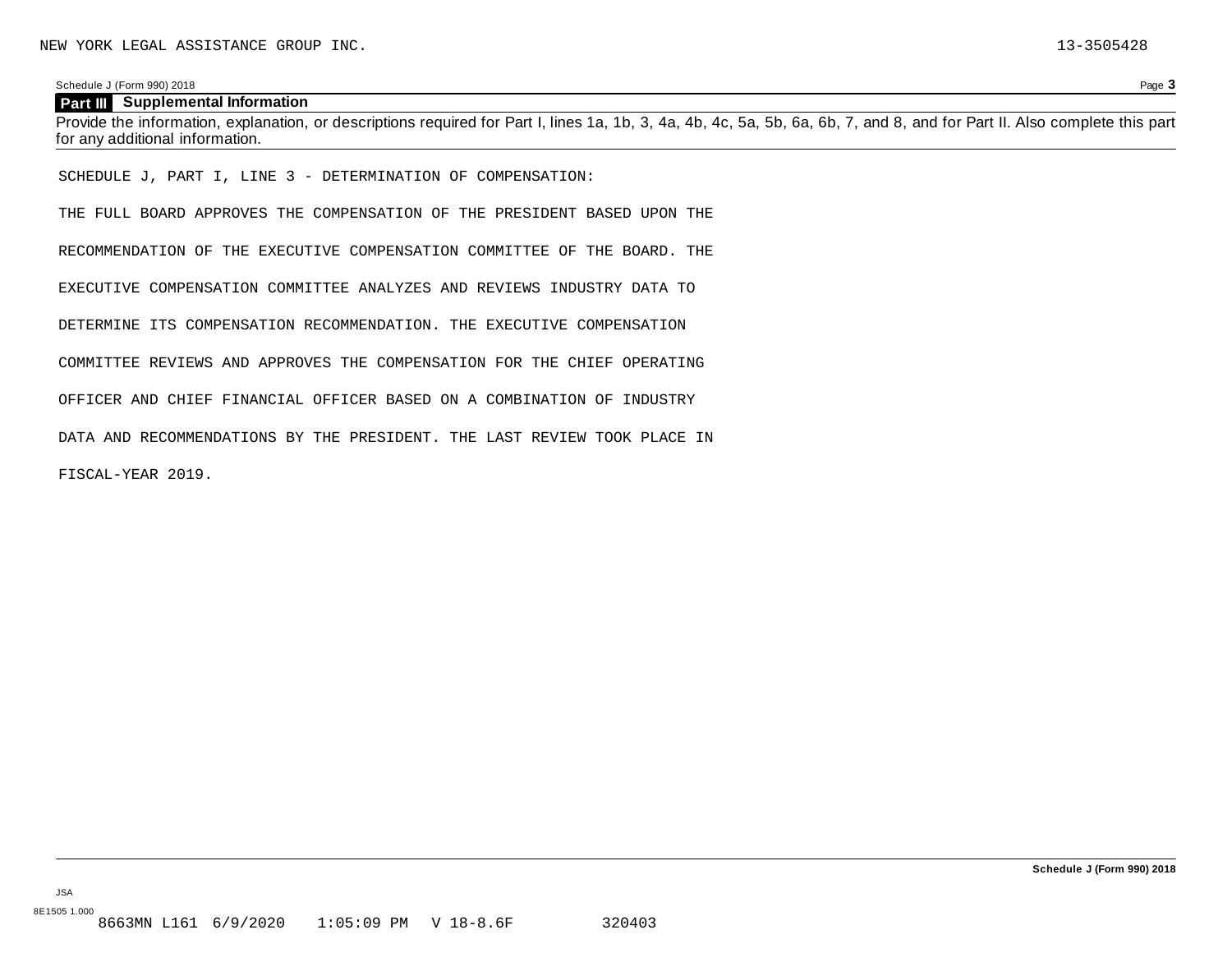NEW YORK LEGAL ASSISTANCE GROUP INC. 13-3505428

Schedule J (Form 990) 2018

## Part III Supplemental Information

Provide the information, explanation, or descriptions required for Part I, lines 1a, 1b, 3, 4a, 4b, 4c, 5a, 5b, 6a, 6b, 7, and 8, and for Part II. Also complete this part for any additional information.

SCHEDULE J, PART I, LINE 3 - DETERMINATION OF COMPENSATION:

THE FULL BOARD APPROVES THE COMPENSATION OF THE PRESIDENT BASED UPON THE RECOMMENDATION OF THE EXECUTIVE COMPENSATION COMMITTEE OF THE BOARD. THE EXECUTIVE COMPENSATION COMMITTEE ANALYZES AND REVIEWS INDUSTRY DATA TO DETERMINE ITS COMPENSATION RECOMMENDATION. THE EXECUTIVE COMPENSATION COMMITTEE REVIEWS AND APPROVES THE COMPENSATION FOR THE CHIEF OPERATING OFFICER AND CHIEF FINANCIAL OFFICER BASED ON A COMBINATION OF INDUSTRY DATA AND RECOMMENDATIONS BY THE PRESIDENT. THE LAST REVIEW TOOK PLACE IN FISCAL-YEAR 2019.

Schedule J (Form 990) 2018

JSA

8E1505 1.000

8663MN L161 6/9/2020 1:05:09 PM V 18-8.6F 320403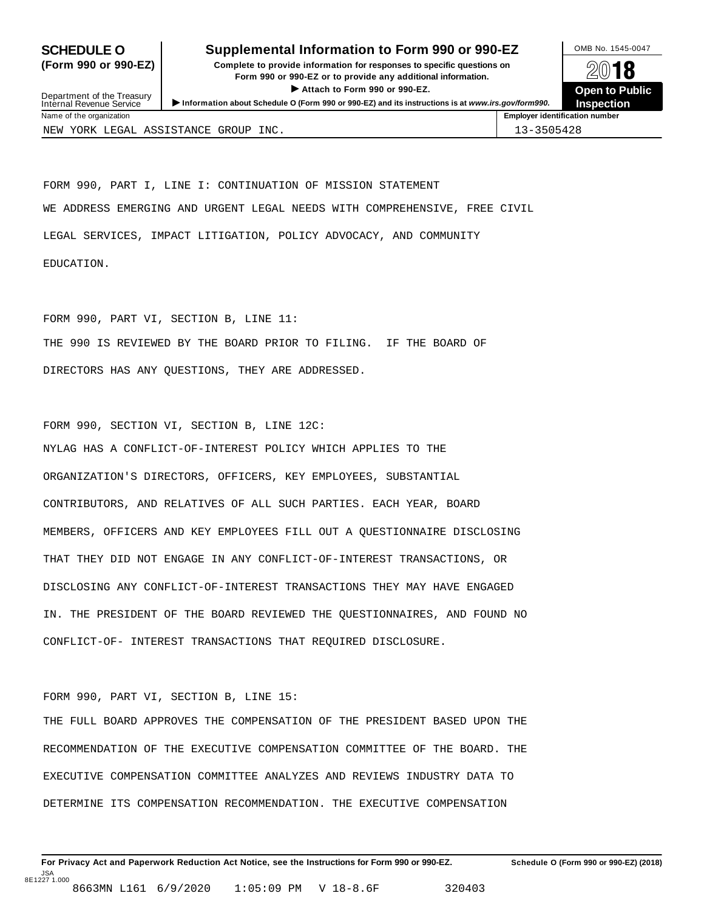**SCHEDULE O** **(Form 990 or 990-EZ)**

Department of the Treasury
Internal Revenue Service

# Supplemental Information to Form 990 or 990-EZ

**Complete to provide information for responses to specific questions on Form 990 or 990-EZ or to provide any additional information.**

▶ **Attach to Form 990 or 990-EZ.**

▶ **Information about Schedule O (Form 990 or 990-EZ) and its instructions is at** ***www.irs.gov/form990.***

OMB No. 1545-0047

**2018**

**Open to Public Inspection**

| Name of the organization | Employer identification number |
|---|---|
| NEW YORK LEGAL ASSISTANCE GROUP INC. | 13-3505428 |

FORM 990, PART I, LINE I: CONTINUATION OF MISSION STATEMENT

WE ADDRESS EMERGING AND URGENT LEGAL NEEDS WITH COMPREHENSIVE, FREE CIVIL LEGAL SERVICES, IMPACT LITIGATION, POLICY ADVOCACY, AND COMMUNITY EDUCATION.

FORM 990, PART VI, SECTION B, LINE 11:

THE 990 IS REVIEWED BY THE BOARD PRIOR TO FILING. IF THE BOARD OF DIRECTORS HAS ANY QUESTIONS, THEY ARE ADDRESSED.

FORM 990, SECTION VI, SECTION B, LINE 12C:

NYLAG HAS A CONFLICT-OF-INTEREST POLICY WHICH APPLIES TO THE ORGANIZATION'S DIRECTORS, OFFICERS, KEY EMPLOYEES, SUBSTANTIAL CONTRIBUTORS, AND RELATIVES OF ALL SUCH PARTIES. EACH YEAR, BOARD MEMBERS, OFFICERS AND KEY EMPLOYEES FILL OUT A QUESTIONNAIRE DISCLOSING THAT THEY DID NOT ENGAGE IN ANY CONFLICT-OF-INTEREST TRANSACTIONS, OR DISCLOSING ANY CONFLICT-OF-INTEREST TRANSACTIONS THEY MAY HAVE ENGAGED IN. THE PRESIDENT OF THE BOARD REVIEWED THE QUESTIONNAIRES, AND FOUND NO CONFLICT-OF- INTEREST TRANSACTIONS THAT REQUIRED DISCLOSURE.

FORM 990, PART VI, SECTION B, LINE 15:

THE FULL BOARD APPROVES THE COMPENSATION OF THE PRESIDENT BASED UPON THE RECOMMENDATION OF THE EXECUTIVE COMPENSATION COMMITTEE OF THE BOARD. THE EXECUTIVE COMPENSATION COMMITTEE ANALYZES AND REVIEWS INDUSTRY DATA TO DETERMINE ITS COMPENSATION RECOMMENDATION. THE EXECUTIVE COMPENSATION

**For Privacy Act and Paperwork Reduction Act Notice, see the Instructions for Form 990 or 990-EZ.** **Schedule O (Form 990 or 990-EZ) (2018)**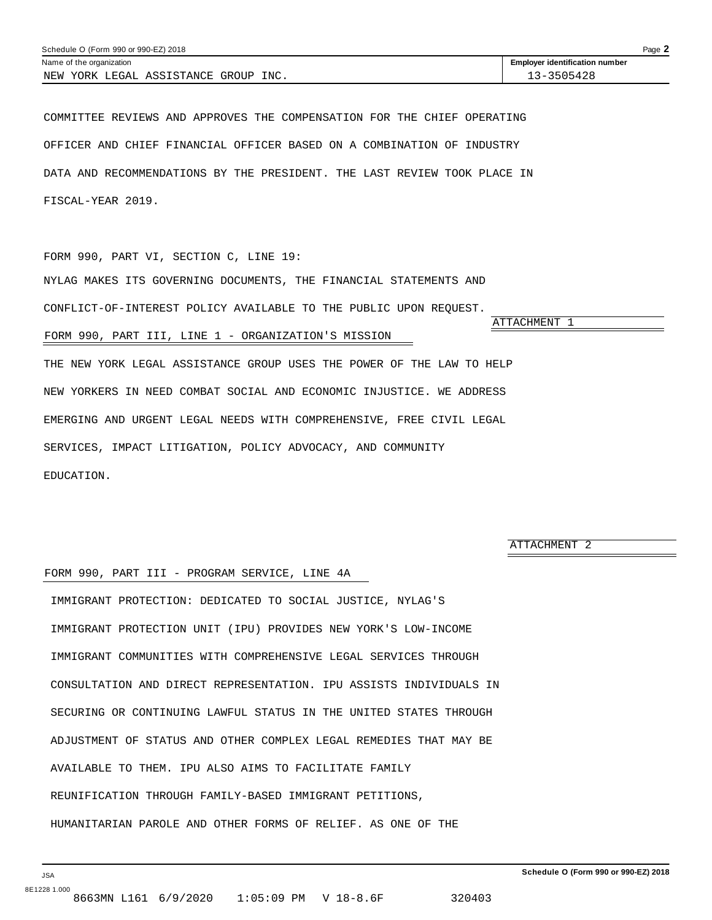Name of the organization: NEW YORK LEGAL ASSISTANCE GROUP INC.

Employer identification number: 13-3505428

COMMITTEE REVIEWS AND APPROVES THE COMPENSATION FOR THE CHIEF OPERATING OFFICER AND CHIEF FINANCIAL OFFICER BASED ON A COMBINATION OF INDUSTRY DATA AND RECOMMENDATIONS BY THE PRESIDENT. THE LAST REVIEW TOOK PLACE IN FISCAL-YEAR 2019.

FORM 990, PART VI, SECTION C, LINE 19:

NYLAG MAKES ITS GOVERNING DOCUMENTS, THE FINANCIAL STATEMENTS AND CONFLICT-OF-INTEREST POLICY AVAILABLE TO THE PUBLIC UPON REQUEST.

ATTACHMENT 1

FORM 990, PART III, LINE 1 - ORGANIZATION'S MISSION

THE NEW YORK LEGAL ASSISTANCE GROUP USES THE POWER OF THE LAW TO HELP NEW YORKERS IN NEED COMBAT SOCIAL AND ECONOMIC INJUSTICE. WE ADDRESS EMERGING AND URGENT LEGAL NEEDS WITH COMPREHENSIVE, FREE CIVIL LEGAL SERVICES, IMPACT LITIGATION, POLICY ADVOCACY, AND COMMUNITY EDUCATION.

ATTACHMENT 2

FORM 990, PART III - PROGRAM SERVICE, LINE 4A

IMMIGRANT PROTECTION: DEDICATED TO SOCIAL JUSTICE, NYLAG'S IMMIGRANT PROTECTION UNIT (IPU) PROVIDES NEW YORK'S LOW-INCOME IMMIGRANT COMMUNITIES WITH COMPREHENSIVE LEGAL SERVICES THROUGH CONSULTATION AND DIRECT REPRESENTATION. IPU ASSISTS INDIVIDUALS IN SECURING OR CONTINUING LAWFUL STATUS IN THE UNITED STATES THROUGH ADJUSTMENT OF STATUS AND OTHER COMPLEX LEGAL REMEDIES THAT MAY BE AVAILABLE TO THEM. IPU ALSO AIMS TO FACILITATE FAMILY REUNIFICATION THROUGH FAMILY-BASED IMMIGRANT PETITIONS, HUMANITARIAN PAROLE AND OTHER FORMS OF RELIEF. AS ONE OF THE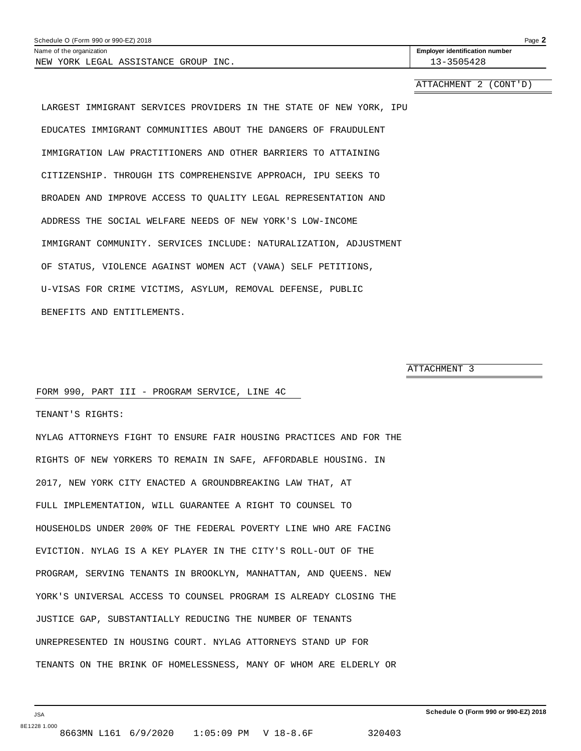Schedule O (Form 990 or 990-EZ) 2018

Name of the organization: NEW YORK LEGAL ASSISTANCE GROUP INC.

Employer identification number: 13-3505428

ATTACHMENT 2 (CONT'D)

LARGEST IMMIGRANT SERVICES PROVIDERS IN THE STATE OF NEW YORK, IPU EDUCATES IMMIGRANT COMMUNITIES ABOUT THE DANGERS OF FRAUDULENT IMMIGRATION LAW PRACTITIONERS AND OTHER BARRIERS TO ATTAINING CITIZENSHIP. THROUGH ITS COMPREHENSIVE APPROACH, IPU SEEKS TO BROADEN AND IMPROVE ACCESS TO QUALITY LEGAL REPRESENTATION AND ADDRESS THE SOCIAL WELFARE NEEDS OF NEW YORK'S LOW-INCOME IMMIGRANT COMMUNITY. SERVICES INCLUDE: NATURALIZATION, ADJUSTMENT OF STATUS, VIOLENCE AGAINST WOMEN ACT (VAWA) SELF PETITIONS, U-VISAS FOR CRIME VICTIMS, ASYLUM, REMOVAL DEFENSE, PUBLIC BENEFITS AND ENTITLEMENTS.

ATTACHMENT 3

FORM 990, PART III - PROGRAM SERVICE, LINE 4C

TENANT'S RIGHTS:

NYLAG ATTORNEYS FIGHT TO ENSURE FAIR HOUSING PRACTICES AND FOR THE RIGHTS OF NEW YORKERS TO REMAIN IN SAFE, AFFORDABLE HOUSING. IN 2017, NEW YORK CITY ENACTED A GROUNDBREAKING LAW THAT, AT FULL IMPLEMENTATION, WILL GUARANTEE A RIGHT TO COUNSEL TO HOUSEHOLDS UNDER 200% OF THE FEDERAL POVERTY LINE WHO ARE FACING EVICTION. NYLAG IS A KEY PLAYER IN THE CITY'S ROLL-OUT OF THE PROGRAM, SERVING TENANTS IN BROOKLYN, MANHATTAN, AND QUEENS. NEW YORK'S UNIVERSAL ACCESS TO COUNSEL PROGRAM IS ALREADY CLOSING THE JUSTICE GAP, SUBSTANTIALLY REDUCING THE NUMBER OF TENANTS UNREPRESENTED IN HOUSING COURT. NYLAG ATTORNEYS STAND UP FOR TENANTS ON THE BRINK OF HOMELESSNESS, MANY OF WHOM ARE ELDERLY OR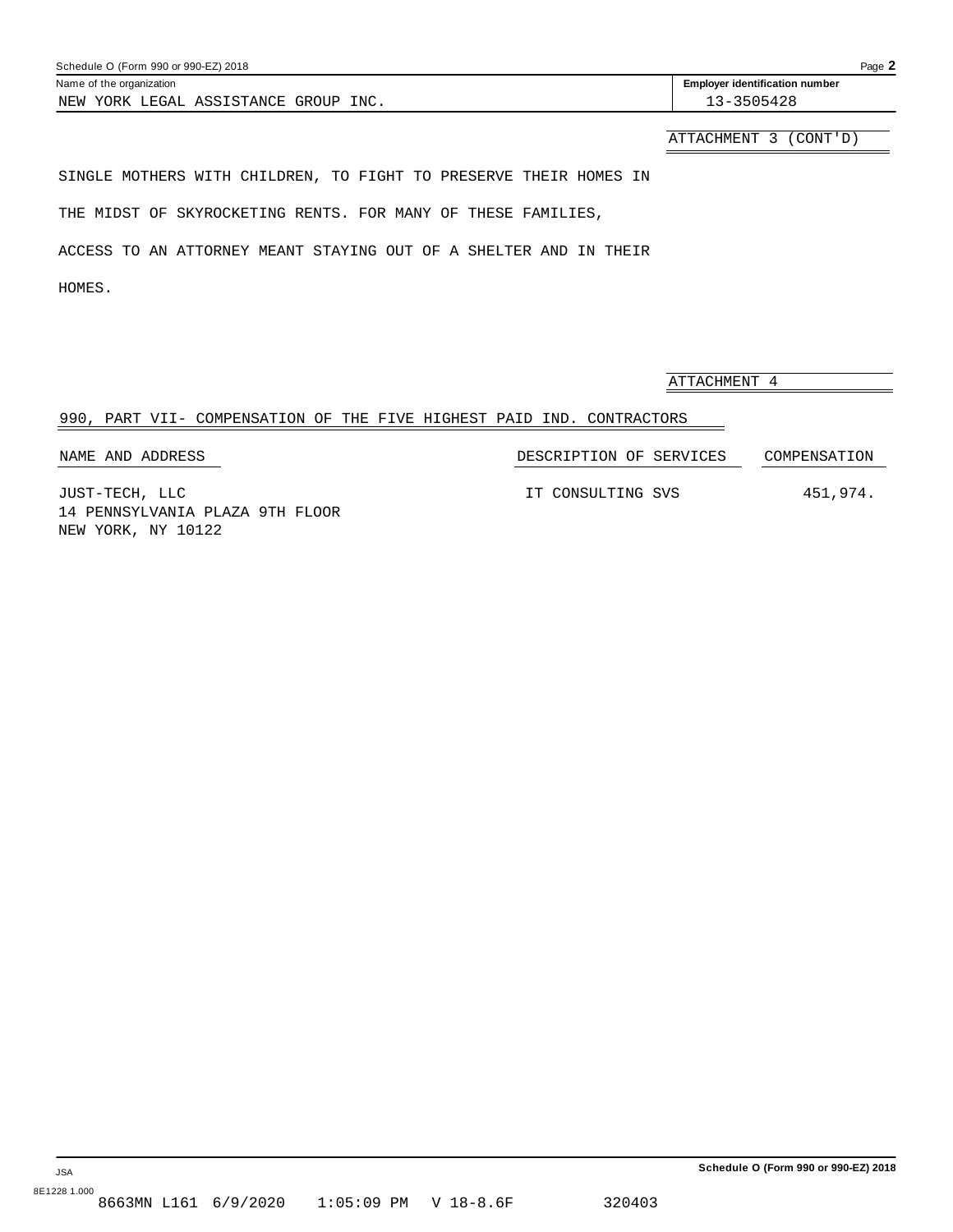Name of the organization: NEW YORK LEGAL ASSISTANCE GROUP INC.

Employer identification number: 13-3505428

ATTACHMENT 3 (CONT'D)

SINGLE MOTHERS WITH CHILDREN, TO FIGHT TO PRESERVE THEIR HOMES IN THE MIDST OF SKYROCKETING RENTS. FOR MANY OF THESE FAMILIES, ACCESS TO AN ATTORNEY MEANT STAYING OUT OF A SHELTER AND IN THEIR HOMES.

ATTACHMENT 4

990, PART VII- COMPENSATION OF THE FIVE HIGHEST PAID IND. CONTRACTORS

| NAME AND ADDRESS | DESCRIPTION OF SERVICES | COMPENSATION |
|---|---|---|
| JUST-TECH, LLC<br>14 PENNSYLVANIA PLAZA 9TH FLOOR<br>NEW YORK, NY 10122 | IT CONSULTING SVS | 451,974. |